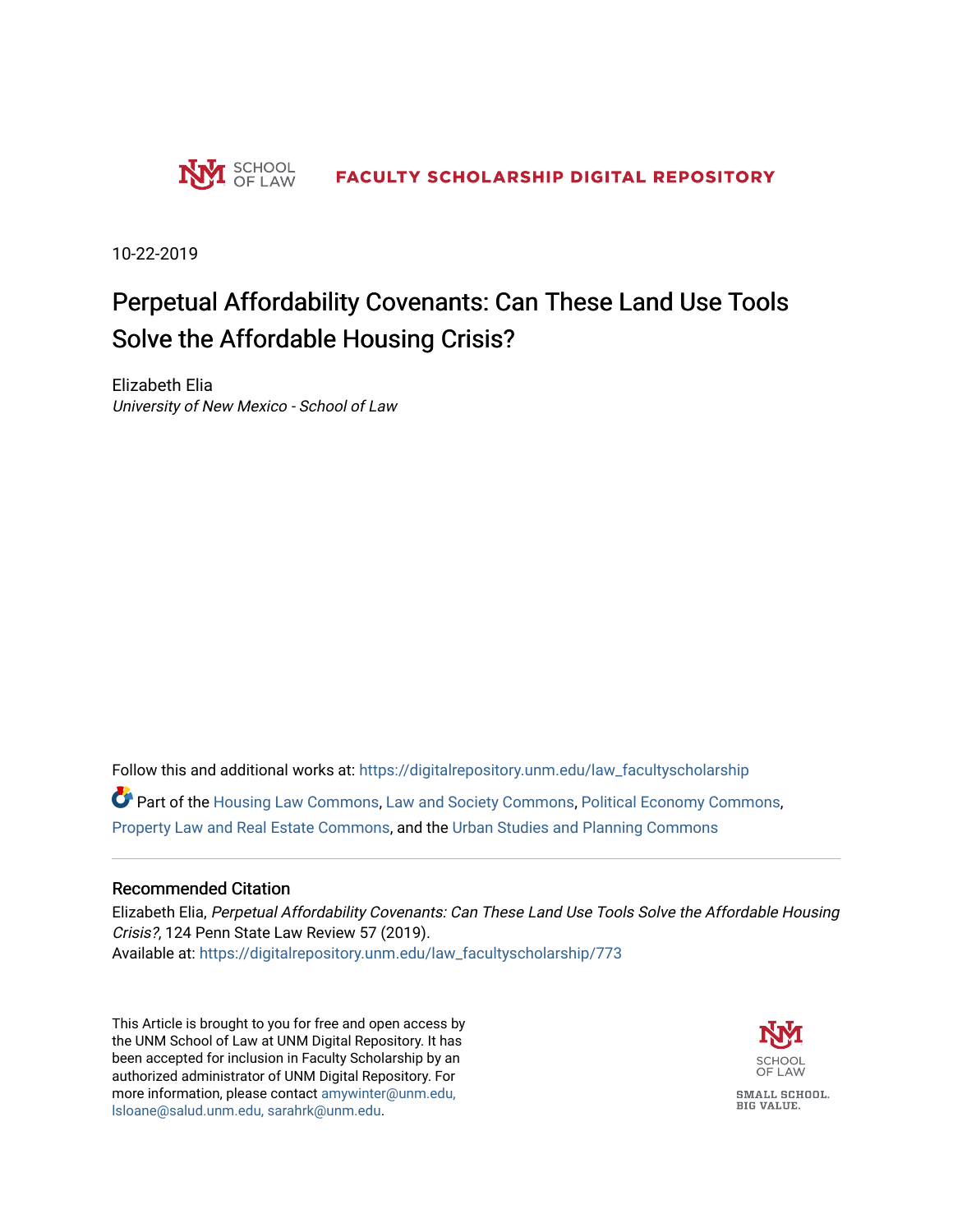SCHOOL OF LAW

FACULTY SCHOLARSHIP DIGITAL REPOSITORY

10-22-2019

# Perpetual Affordability Covenants: Can These Land Use Tools Solve the Affordable Housing Crisis?

Elizabeth Elia

*University of New Mexico - School of Law*

Follow this and additional works at: https://digitalrepository.unm.edu/law_facultyscholarship

Part of the Housing Law Commons, Law and Society Commons, Political Economy Commons, Property Law and Real Estate Commons, and the Urban Studies and Planning Commons

## Recommended Citation

Elizabeth Elia, *Perpetual Affordability Covenants: Can These Land Use Tools Solve the Affordable Housing Crisis?*, 124 Penn State Law Review 57 (2019).

Available at: https://digitalrepository.unm.edu/law_facultyscholarship/773

This Article is brought to you for free and open access by the UNM School of Law at UNM Digital Repository. It has been accepted for inclusion in Faculty Scholarship by an authorized administrator of UNM Digital Repository. For more information, please contact amywinter@unm.edu, lsloane@salud.unm.edu, sarahrk@unm.edu.

SCHOOL OF LAW

SMALL SCHOOL. BIG VALUE.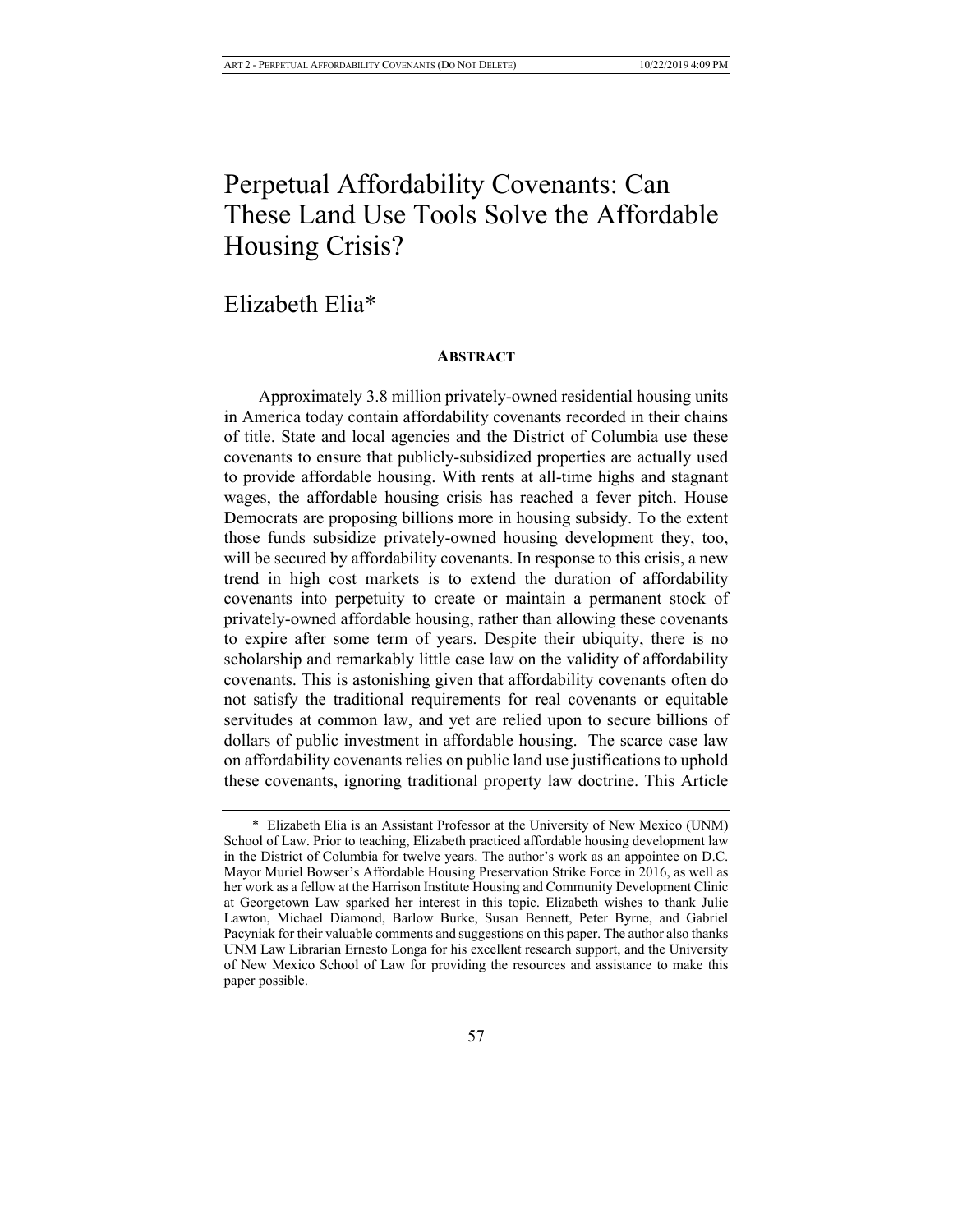# Perpetual Affordability Covenants: Can These Land Use Tools Solve the Affordable Housing Crisis?

## Elizabeth Elia*

### ABSTRACT

Approximately 3.8 million privately-owned residential housing units in America today contain affordability covenants recorded in their chains of title. State and local agencies and the District of Columbia use these covenants to ensure that publicly-subsidized properties are actually used to provide affordable housing. With rents at all-time highs and stagnant wages, the affordable housing crisis has reached a fever pitch. House Democrats are proposing billions more in housing subsidy. To the extent those funds subsidize privately-owned housing development they, too, will be secured by affordability covenants. In response to this crisis, a new trend in high cost markets is to extend the duration of affordability covenants into perpetuity to create or maintain a permanent stock of privately-owned affordable housing, rather than allowing these covenants to expire after some term of years. Despite their ubiquity, there is no scholarship and remarkably little case law on the validity of affordability covenants. This is astonishing given that affordability covenants often do not satisfy the traditional requirements for real covenants or equitable servitudes at common law, and yet are relied upon to secure billions of dollars of public investment in affordable housing. The scarce case law on affordability covenants relies on public land use justifications to uphold these covenants, ignoring traditional property law doctrine. This Article

---

\* Elizabeth Elia is an Assistant Professor at the University of New Mexico (UNM) School of Law. Prior to teaching, Elizabeth practiced affordable housing development law in the District of Columbia for twelve years. The author's work as an appointee on D.C. Mayor Muriel Bowser's Affordable Housing Preservation Strike Force in 2016, as well as her work as a fellow at the Harrison Institute Housing and Community Development Clinic at Georgetown Law sparked her interest in this topic. Elizabeth wishes to thank Julie Lawton, Michael Diamond, Barlow Burke, Susan Bennett, Peter Byrne, and Gabriel Pacyniak for their valuable comments and suggestions on this paper. The author also thanks UNM Law Librarian Ernesto Longa for his excellent research support, and the University of New Mexico School of Law for providing the resources and assistance to make this paper possible.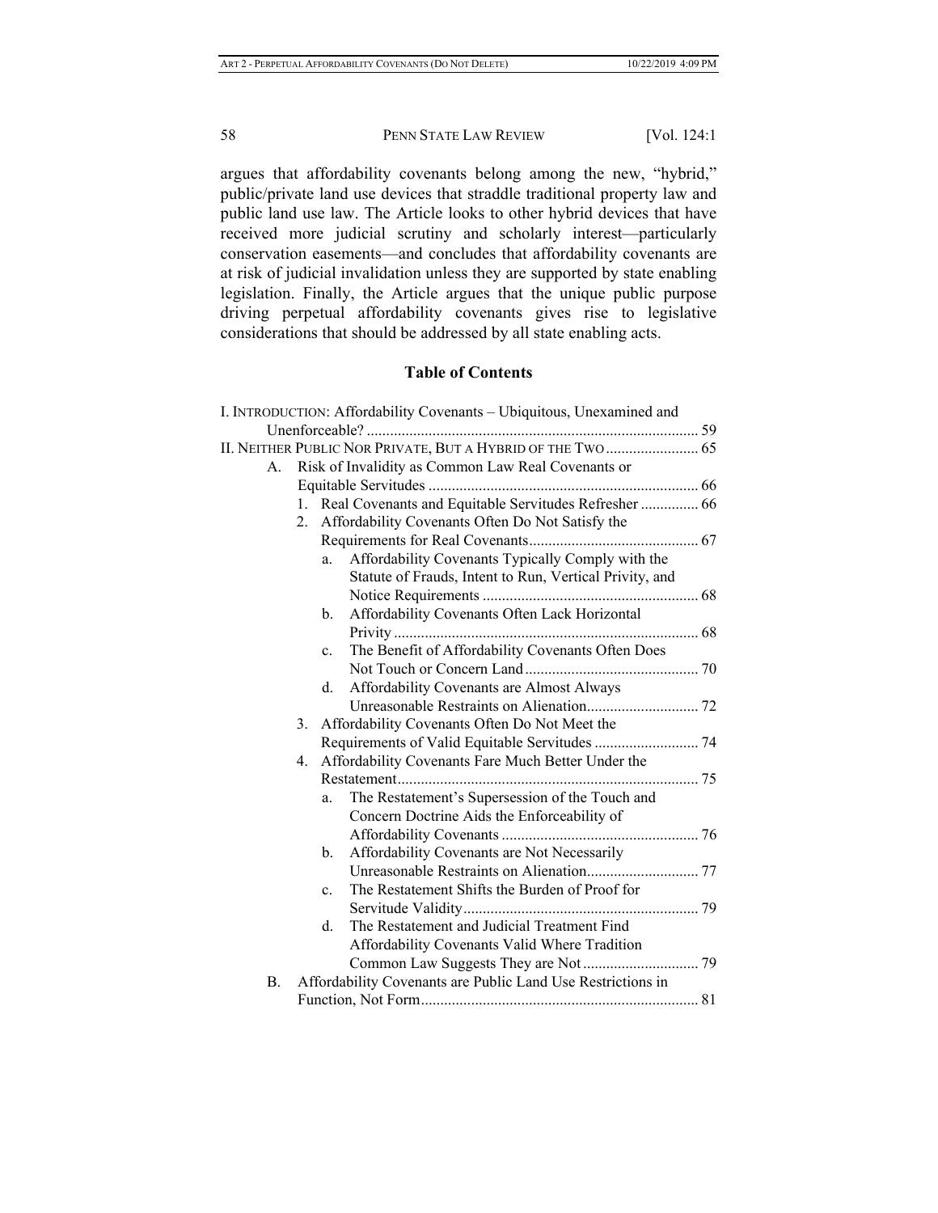argues that affordability covenants belong among the new, "hybrid," public/private land use devices that straddle traditional property law and public land use law. The Article looks to other hybrid devices that have received more judicial scrutiny and scholarly interest—particularly conservation easements—and concludes that affordability covenants are at risk of judicial invalidation unless they are supported by state enabling legislation. Finally, the Article argues that the unique public purpose driving perpetual affordability covenants gives rise to legislative considerations that should be addressed by all state enabling acts.

**Table of Contents**

I. INTRODUCTION: Affordability Covenants – Ubiquitous, Unexamined and Unenforceable? ..... 59

II. NEITHER PUBLIC NOR PRIVATE, BUT A HYBRID OF THE TWO ..... 65

- A. Risk of Invalidity as Common Law Real Covenants or Equitable Servitudes ..... 66
  1. Real Covenants and Equitable Servitudes Refresher ..... 66
  2. Affordability Covenants Often Do Not Satisfy the Requirements for Real Covenants ..... 67
     - a. Affordability Covenants Typically Comply with the Statute of Frauds, Intent to Run, Vertical Privity, and Notice Requirements ..... 68
     - b. Affordability Covenants Often Lack Horizontal Privity ..... 68
     - c. The Benefit of Affordability Covenants Often Does Not Touch or Concern Land ..... 70
     - d. Affordability Covenants are Almost Always Unreasonable Restraints on Alienation ..... 72
  3. Affordability Covenants Often Do Not Meet the Requirements of Valid Equitable Servitudes ..... 74
  4. Affordability Covenants Fare Much Better Under the Restatement ..... 75
     - a. The Restatement's Supersession of the Touch and Concern Doctrine Aids the Enforceability of Affordability Covenants ..... 76
     - b. Affordability Covenants are Not Necessarily Unreasonable Restraints on Alienation ..... 77
     - c. The Restatement Shifts the Burden of Proof for Servitude Validity ..... 79
     - d. The Restatement and Judicial Treatment Find Affordability Covenants Valid Where Tradition Common Law Suggests They are Not ..... 79
- B. Affordability Covenants are Public Land Use Restrictions in Function, Not Form ..... 81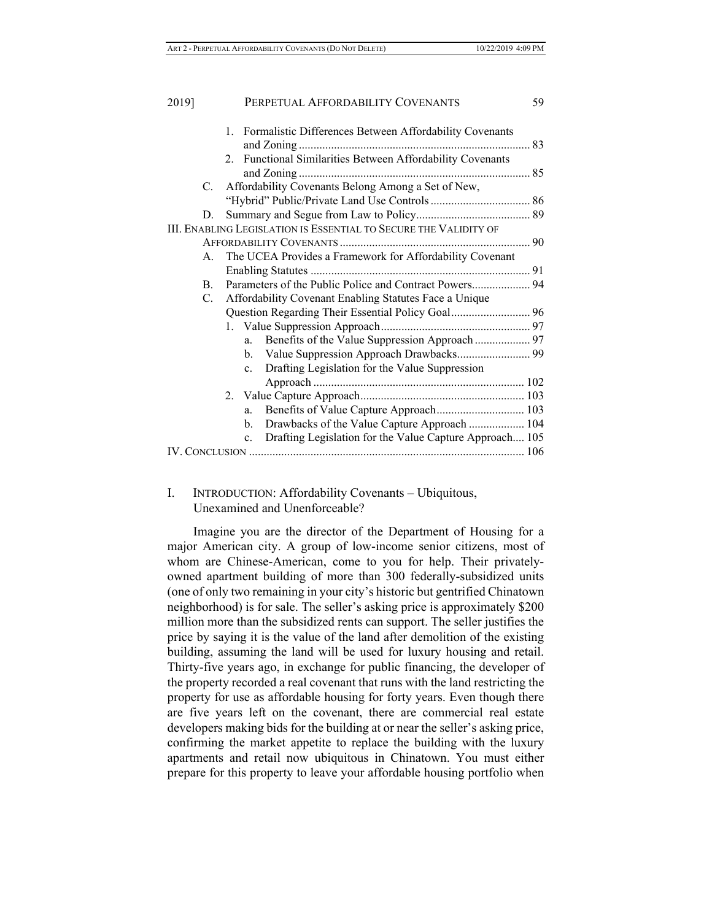1. Formalistic Differences Between Affordability Covenants and Zoning .............................................................................. 83
2. Functional Similarities Between Affordability Covenants and Zoning .............................................................................. 85

C. Affordability Covenants Belong Among a Set of New, "Hybrid" Public/Private Land Use Controls .................................. 86

D. Summary and Segue from Law to Policy...................................... 89

III. ENABLING LEGISLATION IS ESSENTIAL TO SECURE THE VALIDITY OF AFFORDABILITY COVENANTS ................................................................ 90

A. The UCEA Provides a Framework for Affordability Covenant Enabling Statutes .......................................................................... 91

B. Parameters of the Public Police and Contract Powers.................... 94

C. Affordability Covenant Enabling Statutes Face a Unique Question Regarding Their Essential Policy Goal........................... 96

1. Value Suppression Approach.................................................. 97
   a. Benefits of the Value Suppression Approach ................... 97
   b. Value Suppression Approach Drawbacks......................... 99
   c. Drafting Legislation for the Value Suppression Approach ....................................................................... 102
2. Value Capture Approach....................................................... 103
   a. Benefits of Value Capture Approach.............................. 103
   b. Drawbacks of the Value Capture Approach ................... 104
   c. Drafting Legislation for the Value Capture Approach.... 105

IV. CONCLUSION ............................................................................................ 106

## I. INTRODUCTION: Affordability Covenants – Ubiquitous, Unexamined and Unenforceable?

Imagine you are the director of the Department of Housing for a major American city. A group of low-income senior citizens, most of whom are Chinese-American, come to you for help. Their privately-owned apartment building of more than 300 federally-subsidized units (one of only two remaining in your city's historic but gentrified Chinatown neighborhood) is for sale. The seller's asking price is approximately $200 million more than the subsidized rents can support. The seller justifies the price by saying it is the value of the land after demolition of the existing building, assuming the land will be used for luxury housing and retail. Thirty-five years ago, in exchange for public financing, the developer of the property recorded a real covenant that runs with the land restricting the property for use as affordable housing for forty years. Even though there are five years left on the covenant, there are commercial real estate developers making bids for the building at or near the seller's asking price, confirming the market appetite to replace the building with the luxury apartments and retail now ubiquitous in Chinatown. You must either prepare for this property to leave your affordable housing portfolio when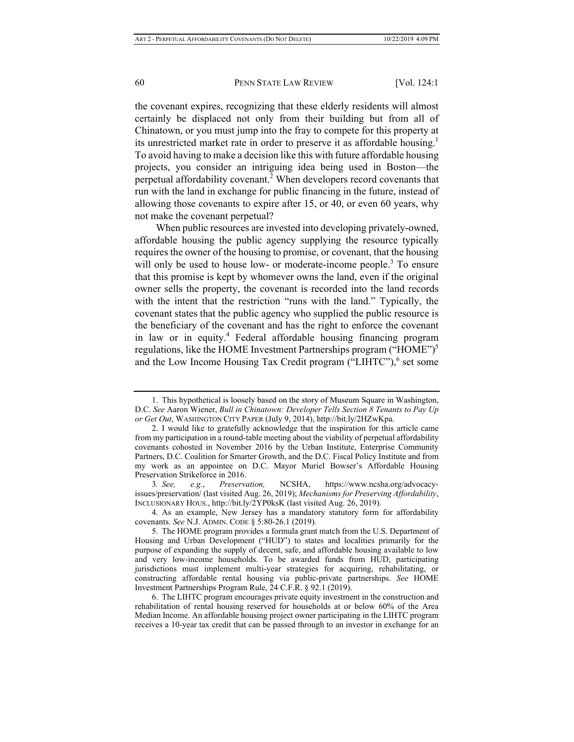the covenant expires, recognizing that these elderly residents will almost certainly be displaced not only from their building but from all of Chinatown, or you must jump into the fray to compete for this property at its unrestricted market rate in order to preserve it as affordable housing.[1] To avoid having to make a decision like this with future affordable housing projects, you consider an intriguing idea being used in Boston—the perpetual affordability covenant.[2] When developers record covenants that run with the land in exchange for public financing in the future, instead of allowing those covenants to expire after 15, or 40, or even 60 years, why not make the covenant perpetual?

When public resources are invested into developing privately-owned, affordable housing the public agency supplying the resource typically requires the owner of the housing to promise, or covenant, that the housing will only be used to house low- or moderate-income people.[3] To ensure that this promise is kept by whomever owns the land, even if the original owner sells the property, the covenant is recorded into the land records with the intent that the restriction "runs with the land." Typically, the covenant states that the public agency who supplied the public resource is the beneficiary of the covenant and has the right to enforce the covenant in law or in equity.[4] Federal affordable housing financing program regulations, like the HOME Investment Partnerships program ("HOME")[5] and the Low Income Housing Tax Credit program ("LIHTC"),[6] set some

---

1. This hypothetical is loosely based on the story of Museum Square in Washington, D.C. *See* Aaron Wiener, *Bull in Chinatown: Developer Tells Section 8 Tenants to Pay Up or Get Out*, WASHINGTON CITY PAPER (July 9, 2014), http://bit.ly/2HZwKpa.

2. I would like to gratefully acknowledge that the inspiration for this article came from my participation in a round-table meeting about the viability of perpetual affordability covenants cohosted in November 2016 by the Urban Institute, Enterprise Community Partners, D.C. Coalition for Smarter Growth, and the D.C. Fiscal Policy Institute and from my work as an appointee on D.C. Mayor Muriel Bowser's Affordable Housing Preservation Strikeforce in 2016.

3. *See, e.g.*, *Preservation,* NCSHA, https://www.ncsha.org/advocacy-issues/preservation/ (last visited Aug. 26, 2019); *Mechanisms for Preserving Affordability*, INCLUSIONARY HOUS., http://bit.ly/2YP0ksK (last visited Aug. 26, 2019).

4. As an example, New Jersey has a mandatory statutory form for affordability covenants. *See* N.J. ADMIN. CODE § 5:80-26.1 (2019).

5. The HOME program provides a formula grant match from the U.S. Department of Housing and Urban Development ("HUD") to states and localities primarily for the purpose of expanding the supply of decent, safe, and affordable housing available to low and very low-income households. To be awarded funds from HUD, participating jurisdictions must implement multi-year strategies for acquiring, rehabilitating, or constructing affordable rental housing via public-private partnerships. *See* HOME Investment Partnerships Program Rule, 24 C.F.R. § 92.1 (2019).

6. The LIHTC program encourages private equity investment in the construction and rehabilitation of rental housing reserved for households at or below 60% of the Area Median Income. An affordable housing project owner participating in the LIHTC program receives a 10-year tax credit that can be passed through to an investor in exchange for an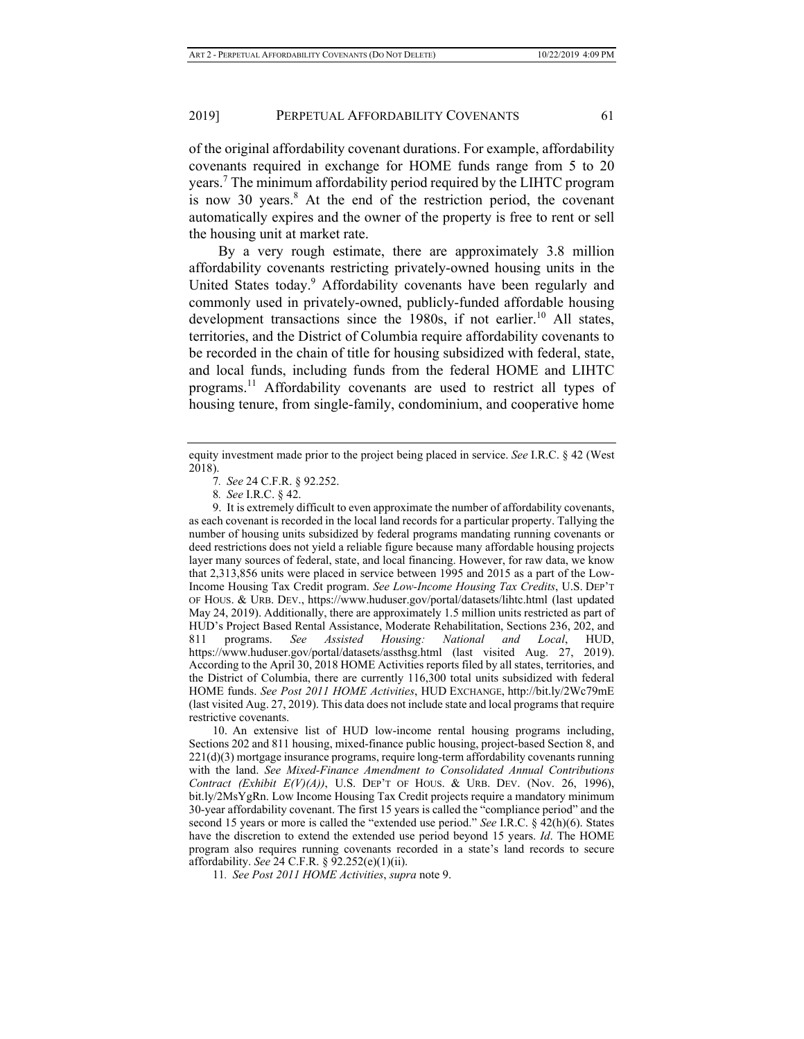of the original affordability covenant durations. For example, affordability covenants required in exchange for HOME funds range from 5 to 20 years.[7] The minimum affordability period required by the LIHTC program is now 30 years.[8] At the end of the restriction period, the covenant automatically expires and the owner of the property is free to rent or sell the housing unit at market rate.

By a very rough estimate, there are approximately 3.8 million affordability covenants restricting privately-owned housing units in the United States today.[9] Affordability covenants have been regularly and commonly used in privately-owned, publicly-funded affordable housing development transactions since the 1980s, if not earlier.[10] All states, territories, and the District of Columbia require affordability covenants to be recorded in the chain of title for housing subsidized with federal, state, and local funds, including funds from the federal HOME and LIHTC programs.[11] Affordability covenants are used to restrict all types of housing tenure, from single-family, condominium, and cooperative home

---

equity investment made prior to the project being placed in service. *See* I.R.C. § 42 (West 2018).

7. *See* 24 C.F.R. § 92.252.

8. *See* I.R.C. § 42.

9. It is extremely difficult to even approximate the number of affordability covenants, as each covenant is recorded in the local land records for a particular property. Tallying the number of housing units subsidized by federal programs mandating running covenants or deed restrictions does not yield a reliable figure because many affordable housing projects layer many sources of federal, state, and local financing. However, for raw data, we know that 2,313,856 units were placed in service between 1995 and 2015 as a part of the Low-Income Housing Tax Credit program. *See Low-Income Housing Tax Credits*, U.S. DEP'T OF HOUS. & URB. DEV., https://www.huduser.gov/portal/datasets/lihtc.html (last updated May 24, 2019). Additionally, there are approximately 1.5 million units restricted as part of HUD's Project Based Rental Assistance, Moderate Rehabilitation, Sections 236, 202, and 811 programs. *See Assisted Housing: National and Local*, HUD, https://www.huduser.gov/portal/datasets/assthsg.html (last visited Aug. 27, 2019). According to the April 30, 2018 HOME Activities reports filed by all states, territories, and the District of Columbia, there are currently 116,300 total units subsidized with federal HOME funds. *See Post 2011 HOME Activities*, HUD EXCHANGE, http://bit.ly/2Wc79mE (last visited Aug. 27, 2019). This data does not include state and local programs that require restrictive covenants.

10. An extensive list of HUD low-income rental housing programs including, Sections 202 and 811 housing, mixed-finance public housing, project-based Section 8, and 221(d)(3) mortgage insurance programs, require long-term affordability covenants running with the land. *See Mixed-Finance Amendment to Consolidated Annual Contributions Contract (Exhibit E(V)(A))*, U.S. DEP'T OF HOUS. & URB. DEV. (Nov. 26, 1996), bit.ly/2MsYgRn. Low Income Housing Tax Credit projects require a mandatory minimum 30-year affordability covenant. The first 15 years is called the "compliance period" and the second 15 years or more is called the "extended use period." *See* I.R.C. § 42(h)(6). States have the discretion to extend the extended use period beyond 15 years. *Id*. The HOME program also requires running covenants recorded in a state's land records to secure affordability. *See* 24 C.F.R. § 92.252(e)(1)(ii).

11. *See Post 2011 HOME Activities*, *supra* note 9.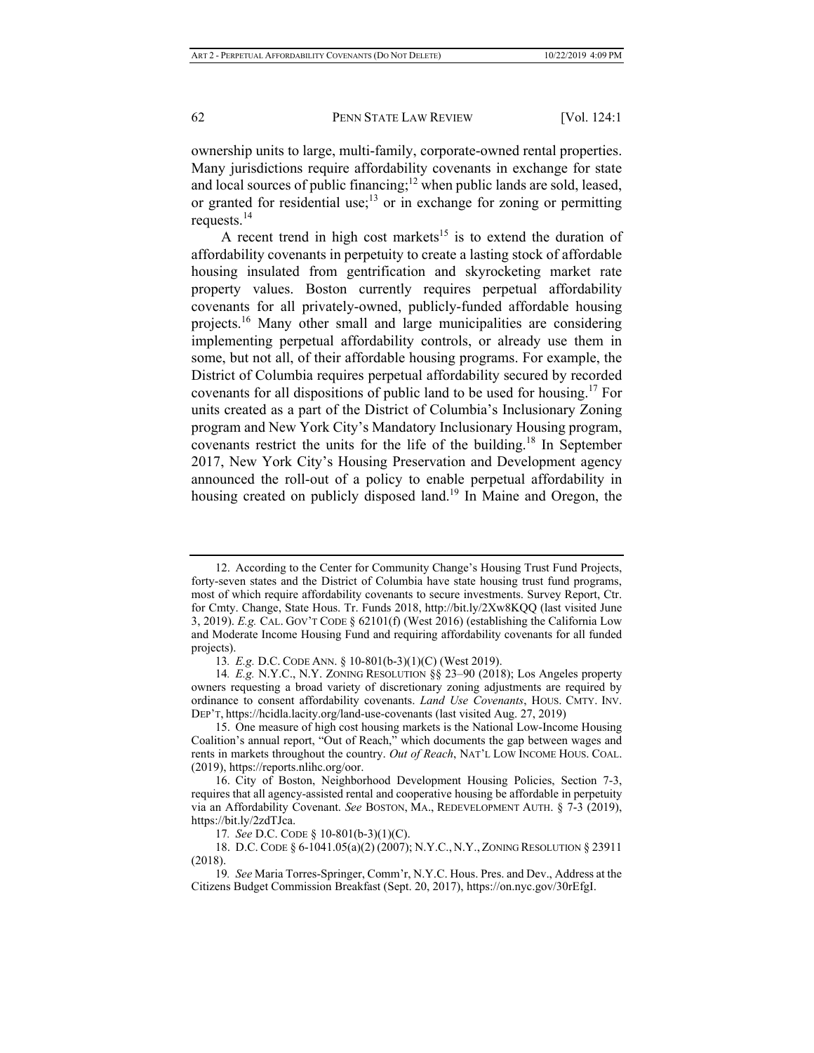ownership units to large, multi-family, corporate-owned rental properties. Many jurisdictions require affordability covenants in exchange for state and local sources of public financing;[12] when public lands are sold, leased, or granted for residential use;[13] or in exchange for zoning or permitting requests.[14]

A recent trend in high cost markets[15] is to extend the duration of affordability covenants in perpetuity to create a lasting stock of affordable housing insulated from gentrification and skyrocketing market rate property values. Boston currently requires perpetual affordability covenants for all privately-owned, publicly-funded affordable housing projects.[16] Many other small and large municipalities are considering implementing perpetual affordability controls, or already use them in some, but not all, of their affordable housing programs. For example, the District of Columbia requires perpetual affordability secured by recorded covenants for all dispositions of public land to be used for housing.[17] For units created as a part of the District of Columbia's Inclusionary Zoning program and New York City's Mandatory Inclusionary Housing program, covenants restrict the units for the life of the building.[18] In September 2017, New York City's Housing Preservation and Development agency announced the roll-out of a policy to enable perpetual affordability in housing created on publicly disposed land.[19] In Maine and Oregon, the

---

12. According to the Center for Community Change's Housing Trust Fund Projects, forty-seven states and the District of Columbia have state housing trust fund programs, most of which require affordability covenants to secure investments. Survey Report, Ctr. for Cmty. Change, State Hous. Tr. Funds 2018, http://bit.ly/2Xw8KQQ (last visited June 3, 2019). *E.g.* CAL. GOV'T CODE § 62101(f) (West 2016) (establishing the California Low and Moderate Income Housing Fund and requiring affordability covenants for all funded projects).

13. *E.g.* D.C. CODE ANN. § 10-801(b-3)(1)(C) (West 2019).

14. *E.g.* N.Y.C., N.Y. ZONING RESOLUTION §§ 23–90 (2018); Los Angeles property owners requesting a broad variety of discretionary zoning adjustments are required by ordinance to consent affordability covenants. *Land Use Covenants*, HOUS. CMTY. INV. DEP'T, https://hcidla.lacity.org/land-use-covenants (last visited Aug. 27, 2019)

15. One measure of high cost housing markets is the National Low-Income Housing Coalition's annual report, "Out of Reach," which documents the gap between wages and rents in markets throughout the country. *Out of Reach*, NAT'L LOW INCOME HOUS. COAL. (2019), https://reports.nlihc.org/oor.

16. City of Boston, Neighborhood Development Housing Policies, Section 7-3, requires that all agency-assisted rental and cooperative housing be affordable in perpetuity via an Affordability Covenant. *See* BOSTON, MA., REDEVELOPMENT AUTH. § 7-3 (2019), https://bit.ly/2zdTJca.

17. *See* D.C. CODE § 10-801(b-3)(1)(C).

18. D.C. CODE § 6-1041.05(a)(2) (2007); N.Y.C., N.Y., ZONING RESOLUTION § 23911 (2018).

19. *See* Maria Torres-Springer, Comm'r, N.Y.C. Hous. Pres. and Dev., Address at the Citizens Budget Commission Breakfast (Sept. 20, 2017), https://on.nyc.gov/30rEfgI.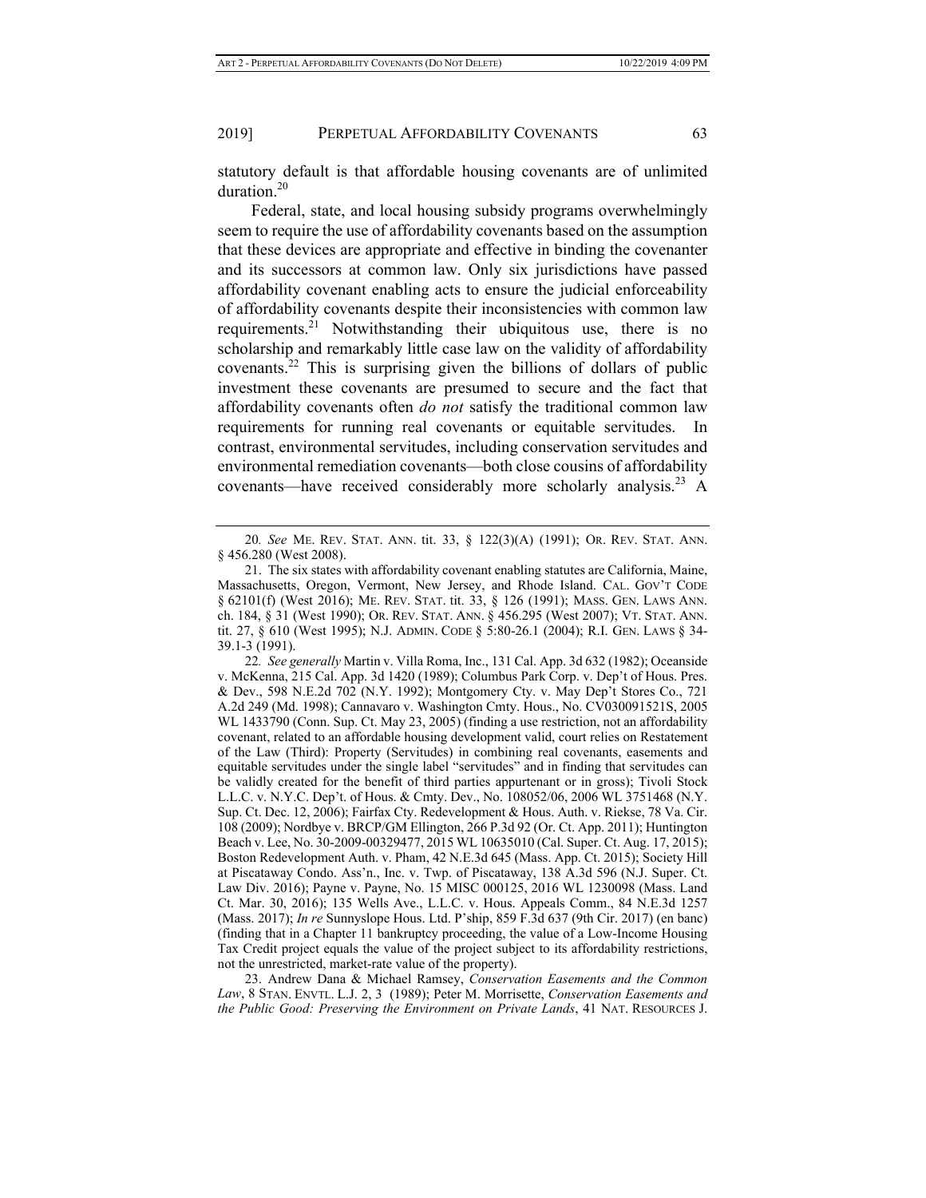statutory default is that affordable housing covenants are of unlimited duration.[20]

Federal, state, and local housing subsidy programs overwhelmingly seem to require the use of affordability covenants based on the assumption that these devices are appropriate and effective in binding the covenanter and its successors at common law. Only six jurisdictions have passed affordability covenant enabling acts to ensure the judicial enforceability of affordability covenants despite their inconsistencies with common law requirements.[21] Notwithstanding their ubiquitous use, there is no scholarship and remarkably little case law on the validity of affordability covenants.[22] This is surprising given the billions of dollars of public investment these covenants are presumed to secure and the fact that affordability covenants often *do not* satisfy the traditional common law requirements for running real covenants or equitable servitudes. In contrast, environmental servitudes, including conservation servitudes and environmental remediation covenants—both close cousins of affordability covenants—have received considerably more scholarly analysis.[23] A

---

20. *See* ME. REV. STAT. ANN. tit. 33, § 122(3)(A) (1991); OR. REV. STAT. ANN. § 456.280 (West 2008).

21. The six states with affordability covenant enabling statutes are California, Maine, Massachusetts, Oregon, Vermont, New Jersey, and Rhode Island. CAL. GOV'T CODE § 62101(f) (West 2016); ME. REV. STAT. tit. 33, § 126 (1991); MASS. GEN. LAWS ANN. ch. 184, § 31 (West 1990); OR. REV. STAT. ANN. § 456.295 (West 2007); VT. STAT. ANN. tit. 27, § 610 (West 1995); N.J. ADMIN. CODE § 5:80-26.1 (2004); R.I. GEN. LAWS § 34-39.1-3 (1991).

22. *See generally* Martin v. Villa Roma, Inc., 131 Cal. App. 3d 632 (1982); Oceanside v. McKenna, 215 Cal. App. 3d 1420 (1989); Columbus Park Corp. v. Dep't of Hous. Pres. & Dev., 598 N.E.2d 702 (N.Y. 1992); Montgomery Cty. v. May Dep't Stores Co., 721 A.2d 249 (Md. 1998); Cannavaro v. Washington Cmty. Hous., No. CV030091521S, 2005 WL 1433790 (Conn. Sup. Ct. May 23, 2005) (finding a use restriction, not an affordability covenant, related to an affordable housing development valid, court relies on Restatement of the Law (Third): Property (Servitudes) in combining real covenants, easements and equitable servitudes under the single label "servitudes" and in finding that servitudes can be validly created for the benefit of third parties appurtenant or in gross); Tivoli Stock L.L.C. v. N.Y.C. Dep't. of Hous. & Cmty. Dev., No. 108052/06, 2006 WL 3751468 (N.Y. Sup. Ct. Dec. 12, 2006); Fairfax Cty. Redevelopment & Hous. Auth. v. Riekse, 78 Va. Cir. 108 (2009); Nordbye v. BRCP/GM Ellington, 266 P.3d 92 (Or. Ct. App. 2011); Huntington Beach v. Lee, No. 30-2009-00329477, 2015 WL 10635010 (Cal. Super. Ct. Aug. 17, 2015); Boston Redevelopment Auth. v. Pham, 42 N.E.3d 645 (Mass. App. Ct. 2015); Society Hill at Piscataway Condo. Ass'n., Inc. v. Twp. of Piscataway, 138 A.3d 596 (N.J. Super. Ct. Law Div. 2016); Payne v. Payne, No. 15 MISC 000125, 2016 WL 1230098 (Mass. Land Ct. Mar. 30, 2016); 135 Wells Ave., L.L.C. v. Hous. Appeals Comm., 84 N.E.3d 1257 (Mass. 2017); *In re* Sunnyslope Hous. Ltd. P'ship, 859 F.3d 637 (9th Cir. 2017) (en banc) (finding that in a Chapter 11 bankruptcy proceeding, the value of a Low-Income Housing Tax Credit project equals the value of the project subject to its affordability restrictions, not the unrestricted, market-rate value of the property).

23. Andrew Dana & Michael Ramsey, *Conservation Easements and the Common Law*, 8 STAN. ENVTL. L.J. 2, 3 (1989); Peter M. Morrisette, *Conservation Easements and the Public Good: Preserving the Environment on Private Lands*, 41 NAT. RESOURCES J.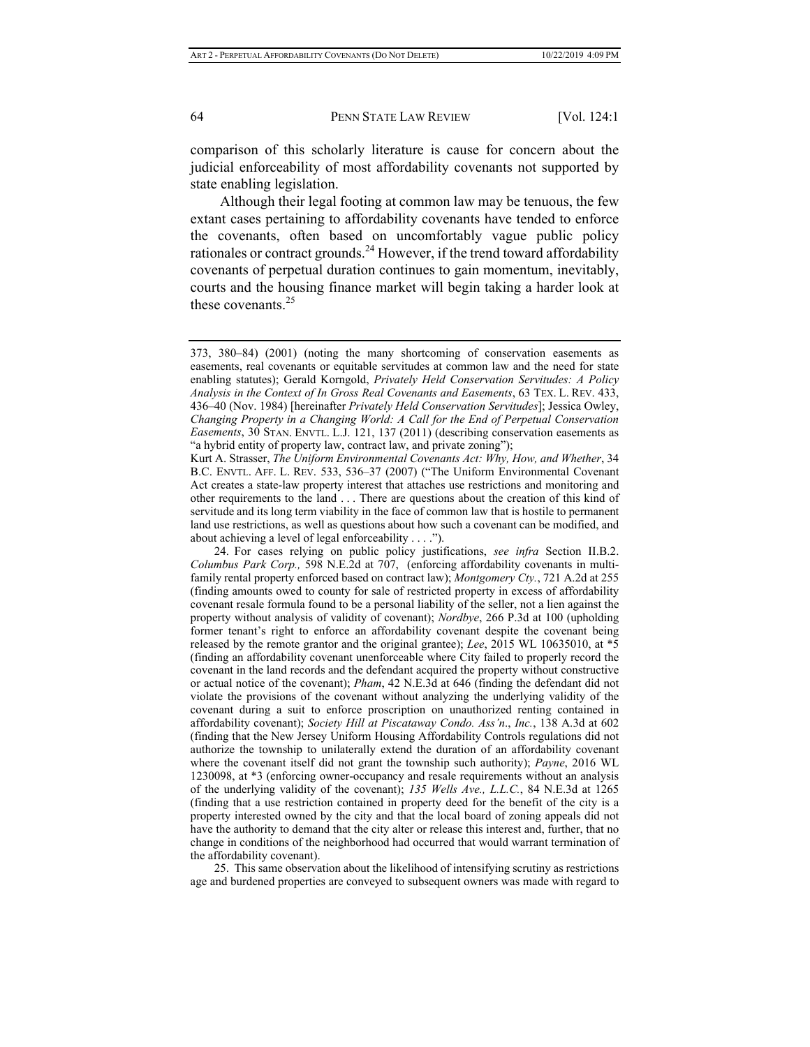comparison of this scholarly literature is cause for concern about the judicial enforceability of most affordability covenants not supported by state enabling legislation.

Although their legal footing at common law may be tenuous, the few extant cases pertaining to affordability covenants have tended to enforce the covenants, often based on uncomfortably vague public policy rationales or contract grounds.[24] However, if the trend toward affordability covenants of perpetual duration continues to gain momentum, inevitably, courts and the housing finance market will begin taking a harder look at these covenants.[25]

---

373, 380–84) (2001) (noting the many shortcoming of conservation easements as easements, real covenants or equitable servitudes at common law and the need for state enabling statutes); Gerald Korngold, *Privately Held Conservation Servitudes: A Policy Analysis in the Context of In Gross Real Covenants and Easements*, 63 TEX. L. REV. 433, 436–40 (Nov. 1984) [hereinafter *Privately Held Conservation Servitudes*]; Jessica Owley, *Changing Property in a Changing World: A Call for the End of Perpetual Conservation Easements*, 30 STAN. ENVTL. L.J. 121, 137 (2011) (describing conservation easements as "a hybrid entity of property law, contract law, and private zoning");
Kurt A. Strasser, *The Uniform Environmental Covenants Act: Why, How, and Whether*, 34 B.C. ENVTL. AFF. L. REV. 533, 536–37 (2007) ("The Uniform Environmental Covenant Act creates a state-law property interest that attaches use restrictions and monitoring and other requirements to the land . . . There are questions about the creation of this kind of servitude and its long term viability in the face of common law that is hostile to permanent land use restrictions, as well as questions about how such a covenant can be modified, and about achieving a level of legal enforceability . . . .").

24. For cases relying on public policy justifications, *see infra* Section II.B.2. *Columbus Park Corp.,* 598 N.E.2d at 707, (enforcing affordability covenants in multi-family rental property enforced based on contract law); *Montgomery Cty.*, 721 A.2d at 255 (finding amounts owed to county for sale of restricted property in excess of affordability covenant resale formula found to be a personal liability of the seller, not a lien against the property without analysis of validity of covenant); *Nordbye*, 266 P.3d at 100 (upholding former tenant's right to enforce an affordability covenant despite the covenant being released by the remote grantor and the original grantee); *Lee*, 2015 WL 10635010, at \*5 (finding an affordability covenant unenforceable where City failed to properly record the covenant in the land records and the defendant acquired the property without constructive or actual notice of the covenant); *Pham*, 42 N.E.3d at 646 (finding the defendant did not violate the provisions of the covenant without analyzing the underlying validity of the covenant during a suit to enforce proscription on unauthorized renting contained in affordability covenant); *Society Hill at Piscataway Condo. Ass'n*., *Inc.*, 138 A.3d at 602 (finding that the New Jersey Uniform Housing Affordability Controls regulations did not authorize the township to unilaterally extend the duration of an affordability covenant where the covenant itself did not grant the township such authority); *Payne*, 2016 WL 1230098, at \*3 (enforcing owner-occupancy and resale requirements without an analysis of the underlying validity of the covenant); *135 Wells Ave., L.L.C.*, 84 N.E.3d at 1265 (finding that a use restriction contained in property deed for the benefit of the city is a property interested owned by the city and that the local board of zoning appeals did not have the authority to demand that the city alter or release this interest and, further, that no change in conditions of the neighborhood had occurred that would warrant termination of the affordability covenant).

25. This same observation about the likelihood of intensifying scrutiny as restrictions age and burdened properties are conveyed to subsequent owners was made with regard to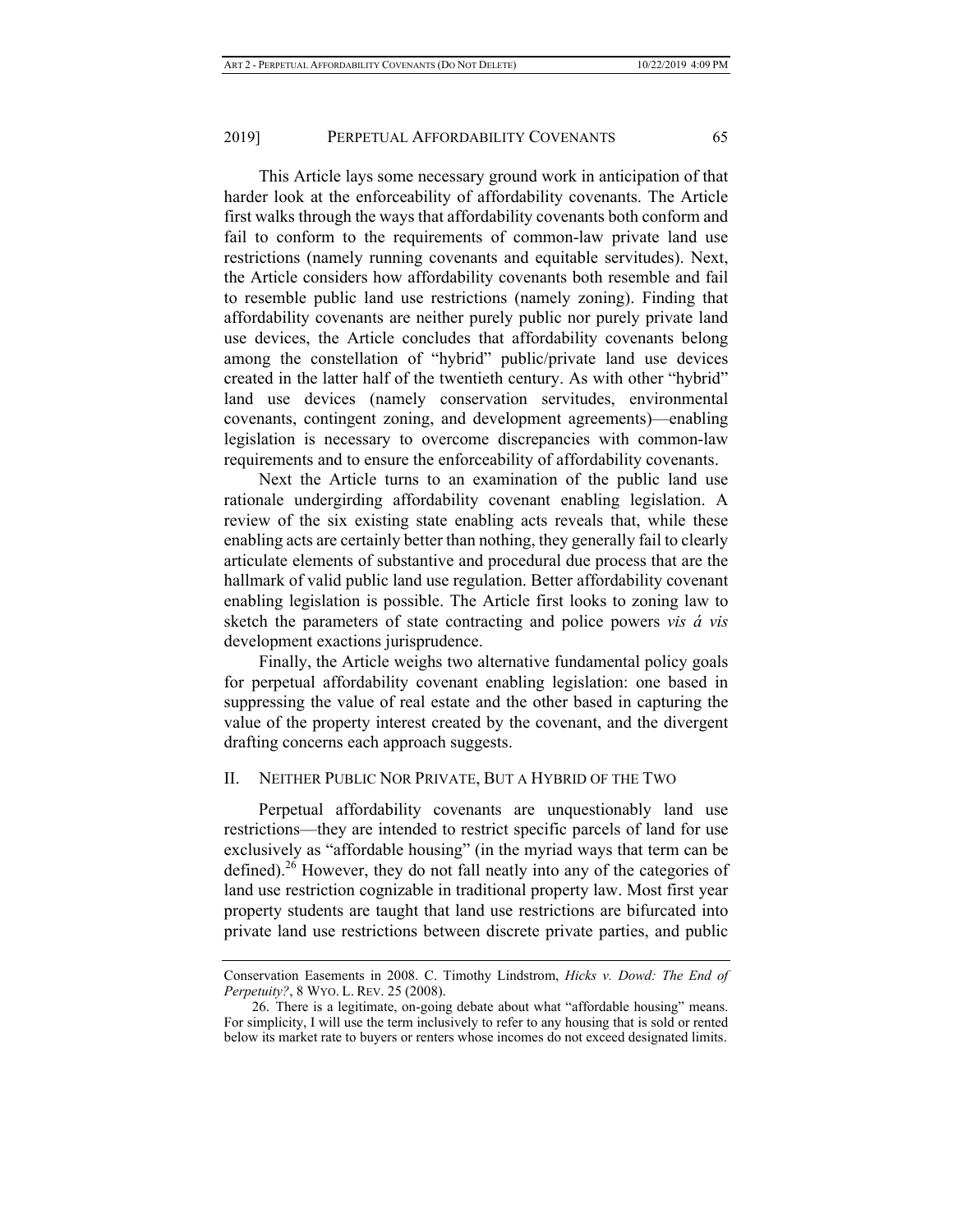This Article lays some necessary ground work in anticipation of that harder look at the enforceability of affordability covenants. The Article first walks through the ways that affordability covenants both conform and fail to conform to the requirements of common-law private land use restrictions (namely running covenants and equitable servitudes). Next, the Article considers how affordability covenants both resemble and fail to resemble public land use restrictions (namely zoning). Finding that affordability covenants are neither purely public nor purely private land use devices, the Article concludes that affordability covenants belong among the constellation of "hybrid" public/private land use devices created in the latter half of the twentieth century. As with other "hybrid" land use devices (namely conservation servitudes, environmental covenants, contingent zoning, and development agreements)—enabling legislation is necessary to overcome discrepancies with common-law requirements and to ensure the enforceability of affordability covenants.

Next the Article turns to an examination of the public land use rationale undergirding affordability covenant enabling legislation. A review of the six existing state enabling acts reveals that, while these enabling acts are certainly better than nothing, they generally fail to clearly articulate elements of substantive and procedural due process that are the hallmark of valid public land use regulation. Better affordability covenant enabling legislation is possible. The Article first looks to zoning law to sketch the parameters of state contracting and police powers *vis á vis* development exactions jurisprudence.

Finally, the Article weighs two alternative fundamental policy goals for perpetual affordability covenant enabling legislation: one based in suppressing the value of real estate and the other based in capturing the value of the property interest created by the covenant, and the divergent drafting concerns each approach suggests.

## II. Neither Public Nor Private, But a Hybrid of the Two

Perpetual affordability covenants are unquestionably land use restrictions—they are intended to restrict specific parcels of land for use exclusively as "affordable housing" (in the myriad ways that term can be defined).[26] However, they do not fall neatly into any of the categories of land use restriction cognizable in traditional property law. Most first year property students are taught that land use restrictions are bifurcated into private land use restrictions between discrete private parties, and public

---

Conservation Easements in 2008. C. Timothy Lindstrom, *Hicks v. Dowd: The End of Perpetuity?*, 8 WYO. L. REV. 25 (2008).

26. There is a legitimate, on-going debate about what "affordable housing" means. For simplicity, I will use the term inclusively to refer to any housing that is sold or rented below its market rate to buyers or renters whose incomes do not exceed designated limits.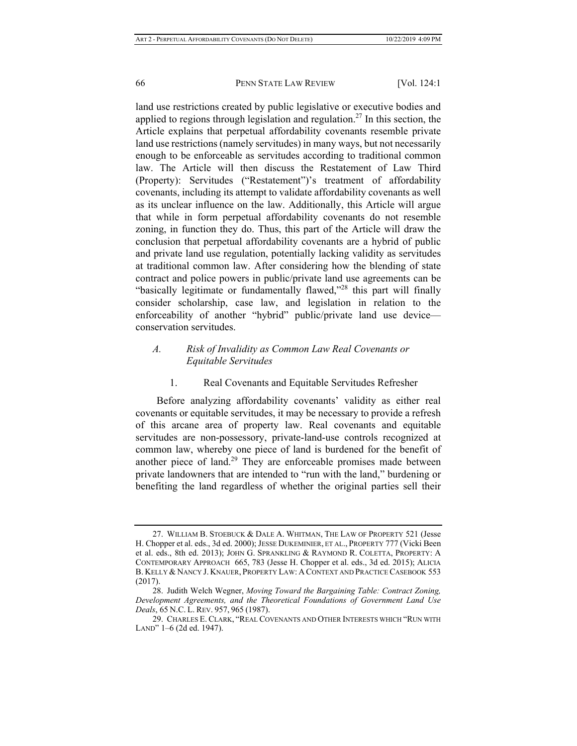land use restrictions created by public legislative or executive bodies and applied to regions through legislation and regulation.[27] In this section, the Article explains that perpetual affordability covenants resemble private land use restrictions (namely servitudes) in many ways, but not necessarily enough to be enforceable as servitudes according to traditional common law. The Article will then discuss the Restatement of Law Third (Property): Servitudes ("Restatement")'s treatment of affordability covenants, including its attempt to validate affordability covenants as well as its unclear influence on the law. Additionally, this Article will argue that while in form perpetual affordability covenants do not resemble zoning, in function they do. Thus, this part of the Article will draw the conclusion that perpetual affordability covenants are a hybrid of public and private land use regulation, potentially lacking validity as servitudes at traditional common law. After considering how the blending of state contract and police powers in public/private land use agreements can be "basically legitimate or fundamentally flawed,"[28] this part will finally consider scholarship, case law, and legislation in relation to the enforceability of another "hybrid" public/private land use device—conservation servitudes.

### *A. Risk of Invalidity as Common Law Real Covenants or Equitable Servitudes*

#### 1. Real Covenants and Equitable Servitudes Refresher

Before analyzing affordability covenants' validity as either real covenants or equitable servitudes, it may be necessary to provide a refresh of this arcane area of property law. Real covenants and equitable servitudes are non-possessory, private-land-use controls recognized at common law, whereby one piece of land is burdened for the benefit of another piece of land.[29] They are enforceable promises made between private landowners that are intended to "run with the land," burdening or benefiting the land regardless of whether the original parties sell their

---

27. WILLIAM B. STOEBUCK & DALE A. WHITMAN, THE LAW OF PROPERTY 521 (Jesse H. Chopper et al. eds., 3d ed. 2000); JESSE DUKEMINIER, ET AL., PROPERTY 777 (Vicki Been et al. eds., 8th ed. 2013); JOHN G. SPRANKLING & RAYMOND R. COLETTA, PROPERTY: A CONTEMPORARY APPROACH 665, 783 (Jesse H. Chopper et al. eds., 3d ed. 2015); ALICIA B. KELLY & NANCY J. KNAUER, PROPERTY LAW: A CONTEXT AND PRACTICE CASEBOOK 553 (2017).

28. Judith Welch Wegner, *Moving Toward the Bargaining Table: Contract Zoning, Development Agreements, and the Theoretical Foundations of Government Land Use Deals*, 65 N.C. L. REV. 957, 965 (1987).

29. CHARLES E. CLARK, "REAL COVENANTS AND OTHER INTERESTS WHICH "RUN WITH LAND" 1–6 (2d ed. 1947).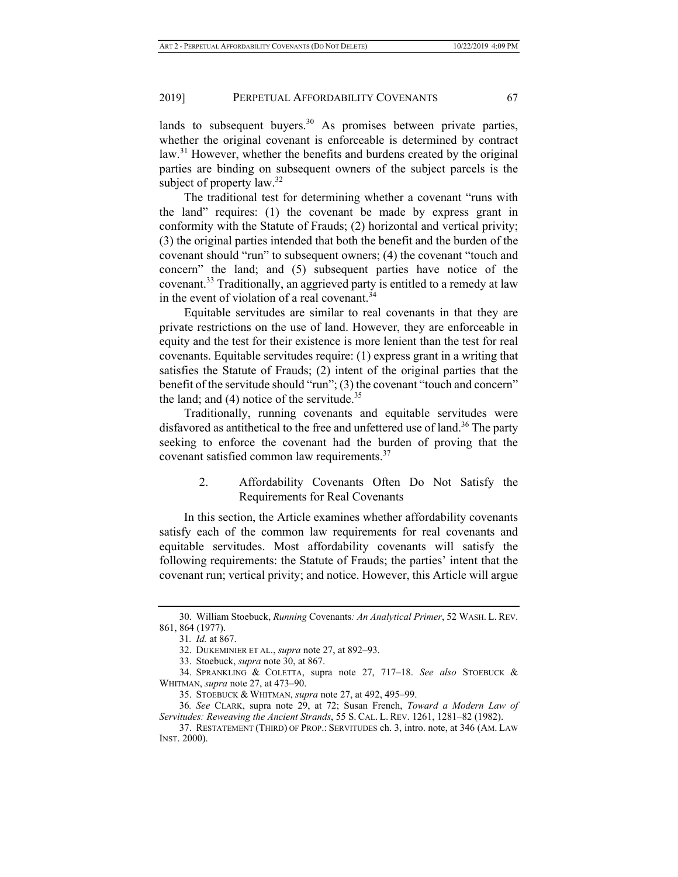lands to subsequent buyers.[30] As promises between private parties, whether the original covenant is enforceable is determined by contract law.[31] However, whether the benefits and burdens created by the original parties are binding on subsequent owners of the subject parcels is the subject of property law.[32]

The traditional test for determining whether a covenant "runs with the land" requires: (1) the covenant be made by express grant in conformity with the Statute of Frauds; (2) horizontal and vertical privity; (3) the original parties intended that both the benefit and the burden of the covenant should "run" to subsequent owners; (4) the covenant "touch and concern" the land; and (5) subsequent parties have notice of the covenant.[33] Traditionally, an aggrieved party is entitled to a remedy at law in the event of violation of a real covenant.[34]

Equitable servitudes are similar to real covenants in that they are private restrictions on the use of land. However, they are enforceable in equity and the test for their existence is more lenient than the test for real covenants. Equitable servitudes require: (1) express grant in a writing that satisfies the Statute of Frauds; (2) intent of the original parties that the benefit of the servitude should "run"; (3) the covenant "touch and concern" the land; and (4) notice of the servitude.[35]

Traditionally, running covenants and equitable servitudes were disfavored as antithetical to the free and unfettered use of land.[36] The party seeking to enforce the covenant had the burden of proving that the covenant satisfied common law requirements.[37]

### 2. Affordability Covenants Often Do Not Satisfy the Requirements for Real Covenants

In this section, the Article examines whether affordability covenants satisfy each of the common law requirements for real covenants and equitable servitudes. Most affordability covenants will satisfy the following requirements: the Statute of Frauds; the parties' intent that the covenant run; vertical privity; and notice. However, this Article will argue

---

30. William Stoebuck, *Running* Covenants*: An Analytical Primer*, 52 WASH. L. REV. 861, 864 (1977).

31. *Id.* at 867.

32. DUKEMINIER ET AL., *supra* note 27, at 892–93.

33. Stoebuck, *supra* note 30, at 867.

34. SPRANKLING & COLETTA, supra note 27, 717–18. *See also* STOEBUCK & WHITMAN, *supra* note 27, at 473–90.

35. STOEBUCK & WHITMAN, *supra* note 27, at 492, 495–99.

36. *See* CLARK, supra note 29, at 72; Susan French, *Toward a Modern Law of Servitudes: Reweaving the Ancient Strands*, 55 S. CAL. L. REV. 1261, 1281–82 (1982).

37. RESTATEMENT (THIRD) OF PROP.: SERVITUDES ch. 3, intro. note, at 346 (AM. LAW INST. 2000).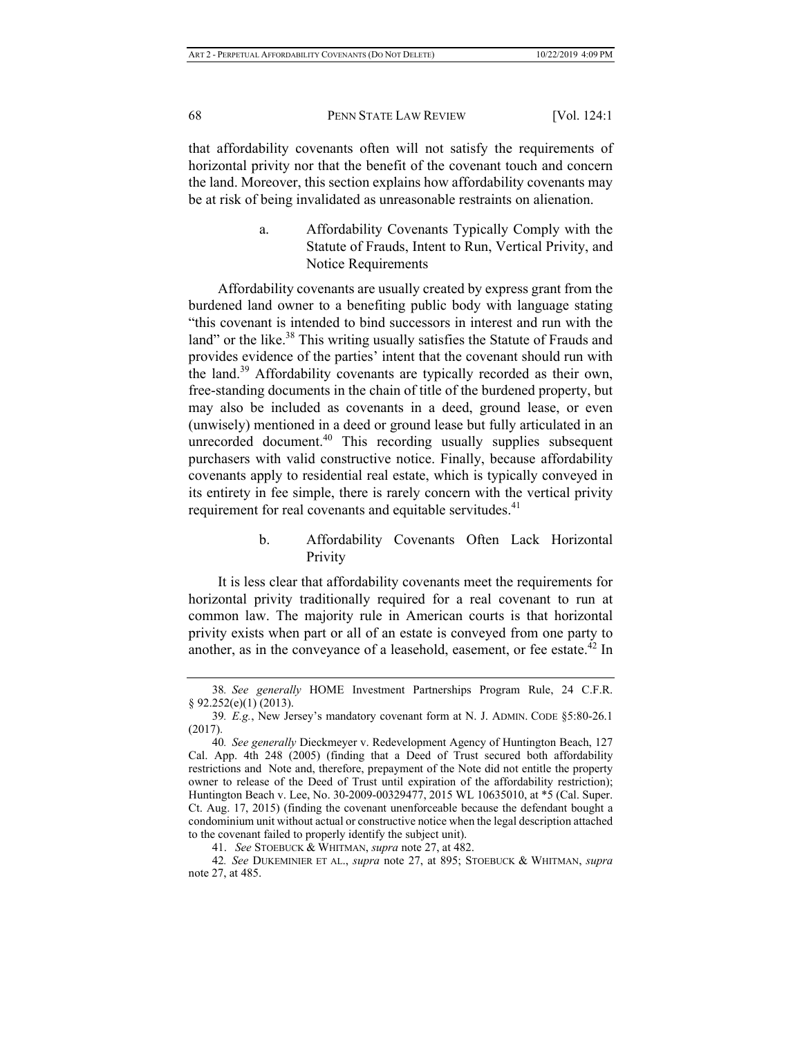that affordability covenants often will not satisfy the requirements of horizontal privity nor that the benefit of the covenant touch and concern the land. Moreover, this section explains how affordability covenants may be at risk of being invalidated as unreasonable restraints on alienation.

##### a. Affordability Covenants Typically Comply with the Statute of Frauds, Intent to Run, Vertical Privity, and Notice Requirements

Affordability covenants are usually created by express grant from the burdened land owner to a benefiting public body with language stating "this covenant is intended to bind successors in interest and run with the land" or the like.[38] This writing usually satisfies the Statute of Frauds and provides evidence of the parties' intent that the covenant should run with the land.[39] Affordability covenants are typically recorded as their own, free-standing documents in the chain of title of the burdened property, but may also be included as covenants in a deed, ground lease, or even (unwisely) mentioned in a deed or ground lease but fully articulated in an unrecorded document.[40] This recording usually supplies subsequent purchasers with valid constructive notice. Finally, because affordability covenants apply to residential real estate, which is typically conveyed in its entirety in fee simple, there is rarely concern with the vertical privity requirement for real covenants and equitable servitudes.[41]

##### b. Affordability Covenants Often Lack Horizontal Privity

It is less clear that affordability covenants meet the requirements for horizontal privity traditionally required for a real covenant to run at common law. The majority rule in American courts is that horizontal privity exists when part or all of an estate is conveyed from one party to another, as in the conveyance of a leasehold, easement, or fee estate.[42] In

---

38. *See generally* HOME Investment Partnerships Program Rule, 24 C.F.R. § 92.252(e)(1) (2013).

39. *E.g.*, New Jersey's mandatory covenant form at N. J. ADMIN. CODE §5:80-26.1 (2017).

40. *See generally* Dieckmeyer v. Redevelopment Agency of Huntington Beach, 127 Cal. App. 4th 248 (2005) (finding that a Deed of Trust secured both affordability restrictions and Note and, therefore, prepayment of the Note did not entitle the property owner to release of the Deed of Trust until expiration of the affordability restriction); Huntington Beach v. Lee, No. 30-2009-00329477, 2015 WL 10635010, at *5 (Cal. Super. Ct. Aug. 17, 2015) (finding the covenant unenforceable because the defendant bought a condominium unit without actual or constructive notice when the legal description attached to the covenant failed to properly identify the subject unit).

41. *See* STOEBUCK & WHITMAN, *supra* note 27, at 482.

42. *See* DUKEMINIER ET AL., *supra* note 27, at 895; STOEBUCK & WHITMAN, *supra* note 27, at 485.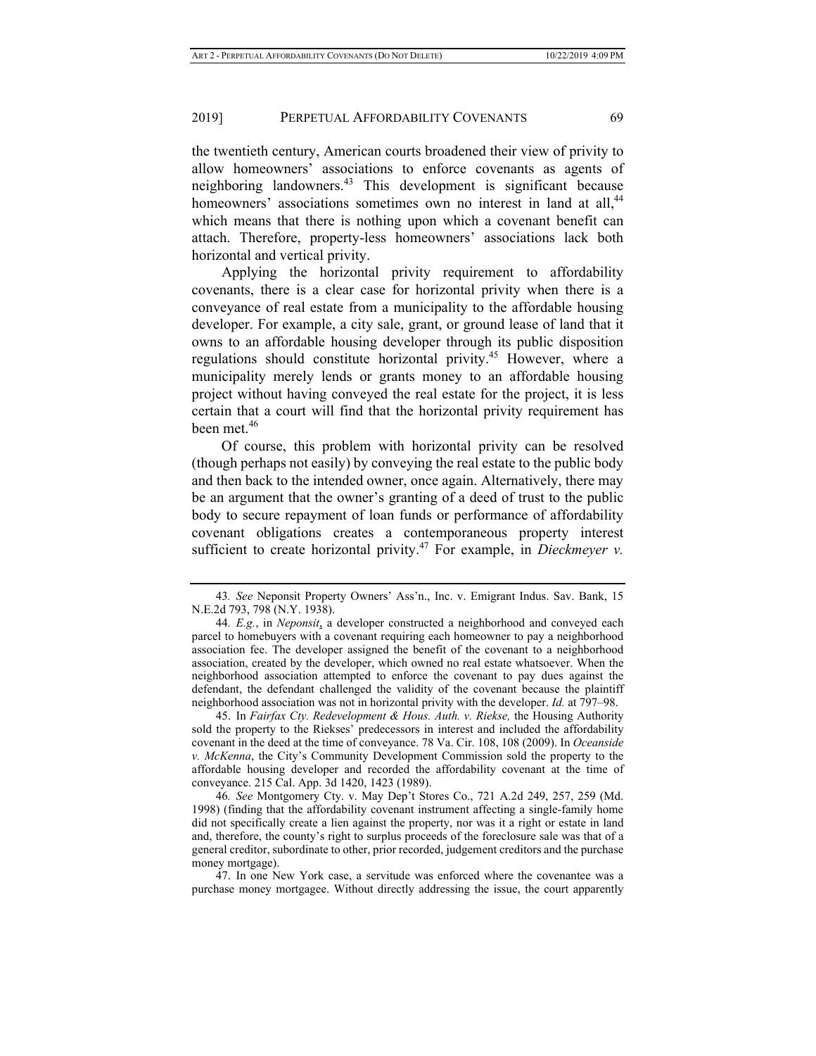the twentieth century, American courts broadened their view of privity to allow homeowners' associations to enforce covenants as agents of neighboring landowners.[43] This development is significant because homeowners' associations sometimes own no interest in land at all,[44] which means that there is nothing upon which a covenant benefit can attach. Therefore, property-less homeowners' associations lack both horizontal and vertical privity.

Applying the horizontal privity requirement to affordability covenants, there is a clear case for horizontal privity when there is a conveyance of real estate from a municipality to the affordable housing developer. For example, a city sale, grant, or ground lease of land that it owns to an affordable housing developer through its public disposition regulations should constitute horizontal privity.[45] However, where a municipality merely lends or grants money to an affordable housing project without having conveyed the real estate for the project, it is less certain that a court will find that the horizontal privity requirement has been met.[46]

Of course, this problem with horizontal privity can be resolved (though perhaps not easily) by conveying the real estate to the public body and then back to the intended owner, once again. Alternatively, there may be an argument that the owner's granting of a deed of trust to the public body to secure repayment of loan funds or performance of affordability covenant obligations creates a contemporaneous property interest sufficient to create horizontal privity.[47] For example, in *Dieckmeyer v.*

---

43. *See* Neponsit Property Owners' Ass'n., Inc. v. Emigrant Indus. Sav. Bank, 15 N.E.2d 793, 798 (N.Y. 1938).

44. *E.g.*, in *Neponsit*, a developer constructed a neighborhood and conveyed each parcel to homebuyers with a covenant requiring each homeowner to pay a neighborhood association fee. The developer assigned the benefit of the covenant to a neighborhood association, created by the developer, which owned no real estate whatsoever. When the neighborhood association attempted to enforce the covenant to pay dues against the defendant, the defendant challenged the validity of the covenant because the plaintiff neighborhood association was not in horizontal privity with the developer. *Id.* at 797–98.

45. In *Fairfax Cty. Redevelopment & Hous. Auth. v. Riekse,* the Housing Authority sold the property to the Riekses' predecessors in interest and included the affordability covenant in the deed at the time of conveyance. 78 Va. Cir. 108, 108 (2009). In *Oceanside v. McKenna*, the City's Community Development Commission sold the property to the affordable housing developer and recorded the affordability covenant at the time of conveyance. 215 Cal. App. 3d 1420, 1423 (1989).

46. *See* Montgomery Cty. v. May Dep't Stores Co., 721 A.2d 249, 257, 259 (Md. 1998) (finding that the affordability covenant instrument affecting a single-family home did not specifically create a lien against the property, nor was it a right or estate in land and, therefore, the county's right to surplus proceeds of the foreclosure sale was that of a general creditor, subordinate to other, prior recorded, judgement creditors and the purchase money mortgage).

47. In one New York case, a servitude was enforced where the covenantee was a purchase money mortgagee. Without directly addressing the issue, the court apparently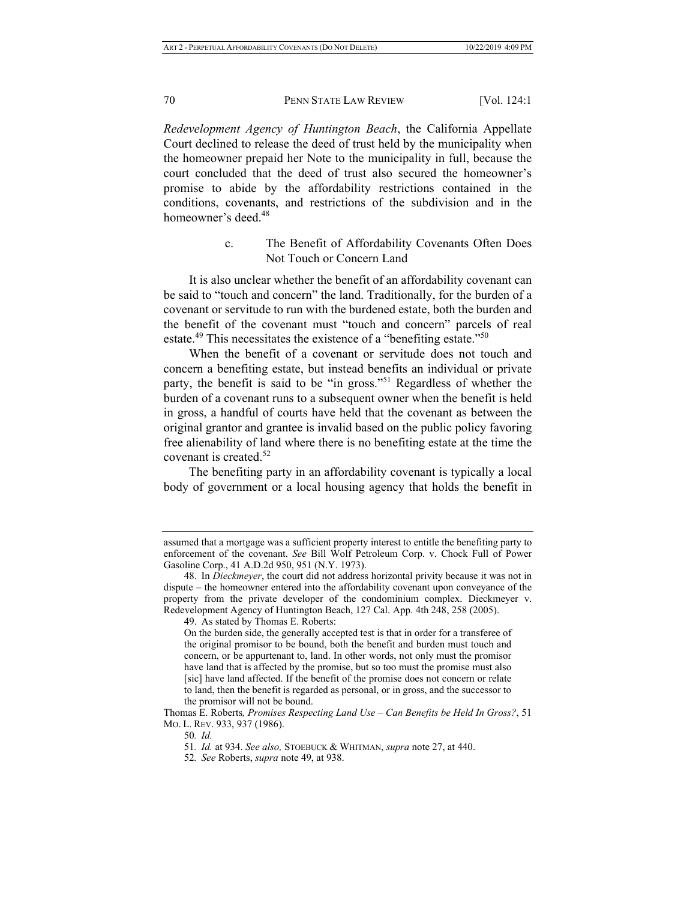*Redevelopment Agency of Huntington Beach*, the California Appellate Court declined to release the deed of trust held by the municipality when the homeowner prepaid her Note to the municipality in full, because the court concluded that the deed of trust also secured the homeowner's promise to abide by the affordability restrictions contained in the conditions, covenants, and restrictions of the subdivision and in the homeowner's deed.[48]

#### c. The Benefit of Affordability Covenants Often Does Not Touch or Concern Land

It is also unclear whether the benefit of an affordability covenant can be said to "touch and concern" the land. Traditionally, for the burden of a covenant or servitude to run with the burdened estate, both the burden and the benefit of the covenant must "touch and concern" parcels of real estate.[49] This necessitates the existence of a "benefiting estate."[50]

When the benefit of a covenant or servitude does not touch and concern a benefiting estate, but instead benefits an individual or private party, the benefit is said to be "in gross."[51] Regardless of whether the burden of a covenant runs to a subsequent owner when the benefit is held in gross, a handful of courts have held that the covenant as between the original grantor and grantee is invalid based on the public policy favoring free alienability of land where there is no benefiting estate at the time the covenant is created.[52]

The benefiting party in an affordability covenant is typically a local body of government or a local housing agency that holds the benefit in

---

assumed that a mortgage was a sufficient property interest to entitle the benefiting party to enforcement of the covenant. *See* Bill Wolf Petroleum Corp. v. Chock Full of Power Gasoline Corp., 41 A.D.2d 950, 951 (N.Y. 1973).

48. In *Dieckmeyer*, the court did not address horizontal privity because it was not in dispute – the homeowner entered into the affordability covenant upon conveyance of the property from the private developer of the condominium complex. Dieckmeyer v. Redevelopment Agency of Huntington Beach, 127 Cal. App. 4th 248, 258 (2005).

49. As stated by Thomas E. Roberts:

> On the burden side, the generally accepted test is that in order for a transferee of the original promisor to be bound, both the benefit and burden must touch and concern, or be appurtenant to, land. In other words, not only must the promisor have land that is affected by the promise, but so too must the promise must also [sic] have land affected. If the benefit of the promise does not concern or relate to land, then the benefit is regarded as personal, or in gross, and the successor to the promisor will not be bound.

Thomas E. Roberts*, Promises Respecting Land Use – Can Benefits be Held In Gross?*, 51 MO. L. REV. 933, 937 (1986).

50. *Id.*

51. *Id.* at 934. *See also,* STOEBUCK & WHITMAN, *supra* note 27, at 440.

52. *See* Roberts, *supra* note 49, at 938.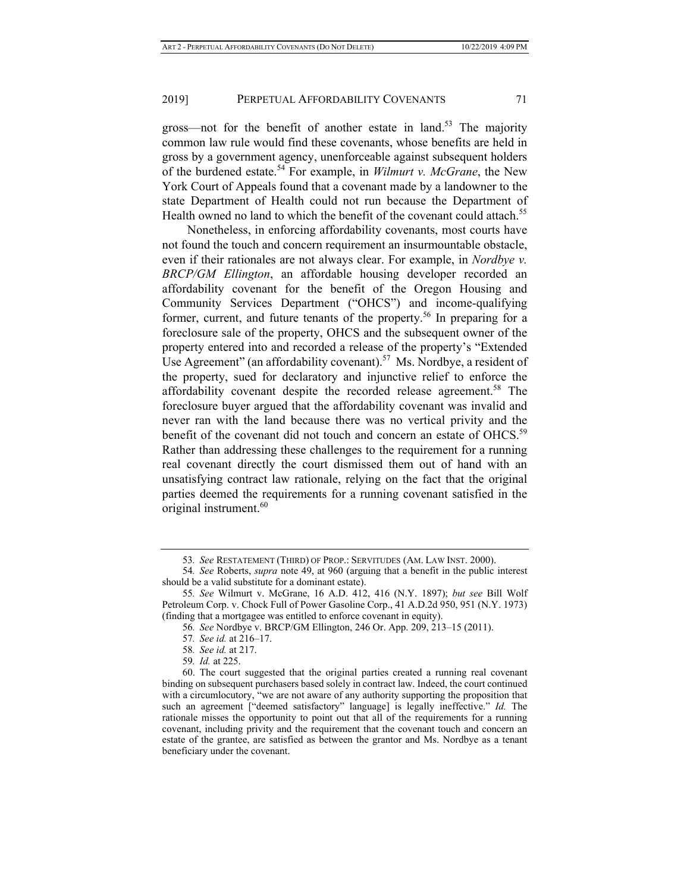gross—not for the benefit of another estate in land.[53] The majority common law rule would find these covenants, whose benefits are held in gross by a government agency, unenforceable against subsequent holders of the burdened estate.[54] For example, in *Wilmurt v. McGrane*, the New York Court of Appeals found that a covenant made by a landowner to the state Department of Health could not run because the Department of Health owned no land to which the benefit of the covenant could attach.[55]

Nonetheless, in enforcing affordability covenants, most courts have not found the touch and concern requirement an insurmountable obstacle, even if their rationales are not always clear. For example, in *Nordbye v. BRCP/GM Ellington*, an affordable housing developer recorded an affordability covenant for the benefit of the Oregon Housing and Community Services Department ("OHCS") and income-qualifying former, current, and future tenants of the property.[56] In preparing for a foreclosure sale of the property, OHCS and the subsequent owner of the property entered into and recorded a release of the property's "Extended Use Agreement" (an affordability covenant).[57] Ms. Nordbye, a resident of the property, sued for declaratory and injunctive relief to enforce the affordability covenant despite the recorded release agreement.[58] The foreclosure buyer argued that the affordability covenant was invalid and never ran with the land because there was no vertical privity and the benefit of the covenant did not touch and concern an estate of OHCS.[59] Rather than addressing these challenges to the requirement for a running real covenant directly the court dismissed them out of hand with an unsatisfying contract law rationale, relying on the fact that the original parties deemed the requirements for a running covenant satisfied in the original instrument.[60]

---

53. *See* RESTATEMENT (THIRD) OF PROP.: SERVITUDES (AM. LAW INST. 2000).

54. *See* Roberts, *supra* note 49, at 960 (arguing that a benefit in the public interest should be a valid substitute for a dominant estate).

55. *See* Wilmurt v. McGrane, 16 A.D. 412, 416 (N.Y. 1897); *but see* Bill Wolf Petroleum Corp. v. Chock Full of Power Gasoline Corp., 41 A.D.2d 950, 951 (N.Y. 1973) (finding that a mortgagee was entitled to enforce covenant in equity).

56. *See* Nordbye v. BRCP/GM Ellington, 246 Or. App. 209, 213–15 (2011).

57. *See id.* at 216–17.

58. *See id.* at 217.

59. *Id.* at 225.

60. The court suggested that the original parties created a running real covenant binding on subsequent purchasers based solely in contract law. Indeed, the court continued with a circumlocutory, "we are not aware of any authority supporting the proposition that such an agreement ["deemed satisfactory" language] is legally ineffective." *Id.* The rationale misses the opportunity to point out that all of the requirements for a running covenant, including privity and the requirement that the covenant touch and concern an estate of the grantee, are satisfied as between the grantor and Ms. Nordbye as a tenant beneficiary under the covenant.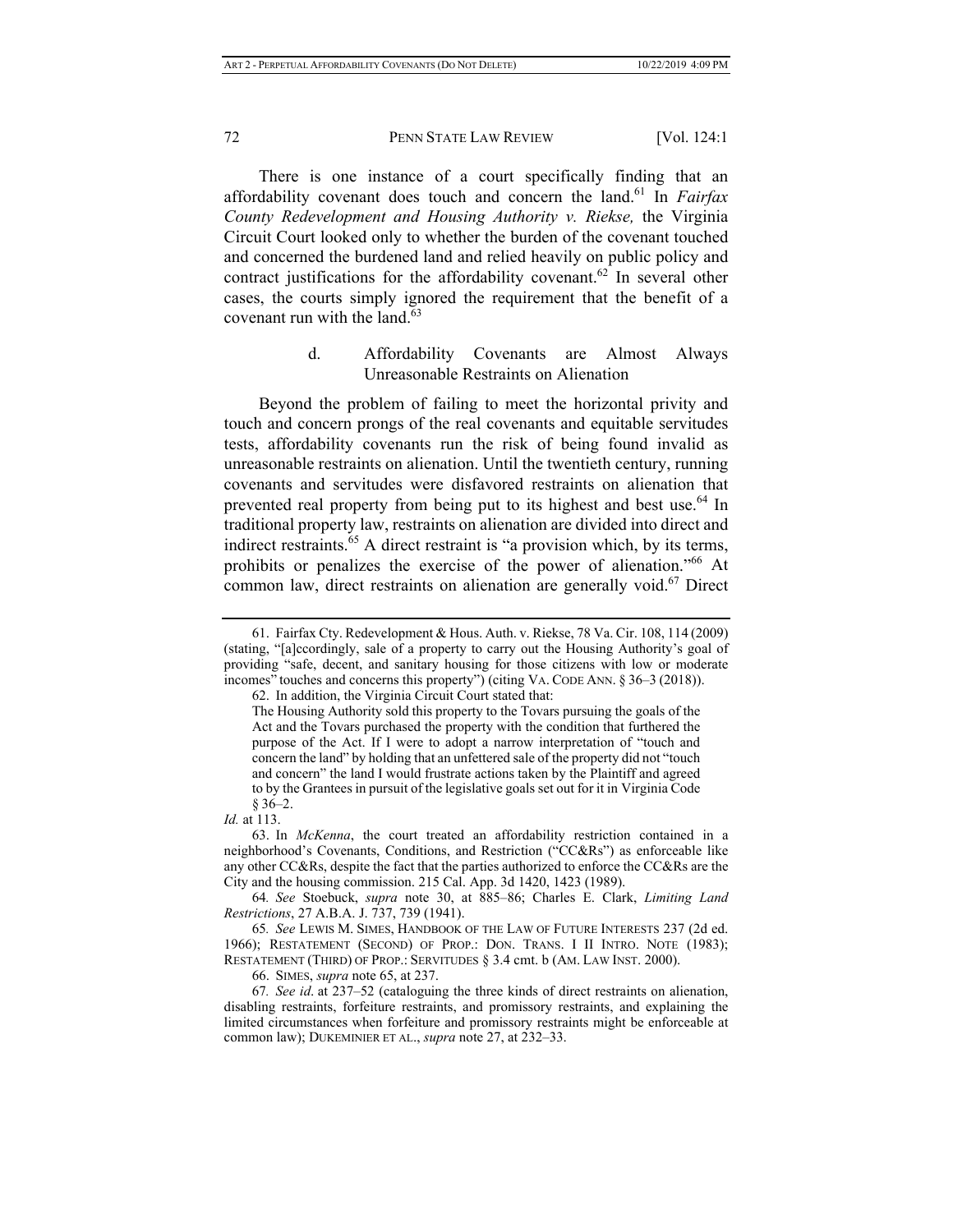There is one instance of a court specifically finding that an affordability covenant does touch and concern the land.[61] In *Fairfax County Redevelopment and Housing Authority v. Riekse,* the Virginia Circuit Court looked only to whether the burden of the covenant touched and concerned the burdened land and relied heavily on public policy and contract justifications for the affordability covenant.[62] In several other cases, the courts simply ignored the requirement that the benefit of a covenant run with the land.[63]

#### d. Affordability Covenants are Almost Always Unreasonable Restraints on Alienation

Beyond the problem of failing to meet the horizontal privity and touch and concern prongs of the real covenants and equitable servitudes tests, affordability covenants run the risk of being found invalid as unreasonable restraints on alienation. Until the twentieth century, running covenants and servitudes were disfavored restraints on alienation that prevented real property from being put to its highest and best use.[64] In traditional property law, restraints on alienation are divided into direct and indirect restraints.[65] A direct restraint is "a provision which, by its terms, prohibits or penalizes the exercise of the power of alienation."[66] At common law, direct restraints on alienation are generally void.[67] Direct

---

61. Fairfax Cty. Redevelopment & Hous. Auth. v. Riekse, 78 Va. Cir. 108, 114 (2009) (stating, "[a]ccordingly, sale of a property to carry out the Housing Authority's goal of providing "safe, decent, and sanitary housing for those citizens with low or moderate incomes" touches and concerns this property") (citing VA. CODE ANN. § 36–3 (2018)).

62. In addition, the Virginia Circuit Court stated that:

> The Housing Authority sold this property to the Tovars pursuing the goals of the Act and the Tovars purchased the property with the condition that furthered the purpose of the Act. If I were to adopt a narrow interpretation of "touch and concern the land" by holding that an unfettered sale of the property did not "touch and concern" the land I would frustrate actions taken by the Plaintiff and agreed to by the Grantees in pursuit of the legislative goals set out for it in Virginia Code § 36–2.

*Id.* at 113.

63. In *McKenna*, the court treated an affordability restriction contained in a neighborhood's Covenants, Conditions, and Restriction ("CC&Rs") as enforceable like any other CC&Rs, despite the fact that the parties authorized to enforce the CC&Rs are the City and the housing commission. 215 Cal. App. 3d 1420, 1423 (1989).

64. *See* Stoebuck, *supra* note 30, at 885–86; Charles E. Clark, *Limiting Land Restrictions*, 27 A.B.A. J. 737, 739 (1941).

65. *See* LEWIS M. SIMES, HANDBOOK OF THE LAW OF FUTURE INTERESTS 237 (2d ed. 1966); RESTATEMENT (SECOND) OF PROP.: DON. TRANS. I II INTRO. NOTE (1983); RESTATEMENT (THIRD) OF PROP.: SERVITUDES § 3.4 cmt. b (AM. LAW INST. 2000).

66. SIMES, *supra* note 65, at 237.

67. *See id*. at 237–52 (cataloguing the three kinds of direct restraints on alienation, disabling restraints, forfeiture restraints, and promissory restraints, and explaining the limited circumstances when forfeiture and promissory restraints might be enforceable at common law); DUKEMINIER ET AL., *supra* note 27, at 232–33.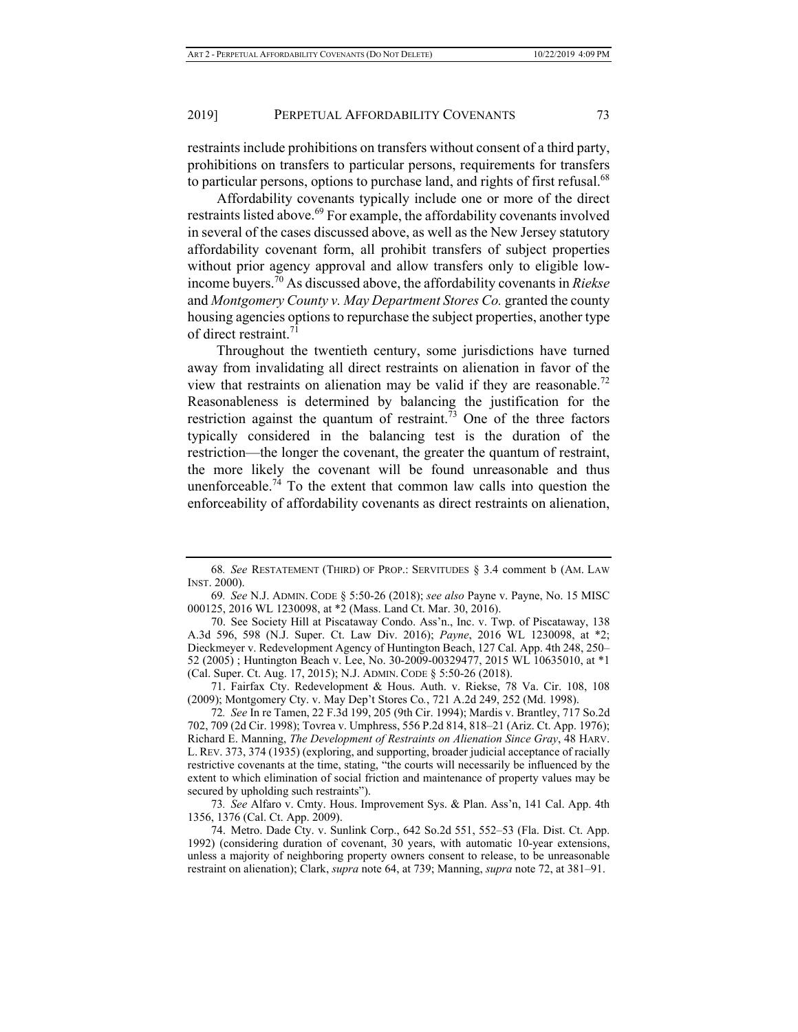restraints include prohibitions on transfers without consent of a third party, prohibitions on transfers to particular persons, requirements for transfers to particular persons, options to purchase land, and rights of first refusal.[68]

Affordability covenants typically include one or more of the direct restraints listed above.[69] For example, the affordability covenants involved in several of the cases discussed above, as well as the New Jersey statutory affordability covenant form, all prohibit transfers of subject properties without prior agency approval and allow transfers only to eligible low-income buyers.[70] As discussed above, the affordability covenants in *Riekse* and *Montgomery County v. May Department Stores Co.* granted the county housing agencies options to repurchase the subject properties, another type of direct restraint.[71]

Throughout the twentieth century, some jurisdictions have turned away from invalidating all direct restraints on alienation in favor of the view that restraints on alienation may be valid if they are reasonable.[72] Reasonableness is determined by balancing the justification for the restriction against the quantum of restraint.[73] One of the three factors typically considered in the balancing test is the duration of the restriction—the longer the covenant, the greater the quantum of restraint, the more likely the covenant will be found unreasonable and thus unenforceable.[74] To the extent that common law calls into question the enforceability of affordability covenants as direct restraints on alienation,

---

68. *See* RESTATEMENT (THIRD) OF PROP.: SERVITUDES § 3.4 comment b (AM. LAW INST. 2000).

69. *See* N.J. ADMIN. CODE § 5:50-26 (2018); *see also* Payne v. Payne, No. 15 MISC 000125, 2016 WL 1230098, at *2 (Mass. Land Ct. Mar. 30, 2016).

70. See Society Hill at Piscataway Condo. Ass'n., Inc. v. Twp. of Piscataway, 138 A.3d 596, 598 (N.J. Super. Ct. Law Div. 2016); *Payne*, 2016 WL 1230098, at *2; Dieckmeyer v. Redevelopment Agency of Huntington Beach, 127 Cal. App. 4th 248, 250–52 (2005) ; Huntington Beach v. Lee, No. 30-2009-00329477, 2015 WL 10635010, at *1 (Cal. Super. Ct. Aug. 17, 2015); N.J. ADMIN. CODE § 5:50-26 (2018).

71. Fairfax Cty. Redevelopment & Hous. Auth. v. Riekse, 78 Va. Cir. 108, 108 (2009); Montgomery Cty. v. May Dep't Stores Co*.*, 721 A.2d 249, 252 (Md. 1998).

72. *See* In re Tamen, 22 F.3d 199, 205 (9th Cir. 1994); Mardis v. Brantley, 717 So.2d 702, 709 (2d Cir. 1998); Tovrea v. Umphress, 556 P.2d 814, 818–21 (Ariz. Ct. App. 1976); Richard E. Manning, *The Development of Restraints on Alienation Since Gray*, 48 HARV. L. REV. 373, 374 (1935) (exploring, and supporting, broader judicial acceptance of racially restrictive covenants at the time, stating, "the courts will necessarily be influenced by the extent to which elimination of social friction and maintenance of property values may be secured by upholding such restraints").

73. *See* Alfaro v. Cmty. Hous. Improvement Sys. & Plan. Ass'n, 141 Cal. App. 4th 1356, 1376 (Cal. Ct. App. 2009).

74. Metro. Dade Cty. v. Sunlink Corp., 642 So.2d 551, 552–53 (Fla. Dist. Ct. App. 1992) (considering duration of covenant, 30 years, with automatic 10-year extensions, unless a majority of neighboring property owners consent to release, to be unreasonable restraint on alienation); Clark, *supra* note 64, at 739; Manning, *supra* note 72, at 381–91.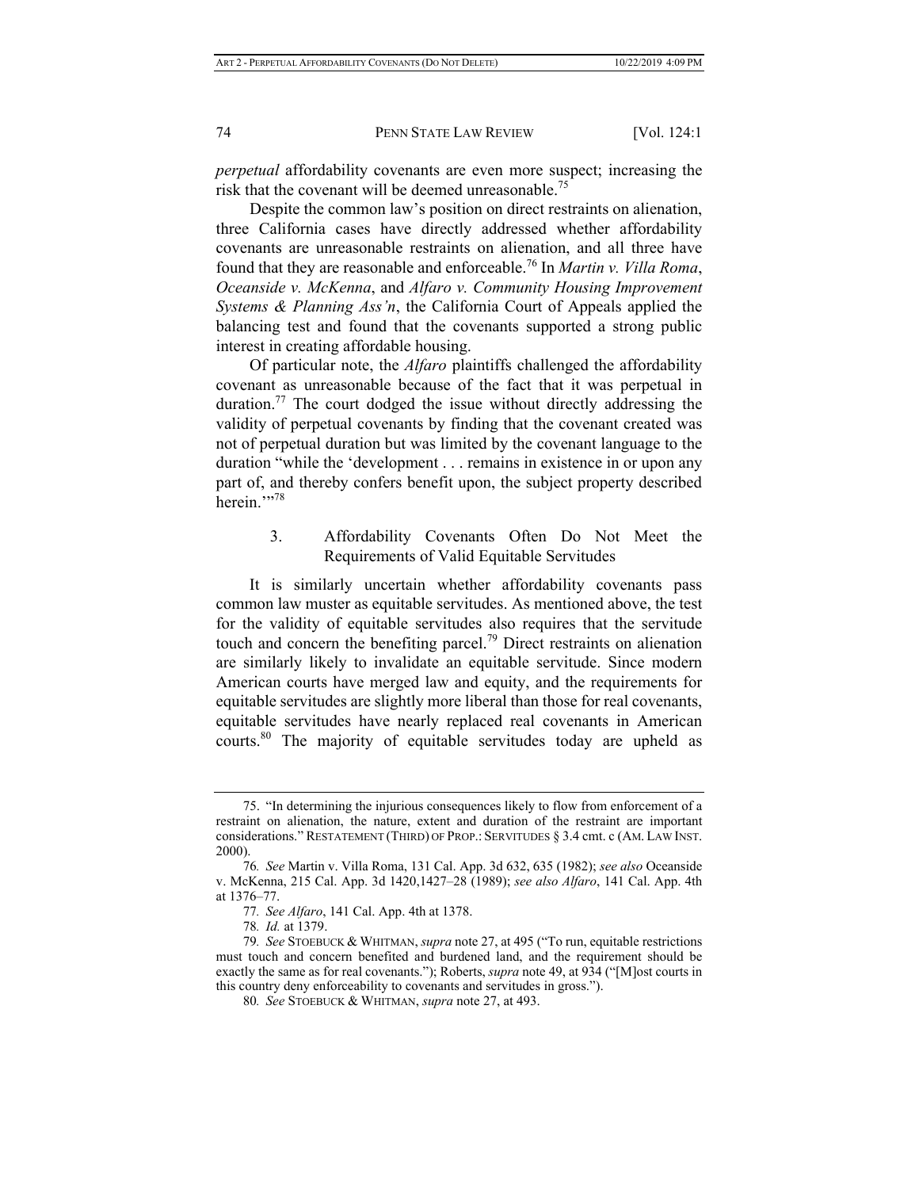*perpetual* affordability covenants are even more suspect; increasing the risk that the covenant will be deemed unreasonable.[75]

Despite the common law's position on direct restraints on alienation, three California cases have directly addressed whether affordability covenants are unreasonable restraints on alienation, and all three have found that they are reasonable and enforceable.[76] In *Martin v. Villa Roma*, *Oceanside v. McKenna*, and *Alfaro v. Community Housing Improvement Systems & Planning Ass'n*, the California Court of Appeals applied the balancing test and found that the covenants supported a strong public interest in creating affordable housing.

Of particular note, the *Alfaro* plaintiffs challenged the affordability covenant as unreasonable because of the fact that it was perpetual in duration.[77] The court dodged the issue without directly addressing the validity of perpetual covenants by finding that the covenant created was not of perpetual duration but was limited by the covenant language to the duration "while the 'development . . . remains in existence in or upon any part of, and thereby confers benefit upon, the subject property described herein.'"[78]

### 3. Affordability Covenants Often Do Not Meet the Requirements of Valid Equitable Servitudes

It is similarly uncertain whether affordability covenants pass common law muster as equitable servitudes. As mentioned above, the test for the validity of equitable servitudes also requires that the servitude touch and concern the benefiting parcel.[79] Direct restraints on alienation are similarly likely to invalidate an equitable servitude. Since modern American courts have merged law and equity, and the requirements for equitable servitudes are slightly more liberal than those for real covenants, equitable servitudes have nearly replaced real covenants in American courts.[80] The majority of equitable servitudes today are upheld as

---

75. "In determining the injurious consequences likely to flow from enforcement of a restraint on alienation, the nature, extent and duration of the restraint are important considerations." RESTATEMENT (THIRD) OF PROP.: SERVITUDES § 3.4 cmt. c (AM. LAW INST. 2000).

76. *See* Martin v. Villa Roma, 131 Cal. App. 3d 632, 635 (1982); *see also* Oceanside v. McKenna, 215 Cal. App. 3d 1420,1427–28 (1989); *see also Alfaro*, 141 Cal. App. 4th at 1376–77.

77. *See Alfaro*, 141 Cal. App. 4th at 1378.

78. *Id.* at 1379.

79. *See* STOEBUCK & WHITMAN, *supra* note 27, at 495 ("To run, equitable restrictions must touch and concern benefited and burdened land, and the requirement should be exactly the same as for real covenants."); Roberts, *supra* note 49, at 934 ("[M]ost courts in this country deny enforceability to covenants and servitudes in gross.").

80. *See* STOEBUCK & WHITMAN, *supra* note 27, at 493.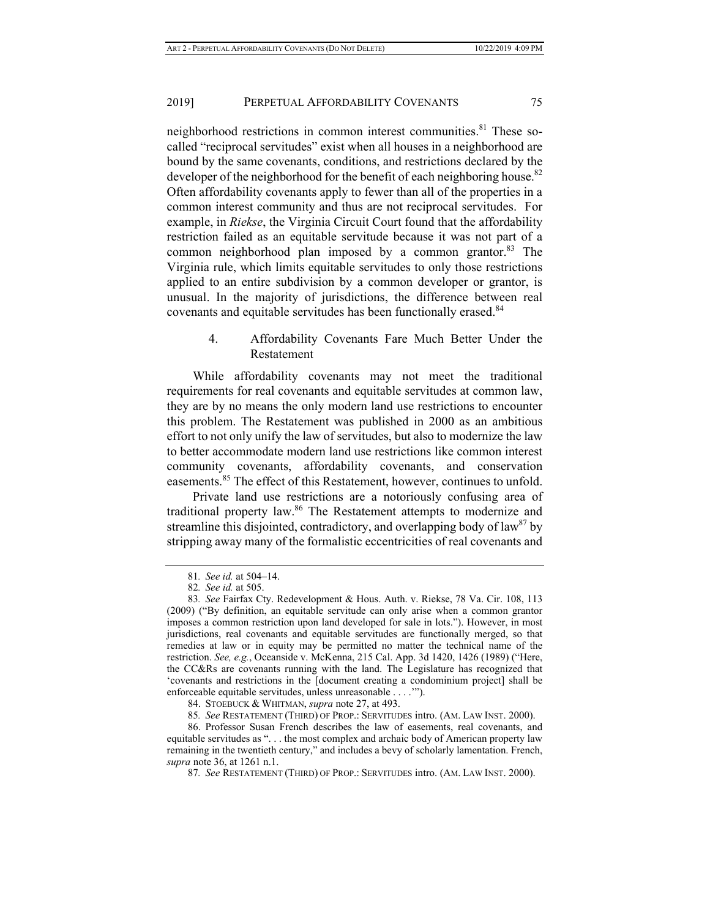neighborhood restrictions in common interest communities.[81] These so-called "reciprocal servitudes" exist when all houses in a neighborhood are bound by the same covenants, conditions, and restrictions declared by the developer of the neighborhood for the benefit of each neighboring house.[82] Often affordability covenants apply to fewer than all of the properties in a common interest community and thus are not reciprocal servitudes. For example, in *Riekse*, the Virginia Circuit Court found that the affordability restriction failed as an equitable servitude because it was not part of a common neighborhood plan imposed by a common grantor.[83] The Virginia rule, which limits equitable servitudes to only those restrictions applied to an entire subdivision by a common developer or grantor, is unusual. In the majority of jurisdictions, the difference between real covenants and equitable servitudes has been functionally erased.[84]

#### 4. Affordability Covenants Fare Much Better Under the Restatement

While affordability covenants may not meet the traditional requirements for real covenants and equitable servitudes at common law, they are by no means the only modern land use restrictions to encounter this problem. The Restatement was published in 2000 as an ambitious effort to not only unify the law of servitudes, but also to modernize the law to better accommodate modern land use restrictions like common interest community covenants, affordability covenants, and conservation easements.[85] The effect of this Restatement, however, continues to unfold.

Private land use restrictions are a notoriously confusing area of traditional property law.[86] The Restatement attempts to modernize and streamline this disjointed, contradictory, and overlapping body of law[87] by stripping away many of the formalistic eccentricities of real covenants and

---

81. *See id.* at 504–14.

82. *See id.* at 505.

83. *See* Fairfax Cty. Redevelopment & Hous. Auth. v. Riekse, 78 Va. Cir. 108, 113 (2009) ("By definition, an equitable servitude can only arise when a common grantor imposes a common restriction upon land developed for sale in lots."). However, in most jurisdictions, real covenants and equitable servitudes are functionally merged, so that remedies at law or in equity may be permitted no matter the technical name of the restriction. *See, e.g.*, Oceanside v. McKenna, 215 Cal. App. 3d 1420, 1426 (1989) ("Here, the CC&Rs are covenants running with the land. The Legislature has recognized that 'covenants and restrictions in the [document creating a condominium project] shall be enforceable equitable servitudes, unless unreasonable . . . .'").

84. STOEBUCK & WHITMAN, *supra* note 27, at 493.

85. *See* RESTATEMENT (THIRD) OF PROP.: SERVITUDES intro. (AM. LAW INST. 2000).

86. Professor Susan French describes the law of easements, real covenants, and equitable servitudes as ". . . the most complex and archaic body of American property law remaining in the twentieth century," and includes a bevy of scholarly lamentation. French, *supra* note 36, at 1261 n.1.

87. *See* RESTATEMENT (THIRD) OF PROP.: SERVITUDES intro. (AM. LAW INST. 2000).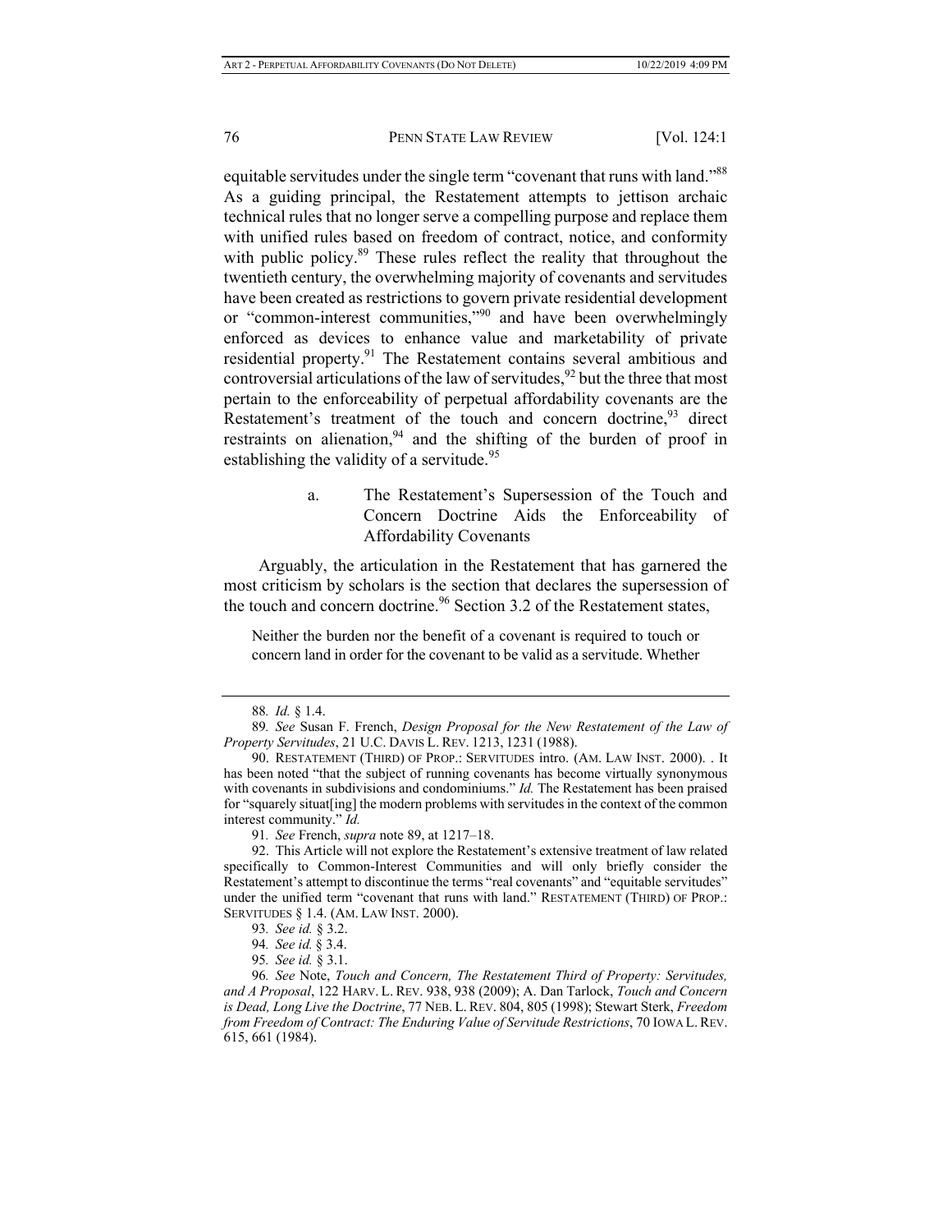equitable servitudes under the single term "covenant that runs with land."[88] As a guiding principal, the Restatement attempts to jettison archaic technical rules that no longer serve a compelling purpose and replace them with unified rules based on freedom of contract, notice, and conformity with public policy.[89] These rules reflect the reality that throughout the twentieth century, the overwhelming majority of covenants and servitudes have been created as restrictions to govern private residential development or "common-interest communities,"[90] and have been overwhelmingly enforced as devices to enhance value and marketability of private residential property.[91] The Restatement contains several ambitious and controversial articulations of the law of servitudes,[92] but the three that most pertain to the enforceability of perpetual affordability covenants are the Restatement's treatment of the touch and concern doctrine,[93] direct restraints on alienation,[94] and the shifting of the burden of proof in establishing the validity of a servitude.[95]

a. The Restatement's Supersession of the Touch and Concern Doctrine Aids the Enforceability of Affordability Covenants

Arguably, the articulation in the Restatement that has garnered the most criticism by scholars is the section that declares the supersession of the touch and concern doctrine.[96] Section 3.2 of the Restatement states,

> Neither the burden nor the benefit of a covenant is required to touch or concern land in order for the covenant to be valid as a servitude. Whether

---

88. *Id.* § 1.4.

89. *See* Susan F. French, *Design Proposal for the New Restatement of the Law of Property Servitudes*, 21 U.C. DAVIS L. REV. 1213, 1231 (1988).

90. RESTATEMENT (THIRD) OF PROP.: SERVITUDES intro. (AM. LAW INST. 2000). . It has been noted "that the subject of running covenants has become virtually synonymous with covenants in subdivisions and condominiums." *Id.* The Restatement has been praised for "squarely situat[ing] the modern problems with servitudes in the context of the common interest community." *Id.*

91. *See* French, *supra* note 89, at 1217–18.

92. This Article will not explore the Restatement's extensive treatment of law related specifically to Common-Interest Communities and will only briefly consider the Restatement's attempt to discontinue the terms "real covenants" and "equitable servitudes" under the unified term "covenant that runs with land." RESTATEMENT (THIRD) OF PROP.: SERVITUDES § 1.4. (AM. LAW INST. 2000).

93. *See id.* § 3.2.

94. *See id.* § 3.4.

95. *See id.* § 3.1.

96. *See* Note, *Touch and Concern, The Restatement Third of Property: Servitudes, and A Proposal*, 122 HARV. L. REV. 938, 938 (2009); A. Dan Tarlock, *Touch and Concern is Dead, Long Live the Doctrine*, 77 NEB. L. REV. 804, 805 (1998); Stewart Sterk, *Freedom from Freedom of Contract: The Enduring Value of Servitude Restrictions*, 70 IOWA L. REV. 615, 661 (1984).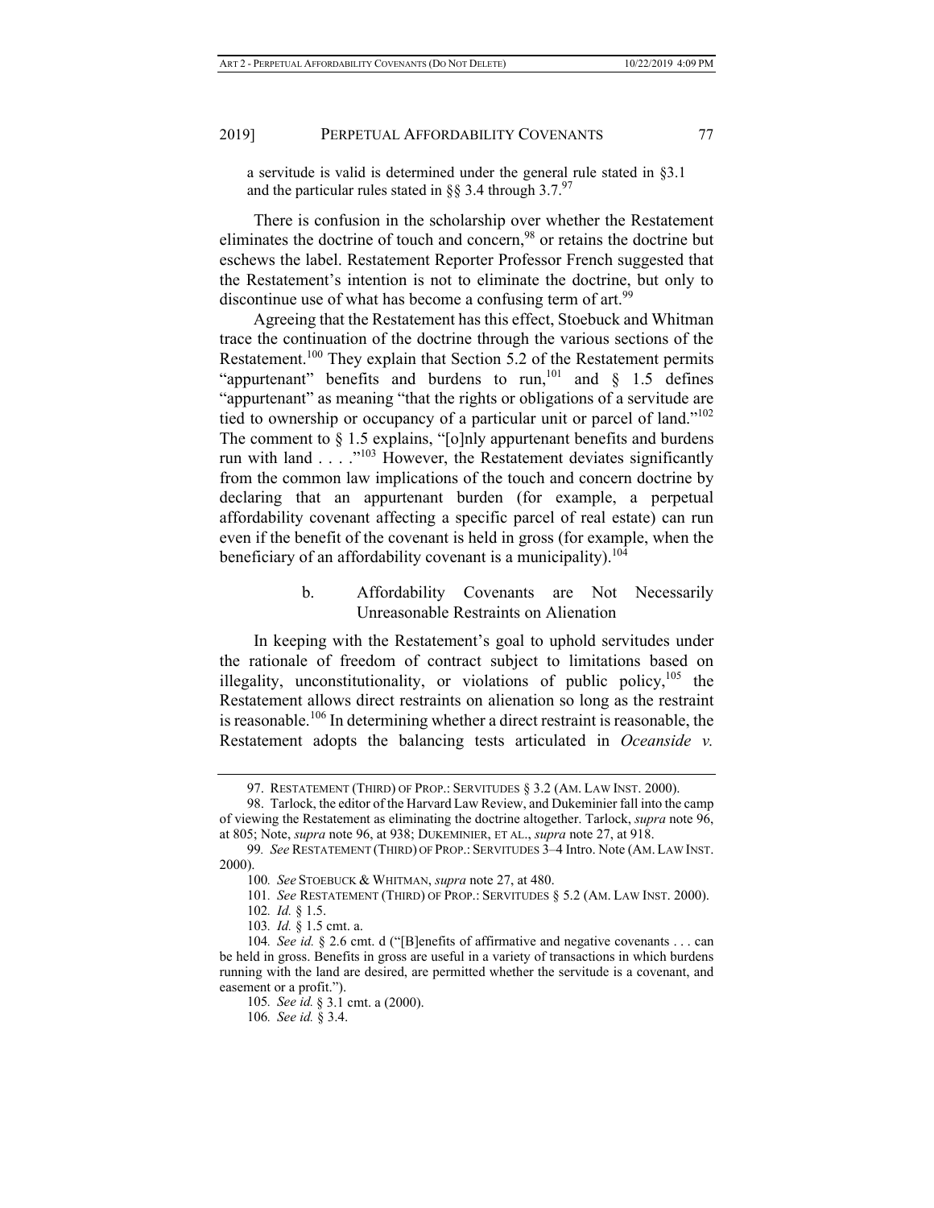a servitude is valid is determined under the general rule stated in §3.1 and the particular rules stated in §§ 3.4 through 3.7.[97]

There is confusion in the scholarship over whether the Restatement eliminates the doctrine of touch and concern,[98] or retains the doctrine but eschews the label. Restatement Reporter Professor French suggested that the Restatement's intention is not to eliminate the doctrine, but only to discontinue use of what has become a confusing term of art.[99]

Agreeing that the Restatement has this effect, Stoebuck and Whitman trace the continuation of the doctrine through the various sections of the Restatement.[100] They explain that Section 5.2 of the Restatement permits "appurtenant" benefits and burdens to run,[101] and § 1.5 defines "appurtenant" as meaning "that the rights or obligations of a servitude are tied to ownership or occupancy of a particular unit or parcel of land."[102] The comment to § 1.5 explains, "[o]nly appurtenant benefits and burdens run with land . . . ."[103] However, the Restatement deviates significantly from the common law implications of the touch and concern doctrine by declaring that an appurtenant burden (for example, a perpetual affordability covenant affecting a specific parcel of real estate) can run even if the benefit of the covenant is held in gross (for example, when the beneficiary of an affordability covenant is a municipality).[104]

#### b. Affordability Covenants are Not Necessarily Unreasonable Restraints on Alienation

In keeping with the Restatement's goal to uphold servitudes under the rationale of freedom of contract subject to limitations based on illegality, unconstitutionality, or violations of public policy,[105] the Restatement allows direct restraints on alienation so long as the restraint is reasonable.[106] In determining whether a direct restraint is reasonable, the Restatement adopts the balancing tests articulated in *Oceanside v.*

---

97. RESTATEMENT (THIRD) OF PROP.: SERVITUDES § 3.2 (AM. LAW INST. 2000).

98. Tarlock, the editor of the Harvard Law Review, and Dukeminier fall into the camp of viewing the Restatement as eliminating the doctrine altogether. Tarlock, *supra* note 96, at 805; Note, *supra* note 96, at 938; DUKEMINIER, ET AL., *supra* note 27, at 918.

99. *See* RESTATEMENT (THIRD) OF PROP.: SERVITUDES 3–4 Intro. Note (AM. LAW INST. 2000).

100. *See* STOEBUCK & WHITMAN, *supra* note 27, at 480.

101. *See* RESTATEMENT (THIRD) OF PROP.: SERVITUDES § 5.2 (AM. LAW INST. 2000).

102. *Id.* § 1.5.

103. *Id.* § 1.5 cmt. a.

104. *See id.* § 2.6 cmt. d ("[B]enefits of affirmative and negative covenants . . . can be held in gross. Benefits in gross are useful in a variety of transactions in which burdens running with the land are desired, are permitted whether the servitude is a covenant, and easement or a profit.").

105. *See id.* § 3.1 cmt. a (2000).

106. *See id.* § 3.4.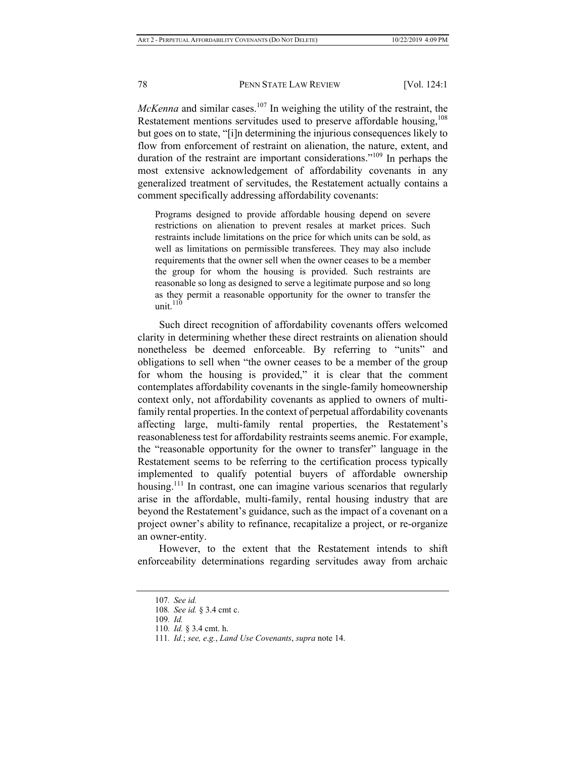*McKenna* and similar cases.[107] In weighing the utility of the restraint, the Restatement mentions servitudes used to preserve affordable housing,[108] but goes on to state, "[i]n determining the injurious consequences likely to flow from enforcement of restraint on alienation, the nature, extent, and duration of the restraint are important considerations."[109] In perhaps the most extensive acknowledgement of affordability covenants in any generalized treatment of servitudes, the Restatement actually contains a comment specifically addressing affordability covenants:

> Programs designed to provide affordable housing depend on severe restrictions on alienation to prevent resales at market prices. Such restraints include limitations on the price for which units can be sold, as well as limitations on permissible transferees. They may also include requirements that the owner sell when the owner ceases to be a member the group for whom the housing is provided. Such restraints are reasonable so long as designed to serve a legitimate purpose and so long as they permit a reasonable opportunity for the owner to transfer the unit.[110]

Such direct recognition of affordability covenants offers welcomed clarity in determining whether these direct restraints on alienation should nonetheless be deemed enforceable. By referring to "units" and obligations to sell when "the owner ceases to be a member of the group for whom the housing is provided," it is clear that the comment contemplates affordability covenants in the single-family homeownership context only, not affordability covenants as applied to owners of multi-family rental properties. In the context of perpetual affordability covenants affecting large, multi-family rental properties, the Restatement's reasonableness test for affordability restraints seems anemic. For example, the "reasonable opportunity for the owner to transfer" language in the Restatement seems to be referring to the certification process typically implemented to qualify potential buyers of affordable ownership housing.[111] In contrast, one can imagine various scenarios that regularly arise in the affordable, multi-family, rental housing industry that are beyond the Restatement's guidance, such as the impact of a covenant on a project owner's ability to refinance, recapitalize a project, or re-organize an owner-entity.

However, to the extent that the Restatement intends to shift enforceability determinations regarding servitudes away from archaic

107. *See id.*

108. *See id.* § 3.4 cmt c.

109. *Id.*

110. *Id.* § 3.4 cmt. h.

111. *Id.*; *see, e.g.*, *Land Use Covenants*, *supra* note 14.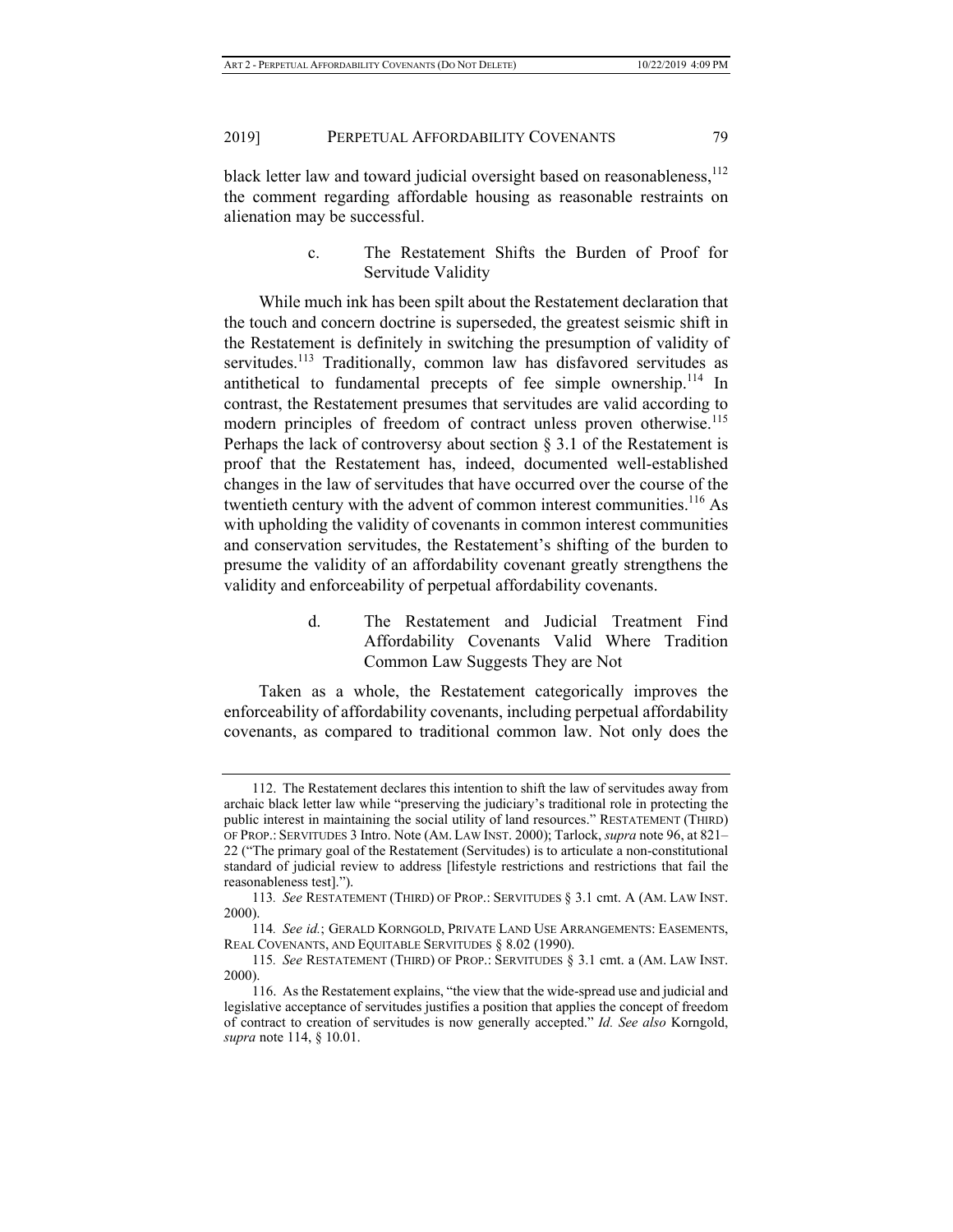black letter law and toward judicial oversight based on reasonableness,[112] the comment regarding affordable housing as reasonable restraints on alienation may be successful.

#### c. The Restatement Shifts the Burden of Proof for Servitude Validity

While much ink has been spilt about the Restatement declaration that the touch and concern doctrine is superseded, the greatest seismic shift in the Restatement is definitely in switching the presumption of validity of servitudes.[113] Traditionally, common law has disfavored servitudes as antithetical to fundamental precepts of fee simple ownership.[114] In contrast, the Restatement presumes that servitudes are valid according to modern principles of freedom of contract unless proven otherwise.[115] Perhaps the lack of controversy about section § 3.1 of the Restatement is proof that the Restatement has, indeed, documented well-established changes in the law of servitudes that have occurred over the course of the twentieth century with the advent of common interest communities.[116] As with upholding the validity of covenants in common interest communities and conservation servitudes, the Restatement's shifting of the burden to presume the validity of an affordability covenant greatly strengthens the validity and enforceability of perpetual affordability covenants.

#### d. The Restatement and Judicial Treatment Find Affordability Covenants Valid Where Tradition Common Law Suggests They are Not

Taken as a whole, the Restatement categorically improves the enforceability of affordability covenants, including perpetual affordability covenants, as compared to traditional common law. Not only does the

---

112. The Restatement declares this intention to shift the law of servitudes away from archaic black letter law while "preserving the judiciary's traditional role in protecting the public interest in maintaining the social utility of land resources." RESTATEMENT (THIRD) OF PROP.: SERVITUDES 3 Intro. Note (AM. LAW INST. 2000); Tarlock, *supra* note 96, at 821–22 ("The primary goal of the Restatement (Servitudes) is to articulate a non-constitutional standard of judicial review to address [lifestyle restrictions and restrictions that fail the reasonableness test].").

113. *See* RESTATEMENT (THIRD) OF PROP.: SERVITUDES § 3.1 cmt. A (AM. LAW INST. 2000).

114. *See id.*; GERALD KORNGOLD, PRIVATE LAND USE ARRANGEMENTS: EASEMENTS, REAL COVENANTS, AND EQUITABLE SERVITUDES § 8.02 (1990).

115. *See* RESTATEMENT (THIRD) OF PROP.: SERVITUDES § 3.1 cmt. a (AM. LAW INST. 2000).

116. As the Restatement explains, "the view that the wide-spread use and judicial and legislative acceptance of servitudes justifies a position that applies the concept of freedom of contract to creation of servitudes is now generally accepted." *Id. See also* Korngold, *supra* note 114, § 10.01.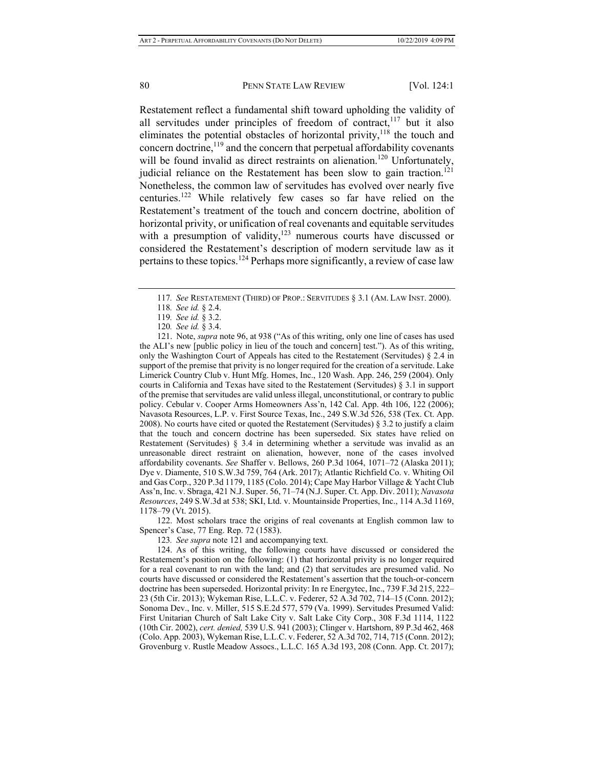Restatement reflect a fundamental shift toward upholding the validity of all servitudes under principles of freedom of contract,[117] but it also eliminates the potential obstacles of horizontal privity,[118] the touch and concern doctrine,[119] and the concern that perpetual affordability covenants will be found invalid as direct restraints on alienation.[120] Unfortunately, judicial reliance on the Restatement has been slow to gain traction.[121] Nonetheless, the common law of servitudes has evolved over nearly five centuries.[122] While relatively few cases so far have relied on the Restatement's treatment of the touch and concern doctrine, abolition of horizontal privity, or unification of real covenants and equitable servitudes with a presumption of validity,[123] numerous courts have discussed or considered the Restatement's description of modern servitude law as it pertains to these topics.[124] Perhaps more significantly, a review of case law

---

117. *See* RESTATEMENT (THIRD) OF PROP.: SERVITUDES § 3.1 (AM. LAW INST. 2000).

118. *See id.* § 2.4.

119. *See id.* § 3.2.

120. *See id.* § 3.4.

121. Note, *supra* note 96, at 938 ("As of this writing, only one line of cases has used the ALI's new [public policy in lieu of the touch and concern] test."). As of this writing, only the Washington Court of Appeals has cited to the Restatement (Servitudes) § 2.4 in support of the premise that privity is no longer required for the creation of a servitude. Lake Limerick Country Club v. Hunt Mfg. Homes, Inc., 120 Wash. App. 246, 259 (2004). Only courts in California and Texas have sited to the Restatement (Servitudes) § 3.1 in support of the premise that servitudes are valid unless illegal, unconstitutional, or contrary to public policy. Cebular v. Cooper Arms Homeowners Ass'n, 142 Cal. App. 4th 106, 122 (2006); Navasota Resources, L.P. v. First Source Texas, Inc., 249 S.W.3d 526, 538 (Tex. Ct. App. 2008). No courts have cited or quoted the Restatement (Servitudes) § 3.2 to justify a claim that the touch and concern doctrine has been superseded. Six states have relied on Restatement (Servitudes) § 3.4 in determining whether a servitude was invalid as an unreasonable direct restraint on alienation, however, none of the cases involved affordability covenants. *See* Shaffer v. Bellows, 260 P.3d 1064, 1071–72 (Alaska 2011); Dye v. Diamente, 510 S.W.3d 759, 764 (Ark. 2017); Atlantic Richfield Co. v. Whiting Oil and Gas Corp., 320 P.3d 1179, 1185 (Colo. 2014); Cape May Harbor Village & Yacht Club Ass'n, Inc. v. Sbraga, 421 N.J. Super. 56, 71–74 (N.J. Super. Ct. App. Div. 2011); *Navasota Resources*, 249 S.W.3d at 538; SKI, Ltd. v. Mountainside Properties, Inc., 114 A.3d 1169, 1178–79 (Vt. 2015).

122. Most scholars trace the origins of real covenants at English common law to Spencer's Case, 77 Eng. Rep. 72 (1583).

123. *See supra* note 121 and accompanying text.

124. As of this writing, the following courts have discussed or considered the Restatement's position on the following: (1) that horizontal privity is no longer required for a real covenant to run with the land; and (2) that servitudes are presumed valid. No courts have discussed or considered the Restatement's assertion that the touch-or-concern doctrine has been superseded. Horizontal privity: In re Energytec, Inc., 739 F.3d 215, 222–23 (5th Cir. 2013); Wykeman Rise, L.L.C. v. Federer, 52 A.3d 702, 714–15 (Conn. 2012); Sonoma Dev., Inc. v. Miller, 515 S.E.2d 577, 579 (Va. 1999). Servitudes Presumed Valid: First Unitarian Church of Salt Lake City v. Salt Lake City Corp., 308 F.3d 1114, 1122 (10th Cir. 2002), *cert. denied,* 539 U.S. 941 (2003); Clinger v. Hartshorn, 89 P.3d 462, 468 (Colo. App. 2003), Wykeman Rise, L.L.C. v. Federer, 52 A.3d 702, 714, 715 (Conn. 2012); Grovenburg v. Rustle Meadow Assocs., L.L.C. 165 A.3d 193, 208 (Conn. App. Ct. 2017);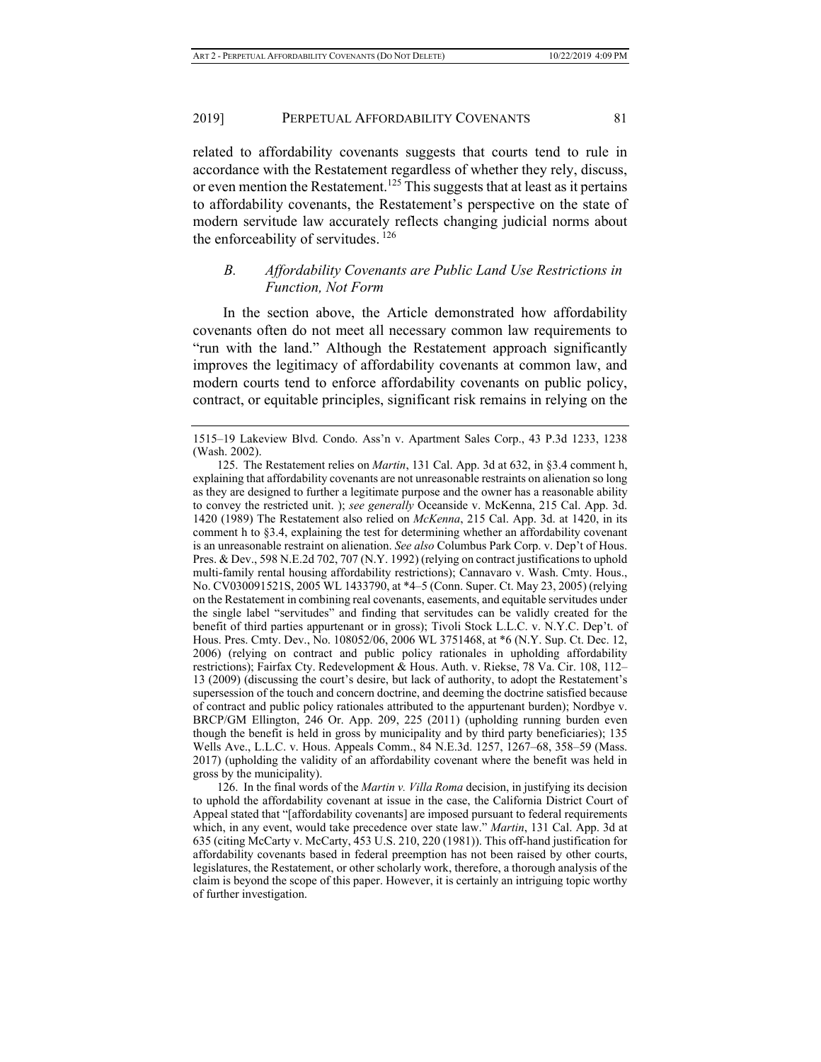related to affordability covenants suggests that courts tend to rule in accordance with the Restatement regardless of whether they rely, discuss, or even mention the Restatement.[125] This suggests that at least as it pertains to affordability covenants, the Restatement's perspective on the state of modern servitude law accurately reflects changing judicial norms about the enforceability of servitudes. [126]

### *B. Affordability Covenants are Public Land Use Restrictions in Function, Not Form*

In the section above, the Article demonstrated how affordability covenants often do not meet all necessary common law requirements to "run with the land." Although the Restatement approach significantly improves the legitimacy of affordability covenants at common law, and modern courts tend to enforce affordability covenants on public policy, contract, or equitable principles, significant risk remains in relying on the

---

1515–19 Lakeview Blvd. Condo. Ass'n v. Apartment Sales Corp., 43 P.3d 1233, 1238 (Wash. 2002).

125. The Restatement relies on *Martin*, 131 Cal. App. 3d at 632, in §3.4 comment h, explaining that affordability covenants are not unreasonable restraints on alienation so long as they are designed to further a legitimate purpose and the owner has a reasonable ability to convey the restricted unit. ); *see generally* Oceanside v. McKenna, 215 Cal. App. 3d. 1420 (1989) The Restatement also relied on *McKenna*, 215 Cal. App. 3d. at 1420, in its comment h to §3.4, explaining the test for determining whether an affordability covenant is an unreasonable restraint on alienation. *See also* Columbus Park Corp. v. Dep't of Hous. Pres. & Dev., 598 N.E.2d 702, 707 (N.Y. 1992) (relying on contract justifications to uphold multi-family rental housing affordability restrictions); Cannavaro v. Wash. Cmty. Hous., No. CV030091521S, 2005 WL 1433790, at *4–5 (Conn. Super. Ct. May 23, 2005) (relying on the Restatement in combining real covenants, easements, and equitable servitudes under the single label "servitudes" and finding that servitudes can be validly created for the benefit of third parties appurtenant or in gross); Tivoli Stock L.L.C. v. N.Y.C. Dep't. of Hous. Pres. Cmty. Dev., No. 108052/06, 2006 WL 3751468, at *6 (N.Y. Sup. Ct. Dec. 12, 2006) (relying on contract and public policy rationales in upholding affordability restrictions); Fairfax Cty. Redevelopment & Hous. Auth. v. Riekse, 78 Va. Cir. 108, 112–13 (2009) (discussing the court's desire, but lack of authority, to adopt the Restatement's supersession of the touch and concern doctrine, and deeming the doctrine satisfied because of contract and public policy rationales attributed to the appurtenant burden); Nordbye v. BRCP/GM Ellington, 246 Or. App. 209, 225 (2011) (upholding running burden even though the benefit is held in gross by municipality and by third party beneficiaries); 135 Wells Ave., L.L.C. v. Hous. Appeals Comm., 84 N.E.3d. 1257, 1267–68, 358–59 (Mass. 2017) (upholding the validity of an affordability covenant where the benefit was held in gross by the municipality).

126. In the final words of the *Martin v. Villa Roma* decision, in justifying its decision to uphold the affordability covenant at issue in the case, the California District Court of Appeal stated that "[affordability covenants] are imposed pursuant to federal requirements which, in any event, would take precedence over state law." *Martin*, 131 Cal. App. 3d at 635 (citing McCarty v. McCarty, 453 U.S. 210, 220 (1981)). This off-hand justification for affordability covenants based in federal preemption has not been raised by other courts, legislatures, the Restatement, or other scholarly work, therefore, a thorough analysis of the claim is beyond the scope of this paper. However, it is certainly an intriguing topic worthy of further investigation.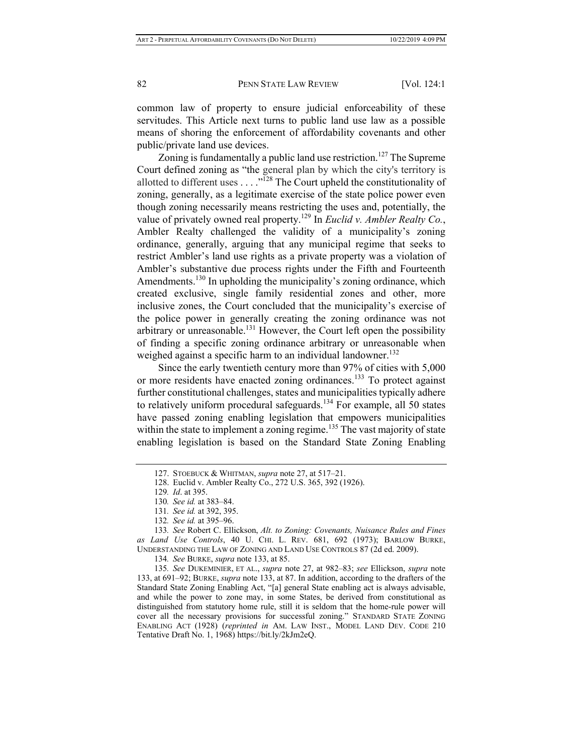common law of property to ensure judicial enforceability of these servitudes. This Article next turns to public land use law as a possible means of shoring the enforcement of affordability covenants and other public/private land use devices.

Zoning is fundamentally a public land use restriction.[127] The Supreme Court defined zoning as "the general plan by which the city's territory is allotted to different uses . . . ."[128] The Court upheld the constitutionality of zoning, generally, as a legitimate exercise of the state police power even though zoning necessarily means restricting the uses and, potentially, the value of privately owned real property.[129] In *Euclid v. Ambler Realty Co.*, Ambler Realty challenged the validity of a municipality's zoning ordinance, generally, arguing that any municipal regime that seeks to restrict Ambler's land use rights as a private property was a violation of Ambler's substantive due process rights under the Fifth and Fourteenth Amendments.[130] In upholding the municipality's zoning ordinance, which created exclusive, single family residential zones and other, more inclusive zones, the Court concluded that the municipality's exercise of the police power in generally creating the zoning ordinance was not arbitrary or unreasonable.[131] However, the Court left open the possibility of finding a specific zoning ordinance arbitrary or unreasonable when weighed against a specific harm to an individual landowner.[132]

Since the early twentieth century more than 97% of cities with 5,000 or more residents have enacted zoning ordinances.[133] To protect against further constitutional challenges, states and municipalities typically adhere to relatively uniform procedural safeguards.[134] For example, all 50 states have passed zoning enabling legislation that empowers municipalities within the state to implement a zoning regime.[135] The vast majority of state enabling legislation is based on the Standard State Zoning Enabling

---

127. STOEBUCK & WHITMAN, *supra* note 27, at 517–21.

128. Euclid v. Ambler Realty Co., 272 U.S. 365, 392 (1926).

129. *Id*. at 395.

130. *See id.* at 383–84.

131. *See id.* at 392, 395.

132. *See id.* at 395–96.

133. *See* Robert C. Ellickson, *Alt. to Zoning: Covenants, Nuisance Rules and Fines as Land Use Controls*, 40 U. CHI. L. REV. 681, 692 (1973); BARLOW BURKE, UNDERSTANDING THE LAW OF ZONING AND LAND USE CONTROLS 87 (2d ed. 2009).

134. *See* BURKE, *supra* note 133, at 85.

135. *See* DUKEMINIER, ET AL., *supra* note 27, at 982–83; *see* Ellickson, *supra* note 133, at 691–92; BURKE, *supra* note 133, at 87. In addition, according to the drafters of the Standard State Zoning Enabling Act, "[a] general State enabling act is always advisable, and while the power to zone may, in some States, be derived from constitutional as distinguished from statutory home rule, still it is seldom that the home-rule power will cover all the necessary provisions for successful zoning." STANDARD STATE ZONING ENABLING ACT (1928) (*reprinted in* AM. LAW INST., MODEL LAND DEV. CODE 210 Tentative Draft No. 1, 1968) https://bit.ly/2kJm2eQ.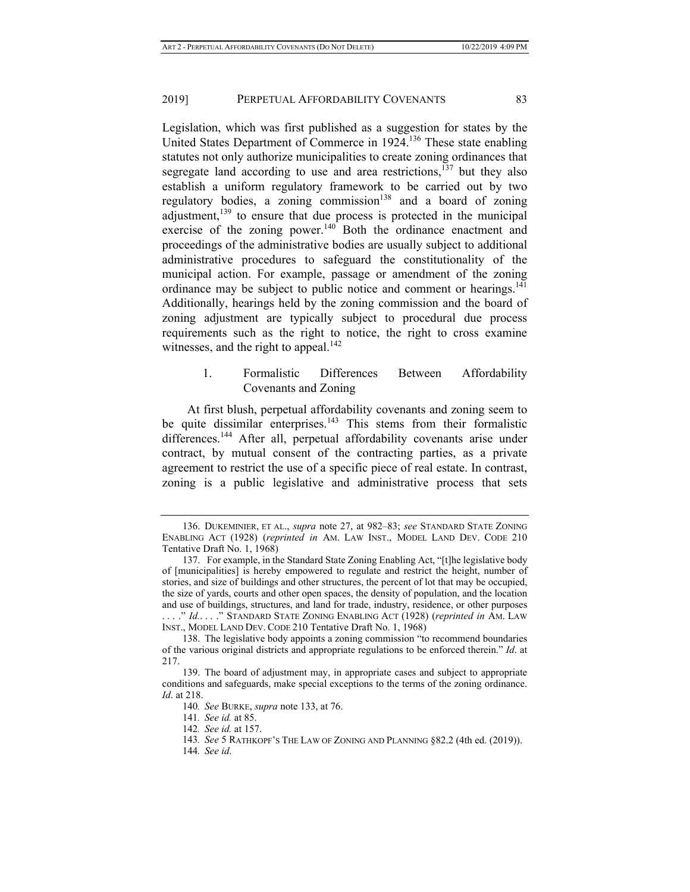Legislation, which was first published as a suggestion for states by the United States Department of Commerce in 1924.[136] These state enabling statutes not only authorize municipalities to create zoning ordinances that segregate land according to use and area restrictions,[137] but they also establish a uniform regulatory framework to be carried out by two regulatory bodies, a zoning commission[138] and a board of zoning adjustment,[139] to ensure that due process is protected in the municipal exercise of the zoning power.[140] Both the ordinance enactment and proceedings of the administrative bodies are usually subject to additional administrative procedures to safeguard the constitutionality of the municipal action. For example, passage or amendment of the zoning ordinance may be subject to public notice and comment or hearings.[141] Additionally, hearings held by the zoning commission and the board of zoning adjustment are typically subject to procedural due process requirements such as the right to notice, the right to cross examine witnesses, and the right to appeal.[142]

### 1. Formalistic Differences Between Affordability Covenants and Zoning

At first blush, perpetual affordability covenants and zoning seem to be quite dissimilar enterprises.[143] This stems from their formalistic differences.[144] After all, perpetual affordability covenants arise under contract, by mutual consent of the contracting parties, as a private agreement to restrict the use of a specific piece of real estate. In contrast, zoning is a public legislative and administrative process that sets

---

136. DUKEMINIER, ET AL., *supra* note 27, at 982–83; *see* STANDARD STATE ZONING ENABLING ACT (1928) (*reprinted in* AM. LAW INST., MODEL LAND DEV. CODE 210 Tentative Draft No. 1, 1968)

137. For example, in the Standard State Zoning Enabling Act, "[t]he legislative body of [municipalities] is hereby empowered to regulate and restrict the height, number of stories, and size of buildings and other structures, the percent of lot that may be occupied, the size of yards, courts and other open spaces, the density of population, and the location and use of buildings, structures, and land for trade, industry, residence, or other purposes . . . ." *Id.*. . . ." STANDARD STATE ZONING ENABLING ACT (1928) (*reprinted in* AM. LAW INST., MODEL LAND DEV. CODE 210 Tentative Draft No. 1, 1968)

138. The legislative body appoints a zoning commission "to recommend boundaries of the various original districts and appropriate regulations to be enforced therein." *Id*. at 217.

139. The board of adjustment may, in appropriate cases and subject to appropriate conditions and safeguards, make special exceptions to the terms of the zoning ordinance. *Id*. at 218.

140. *See* BURKE, *supra* note 133, at 76.

141. *See id.* at 85.

142. *See id.* at 157.

143. *See* 5 RATHKOPF'S THE LAW OF ZONING AND PLANNING §82.2 (4th ed. (2019)).

144. *See id*.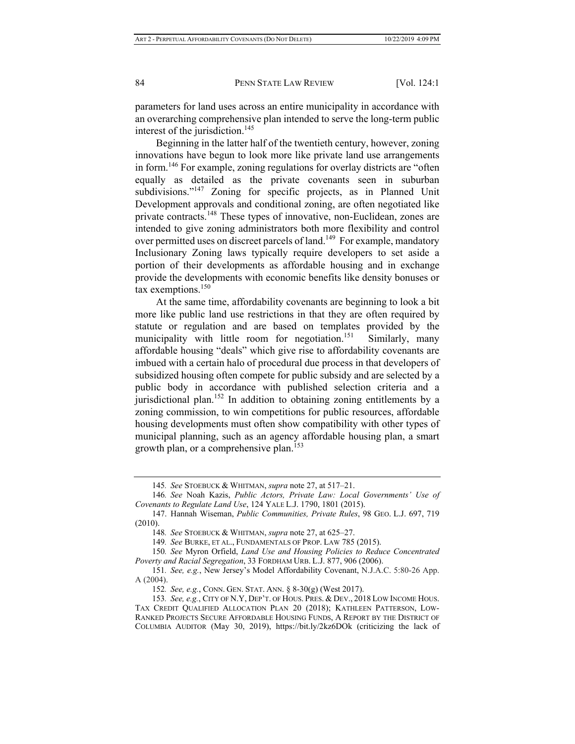parameters for land uses across an entire municipality in accordance with an overarching comprehensive plan intended to serve the long-term public interest of the jurisdiction.[145]

Beginning in the latter half of the twentieth century, however, zoning innovations have begun to look more like private land use arrangements in form.[146] For example, zoning regulations for overlay districts are "often equally as detailed as the private covenants seen in suburban subdivisions."[147] Zoning for specific projects, as in Planned Unit Development approvals and conditional zoning, are often negotiated like private contracts.[148] These types of innovative, non-Euclidean, zones are intended to give zoning administrators both more flexibility and control over permitted uses on discreet parcels of land.[149] For example, mandatory Inclusionary Zoning laws typically require developers to set aside a portion of their developments as affordable housing and in exchange provide the developments with economic benefits like density bonuses or tax exemptions.[150]

At the same time, affordability covenants are beginning to look a bit more like public land use restrictions in that they are often required by statute or regulation and are based on templates provided by the municipality with little room for negotiation.[151] Similarly, many affordable housing "deals" which give rise to affordability covenants are imbued with a certain halo of procedural due process in that developers of subsidized housing often compete for public subsidy and are selected by a public body in accordance with published selection criteria and a jurisdictional plan.[152] In addition to obtaining zoning entitlements by a zoning commission, to win competitions for public resources, affordable housing developments must often show compatibility with other types of municipal planning, such as an agency affordable housing plan, a smart growth plan, or a comprehensive plan.[153]

---

145. *See* STOEBUCK & WHITMAN, *supra* note 27, at 517–21.

146. *See* Noah Kazis, *Public Actors, Private Law: Local Governments' Use of Covenants to Regulate Land Use*, 124 YALE L.J. 1790, 1801 (2015).

147. Hannah Wiseman, *Public Communities, Private Rules*, 98 GEO. L.J. 697, 719 (2010).

148. *See* STOEBUCK & WHITMAN, *supra* note 27, at 625–27.

149. *See* BURKE, ET AL., FUNDAMENTALS OF PROP. LAW 785 (2015).

150. *See* Myron Orfield, *Land Use and Housing Policies to Reduce Concentrated Poverty and Racial Segregation*, 33 FORDHAM URB. L.J. 877, 906 (2006).

151. *See, e.g.*, New Jersey's Model Affordability Covenant, N.J.A.C. 5:80-26 App. A (2004).

152. *See, e.g.*, CONN. GEN. STAT. ANN. § 8-30(g) (West 2017).

153. *See, e.g.*, CITY OF N.Y, DEP'T. OF HOUS. PRES. & DEV., 2018 LOW INCOME HOUS. TAX CREDIT QUALIFIED ALLOCATION PLAN 20 (2018); KATHLEEN PATTERSON, LOW-RANKED PROJECTS SECURE AFFORDABLE HOUSING FUNDS, A REPORT BY THE DISTRICT OF COLUMBIA AUDITOR (May 30, 2019), https://bit.ly/2kz6DOk (criticizing the lack of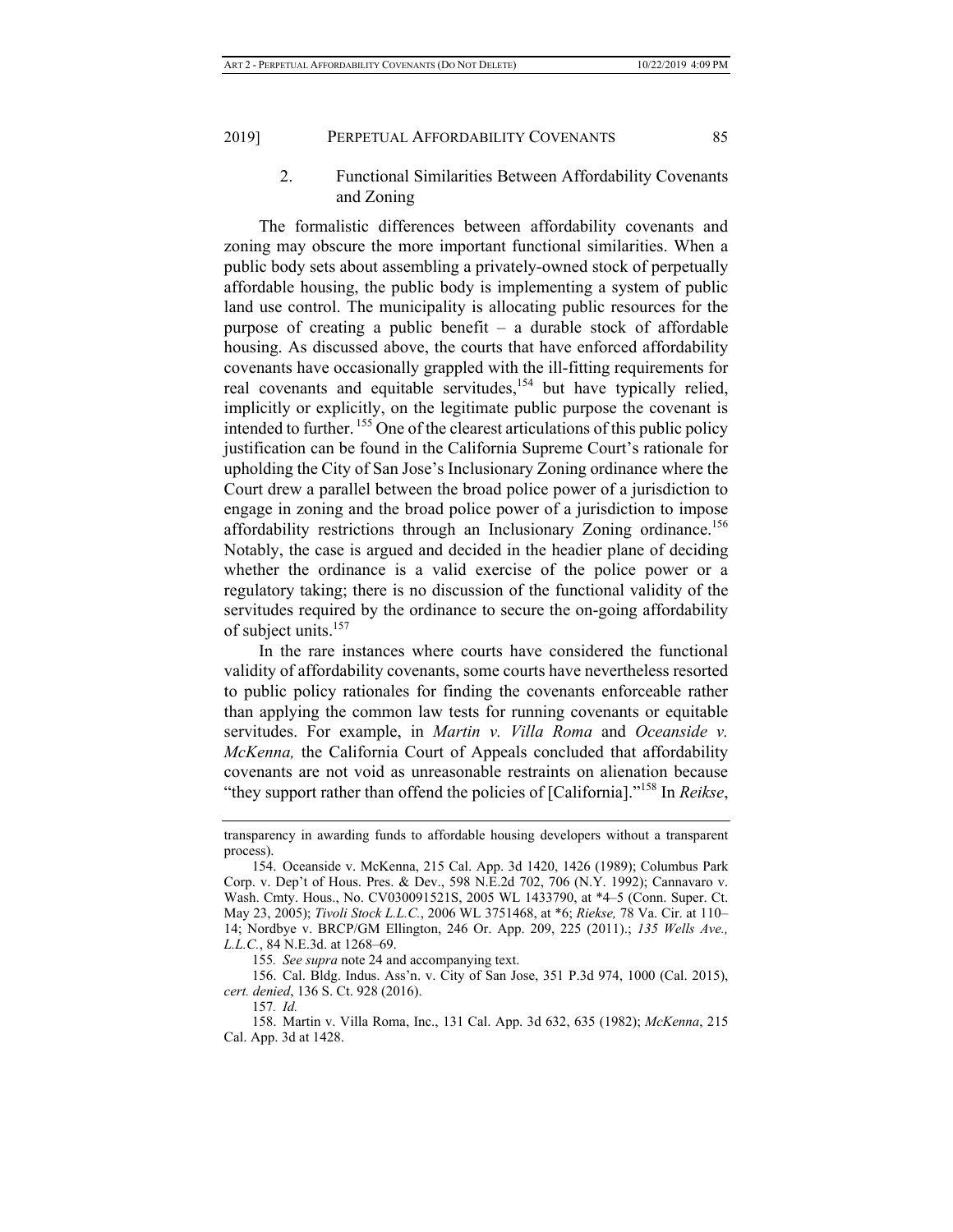### 2. Functional Similarities Between Affordability Covenants and Zoning

The formalistic differences between affordability covenants and zoning may obscure the more important functional similarities. When a public body sets about assembling a privately-owned stock of perpetually affordable housing, the public body is implementing a system of public land use control. The municipality is allocating public resources for the purpose of creating a public benefit – a durable stock of affordable housing. As discussed above, the courts that have enforced affordability covenants have occasionally grappled with the ill-fitting requirements for real covenants and equitable servitudes,[154] but have typically relied, implicitly or explicitly, on the legitimate public purpose the covenant is intended to further. [155] One of the clearest articulations of this public policy justification can be found in the California Supreme Court's rationale for upholding the City of San Jose's Inclusionary Zoning ordinance where the Court drew a parallel between the broad police power of a jurisdiction to engage in zoning and the broad police power of a jurisdiction to impose affordability restrictions through an Inclusionary Zoning ordinance.[156] Notably, the case is argued and decided in the headier plane of deciding whether the ordinance is a valid exercise of the police power or a regulatory taking; there is no discussion of the functional validity of the servitudes required by the ordinance to secure the on-going affordability of subject units.[157]

In the rare instances where courts have considered the functional validity of affordability covenants, some courts have nevertheless resorted to public policy rationales for finding the covenants enforceable rather than applying the common law tests for running covenants or equitable servitudes. For example, in *Martin v. Villa Roma* and *Oceanside v. McKenna,* the California Court of Appeals concluded that affordability covenants are not void as unreasonable restraints on alienation because "they support rather than offend the policies of [California]."[158] In *Reikse*,

---

transparency in awarding funds to affordable housing developers without a transparent process).

154. Oceanside v. McKenna, 215 Cal. App. 3d 1420, 1426 (1989); Columbus Park Corp. v. Dep't of Hous. Pres. & Dev., 598 N.E.2d 702, 706 (N.Y. 1992); Cannavaro v. Wash. Cmty. Hous., No. CV030091521S, 2005 WL 1433790, at *4–5 (Conn. Super. Ct. May 23, 2005); *Tivoli Stock L.L.C.*, 2006 WL 3751468, at *6; *Riekse,* 78 Va. Cir. at 110–14; Nordbye v. BRCP/GM Ellington, 246 Or. App. 209, 225 (2011).; *135 Wells Ave., L.L.C.*, 84 N.E.3d. at 1268–69.

155. *See supra* note 24 and accompanying text.

156. Cal. Bldg. Indus. Ass'n. v. City of San Jose, 351 P.3d 974, 1000 (Cal. 2015), *cert. denied*, 136 S. Ct. 928 (2016).

157. *Id.*

158. Martin v. Villa Roma, Inc., 131 Cal. App. 3d 632, 635 (1982); *McKenna*, 215 Cal. App. 3d at 1428.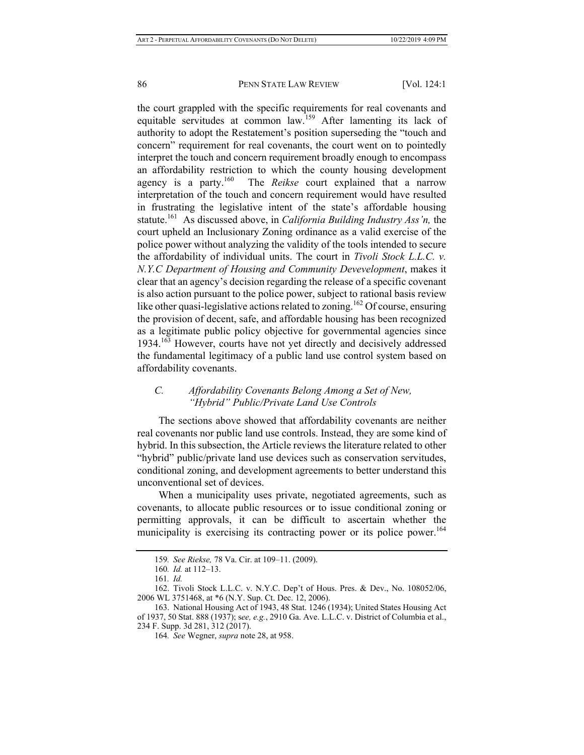the court grappled with the specific requirements for real covenants and equitable servitudes at common law.[159] After lamenting its lack of authority to adopt the Restatement's position superseding the "touch and concern" requirement for real covenants, the court went on to pointedly interpret the touch and concern requirement broadly enough to encompass an affordability restriction to which the county housing development agency is a party.[160] The *Reikse* court explained that a narrow interpretation of the touch and concern requirement would have resulted in frustrating the legislative intent of the state's affordable housing statute.[161] As discussed above, in *California Building Industry Ass'n,* the court upheld an Inclusionary Zoning ordinance as a valid exercise of the police power without analyzing the validity of the tools intended to secure the affordability of individual units. The court in *Tivoli Stock L.L.C. v. N.Y.C Department of Housing and Community Devevelopment*, makes it clear that an agency's decision regarding the release of a specific covenant is also action pursuant to the police power, subject to rational basis review like other quasi-legislative actions related to zoning.[162] Of course, ensuring the provision of decent, safe, and affordable housing has been recognized as a legitimate public policy objective for governmental agencies since 1934.[163] However, courts have not yet directly and decisively addressed the fundamental legitimacy of a public land use control system based on affordability covenants.

### C. *Affordability Covenants Belong Among a Set of New, "Hybrid" Public/Private Land Use Controls*

The sections above showed that affordability covenants are neither real covenants nor public land use controls. Instead, they are some kind of hybrid. In this subsection, the Article reviews the literature related to other "hybrid" public/private land use devices such as conservation servitudes, conditional zoning, and development agreements to better understand this unconventional set of devices.

When a municipality uses private, negotiated agreements, such as covenants, to allocate public resources or to issue conditional zoning or permitting approvals, it can be difficult to ascertain whether the municipality is exercising its contracting power or its police power.[164]

---

159. *See Riekse,* 78 Va. Cir. at 109–11. (2009).

160. *Id.* at 112–13.

161. *Id.*

162. Tivoli Stock L.L.C. v. N.Y.C. Dep't of Hous. Pres. & Dev., No. 108052/06, 2006 WL 3751468, at *6 (N.Y. Sup. Ct. Dec. 12, 2006).

163. National Housing Act of 1943, 48 Stat. 1246 (1934); United States Housing Act of 1937, 50 Stat. 888 (1937); s*ee, e.g.*, 2910 Ga. Ave. L.L.C. v. District of Columbia et al., 234 F. Supp. 3d 281, 312 (2017).

164. *See* Wegner, *supra* note 28, at 958.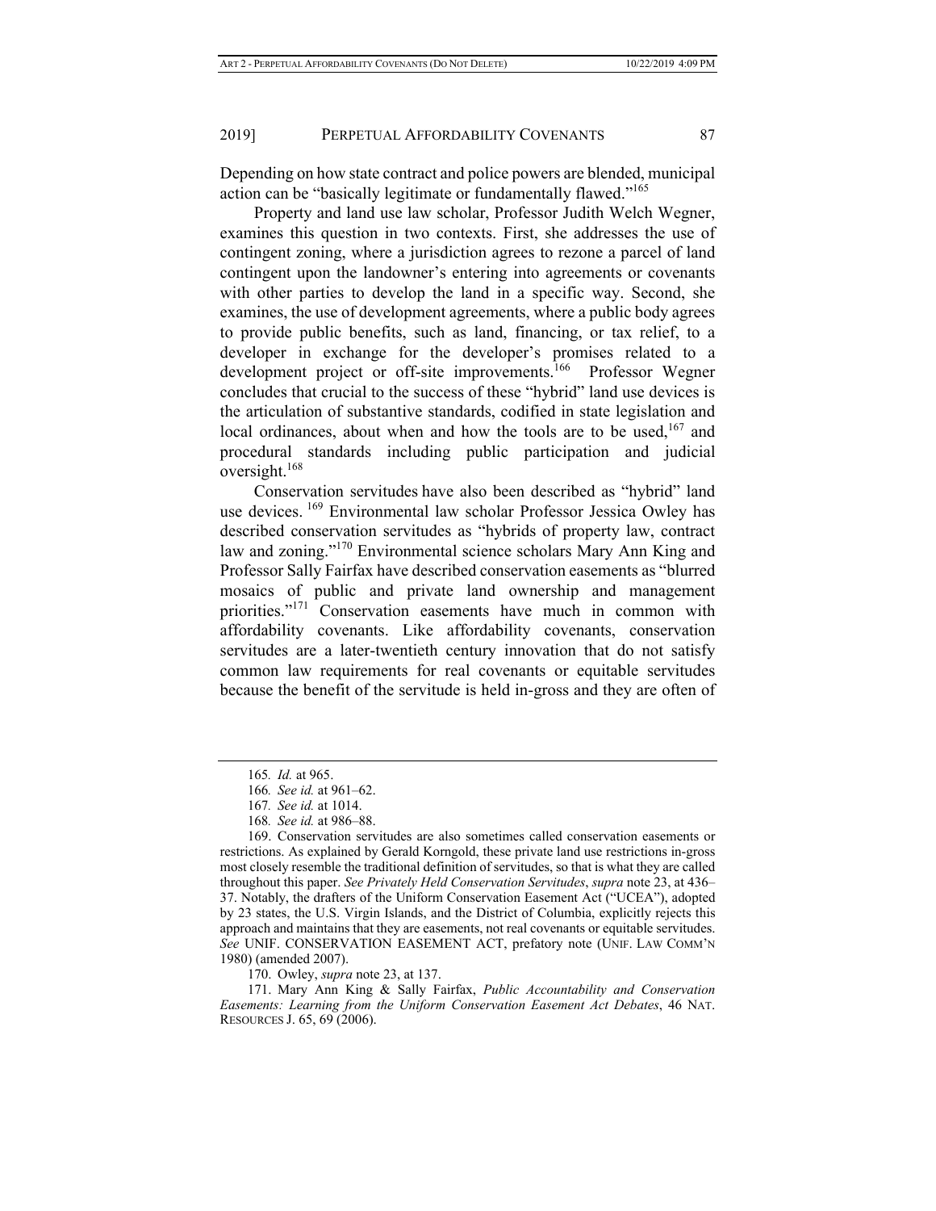Depending on how state contract and police powers are blended, municipal action can be "basically legitimate or fundamentally flawed."[165]

Property and land use law scholar, Professor Judith Welch Wegner, examines this question in two contexts. First, she addresses the use of contingent zoning, where a jurisdiction agrees to rezone a parcel of land contingent upon the landowner's entering into agreements or covenants with other parties to develop the land in a specific way. Second, she examines, the use of development agreements, where a public body agrees to provide public benefits, such as land, financing, or tax relief, to a developer in exchange for the developer's promises related to a development project or off-site improvements.[166] Professor Wegner concludes that crucial to the success of these "hybrid" land use devices is the articulation of substantive standards, codified in state legislation and local ordinances, about when and how the tools are to be used,[167] and procedural standards including public participation and judicial oversight.[168]

Conservation servitudes have also been described as "hybrid" land use devices.[169] Environmental law scholar Professor Jessica Owley has described conservation servitudes as "hybrids of property law, contract law and zoning."[170] Environmental science scholars Mary Ann King and Professor Sally Fairfax have described conservation easements as "blurred mosaics of public and private land ownership and management priorities."[171] Conservation easements have much in common with affordability covenants. Like affordability covenants, conservation servitudes are a later-twentieth century innovation that do not satisfy common law requirements for real covenants or equitable servitudes because the benefit of the servitude is held in-gross and they are often of

---

165. *Id.* at 965.

166. *See id.* at 961–62.

167. *See id.* at 1014.

168. *See id.* at 986–88.

169. Conservation servitudes are also sometimes called conservation easements or restrictions. As explained by Gerald Korngold, these private land use restrictions in-gross most closely resemble the traditional definition of servitudes, so that is what they are called throughout this paper. *See Privately Held Conservation Servitudes*, *supra* note 23, at 436–37. Notably, the drafters of the Uniform Conservation Easement Act ("UCEA"), adopted by 23 states, the U.S. Virgin Islands, and the District of Columbia, explicitly rejects this approach and maintains that they are easements, not real covenants or equitable servitudes. *See* UNIF. CONSERVATION EASEMENT ACT, prefatory note (UNIF. LAW COMM'N 1980) (amended 2007).

170. Owley, *supra* note 23, at 137.

171. Mary Ann King & Sally Fairfax, *Public Accountability and Conservation Easements: Learning from the Uniform Conservation Easement Act Debates*, 46 NAT. RESOURCES J. 65, 69 (2006).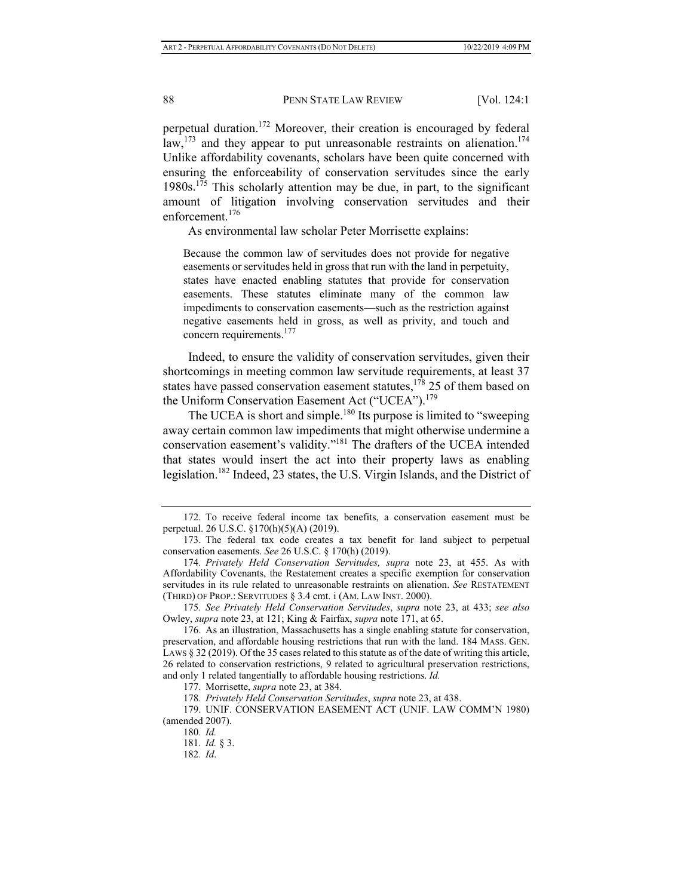perpetual duration.[172] Moreover, their creation is encouraged by federal law,[173] and they appear to put unreasonable restraints on alienation.[174] Unlike affordability covenants, scholars have been quite concerned with ensuring the enforceability of conservation servitudes since the early 1980s.[175] This scholarly attention may be due, in part, to the significant amount of litigation involving conservation servitudes and their enforcement.[176]

As environmental law scholar Peter Morrisette explains:

> Because the common law of servitudes does not provide for negative easements or servitudes held in gross that run with the land in perpetuity, states have enacted enabling statutes that provide for conservation easements. These statutes eliminate many of the common law impediments to conservation easements—such as the restriction against negative easements held in gross, as well as privity, and touch and concern requirements.[177]

Indeed, to ensure the validity of conservation servitudes, given their shortcomings in meeting common law servitude requirements, at least 37 states have passed conservation easement statutes,[178] 25 of them based on the Uniform Conservation Easement Act ("UCEA").[179]

The UCEA is short and simple.[180] Its purpose is limited to "sweeping away certain common law impediments that might otherwise undermine a conservation easement's validity."[181] The drafters of the UCEA intended that states would insert the act into their property laws as enabling legislation.[182] Indeed, 23 states, the U.S. Virgin Islands, and the District of

---

172. To receive federal income tax benefits, a conservation easement must be perpetual. 26 U.S.C. §170(h)(5)(A) (2019).

173. The federal tax code creates a tax benefit for land subject to perpetual conservation easements. *See* 26 U.S.C. § 170(h) (2019).

174. *Privately Held Conservation Servitudes, supra* note 23, at 455. As with Affordability Covenants, the Restatement creates a specific exemption for conservation servitudes in its rule related to unreasonable restraints on alienation. *See* RESTATEMENT (THIRD) OF PROP.: SERVITUDES § 3.4 cmt. i (AM. LAW INST. 2000).

175. *See Privately Held Conservation Servitudes*, *supra* note 23, at 433; *see also* Owley, *supra* note 23, at 121; King & Fairfax, *supra* note 171, at 65.

176. As an illustration, Massachusetts has a single enabling statute for conservation, preservation, and affordable housing restrictions that run with the land. 184 MASS. GEN. LAWS § 32 (2019). Of the 35 cases related to this statute as of the date of writing this article, 26 related to conservation restrictions, 9 related to agricultural preservation restrictions, and only 1 related tangentially to affordable housing restrictions. *Id.*

177. Morrisette, *supra* note 23, at 384.

178. *Privately Held Conservation Servitudes*, *supra* note 23, at 438.

179. UNIF. CONSERVATION EASEMENT ACT (UNIF. LAW COMM'N 1980) (amended 2007).

180. *Id.*

181. *Id.* § 3.

182. *Id*.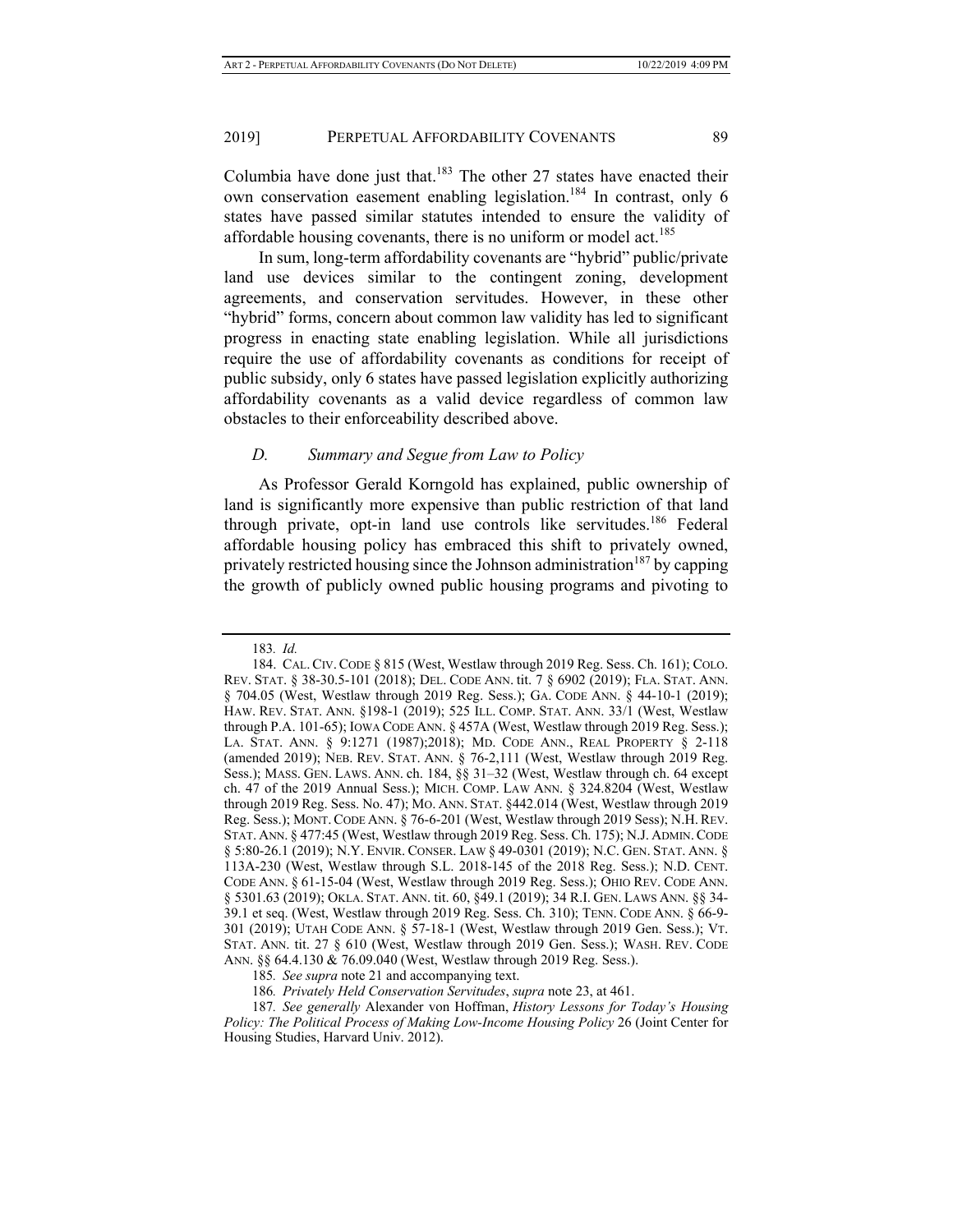Columbia have done just that.[183] The other 27 states have enacted their own conservation easement enabling legislation.[184] In contrast, only 6 states have passed similar statutes intended to ensure the validity of affordable housing covenants, there is no uniform or model act.[185]

In sum, long-term affordability covenants are "hybrid" public/private land use devices similar to the contingent zoning, development agreements, and conservation servitudes. However, in these other "hybrid" forms, concern about common law validity has led to significant progress in enacting state enabling legislation. While all jurisdictions require the use of affordability covenants as conditions for receipt of public subsidy, only 6 states have passed legislation explicitly authorizing affordability covenants as a valid device regardless of common law obstacles to their enforceability described above.

### *D. Summary and Segue from Law to Policy*

As Professor Gerald Korngold has explained, public ownership of land is significantly more expensive than public restriction of that land through private, opt-in land use controls like servitudes.[186] Federal affordable housing policy has embraced this shift to privately owned, privately restricted housing since the Johnson administration[187] by capping the growth of publicly owned public housing programs and pivoting to

---

183. *Id.*

184. CAL. CIV. CODE § 815 (West, Westlaw through 2019 Reg. Sess. Ch. 161); COLO. REV. STAT. § 38-30.5-101 (2018); DEL. CODE ANN. tit. 7 § 6902 (2019); FLA. STAT. ANN. § 704.05 (West, Westlaw through 2019 Reg. Sess.); GA. CODE ANN. § 44-10-1 (2019); HAW. REV. STAT. ANN. §198-1 (2019); 525 ILL. COMP. STAT. ANN. 33/1 (West, Westlaw through P.A. 101-65); IOWA CODE ANN. § 457A (West, Westlaw through 2019 Reg. Sess.); LA. STAT. ANN. § 9:1271 (1987);2018); MD. CODE ANN., REAL PROPERTY § 2-118 (amended 2019); NEB. REV. STAT. ANN. § 76-2,111 (West, Westlaw through 2019 Reg. Sess.); MASS. GEN. LAWS. ANN. ch. 184, §§ 31–32 (West, Westlaw through ch. 64 except ch. 47 of the 2019 Annual Sess.); MICH. COMP. LAW ANN. § 324.8204 (West, Westlaw through 2019 Reg. Sess. No. 47); MO. ANN. STAT. §442.014 (West, Westlaw through 2019 Reg. Sess.); MONT. CODE ANN. § 76-6-201 (West, Westlaw through 2019 Sess); N.H. REV. STAT. ANN. § 477:45 (West, Westlaw through 2019 Reg. Sess. Ch. 175); N.J. ADMIN. CODE § 5:80-26.1 (2019); N.Y. ENVIR. CONSER. LAW § 49-0301 (2019); N.C. GEN. STAT. ANN. § 113A-230 (West, Westlaw through S.L. 2018-145 of the 2018 Reg. Sess.); N.D. CENT. CODE ANN. § 61-15-04 (West, Westlaw through 2019 Reg. Sess.); OHIO REV. CODE ANN. § 5301.63 (2019); OKLA. STAT. ANN. tit. 60, §49.1 (2019); 34 R.I. GEN. LAWS ANN. §§ 34-39.1 et seq. (West, Westlaw through 2019 Reg. Sess. Ch. 310); TENN. CODE ANN. § 66-9-301 (2019); UTAH CODE ANN. § 57-18-1 (West, Westlaw through 2019 Gen. Sess.); VT. STAT. ANN. tit. 27 § 610 (West, Westlaw through 2019 Gen. Sess.); WASH. REV. CODE ANN. §§ 64.4.130 & 76.09.040 (West, Westlaw through 2019 Reg. Sess.).

185. *See supra* note 21 and accompanying text.

186. *Privately Held Conservation Servitudes*, *supra* note 23, at 461.

187. *See generally* Alexander von Hoffman, *History Lessons for Today's Housing Policy: The Political Process of Making Low-Income Housing Policy* 26 (Joint Center for Housing Studies, Harvard Univ. 2012).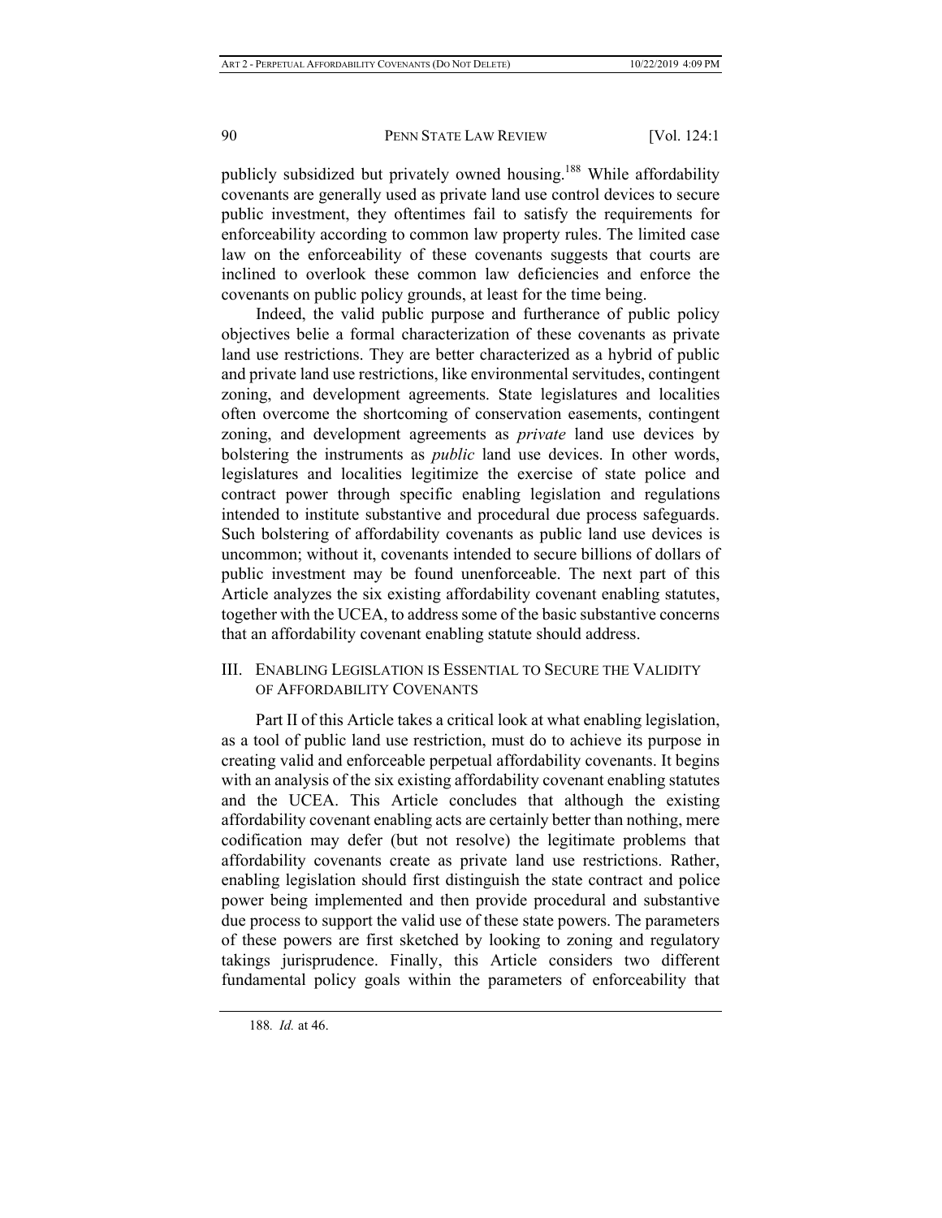publicly subsidized but privately owned housing.[188] While affordability covenants are generally used as private land use control devices to secure public investment, they oftentimes fail to satisfy the requirements for enforceability according to common law property rules. The limited case law on the enforceability of these covenants suggests that courts are inclined to overlook these common law deficiencies and enforce the covenants on public policy grounds, at least for the time being.

Indeed, the valid public purpose and furtherance of public policy objectives belie a formal characterization of these covenants as private land use restrictions. They are better characterized as a hybrid of public and private land use restrictions, like environmental servitudes, contingent zoning, and development agreements. State legislatures and localities often overcome the shortcoming of conservation easements, contingent zoning, and development agreements as *private* land use devices by bolstering the instruments as *public* land use devices. In other words, legislatures and localities legitimize the exercise of state police and contract power through specific enabling legislation and regulations intended to institute substantive and procedural due process safeguards. Such bolstering of affordability covenants as public land use devices is uncommon; without it, covenants intended to secure billions of dollars of public investment may be found unenforceable. The next part of this Article analyzes the six existing affordability covenant enabling statutes, together with the UCEA, to address some of the basic substantive concerns that an affordability covenant enabling statute should address.

## III. Enabling Legislation is Essential to Secure the Validity of Affordability Covenants

Part II of this Article takes a critical look at what enabling legislation, as a tool of public land use restriction, must do to achieve its purpose in creating valid and enforceable perpetual affordability covenants. It begins with an analysis of the six existing affordability covenant enabling statutes and the UCEA. This Article concludes that although the existing affordability covenant enabling acts are certainly better than nothing, mere codification may defer (but not resolve) the legitimate problems that affordability covenants create as private land use restrictions. Rather, enabling legislation should first distinguish the state contract and police power being implemented and then provide procedural and substantive due process to support the valid use of these state powers. The parameters of these powers are first sketched by looking to zoning and regulatory takings jurisprudence. Finally, this Article considers two different fundamental policy goals within the parameters of enforceability that

188. *Id.* at 46.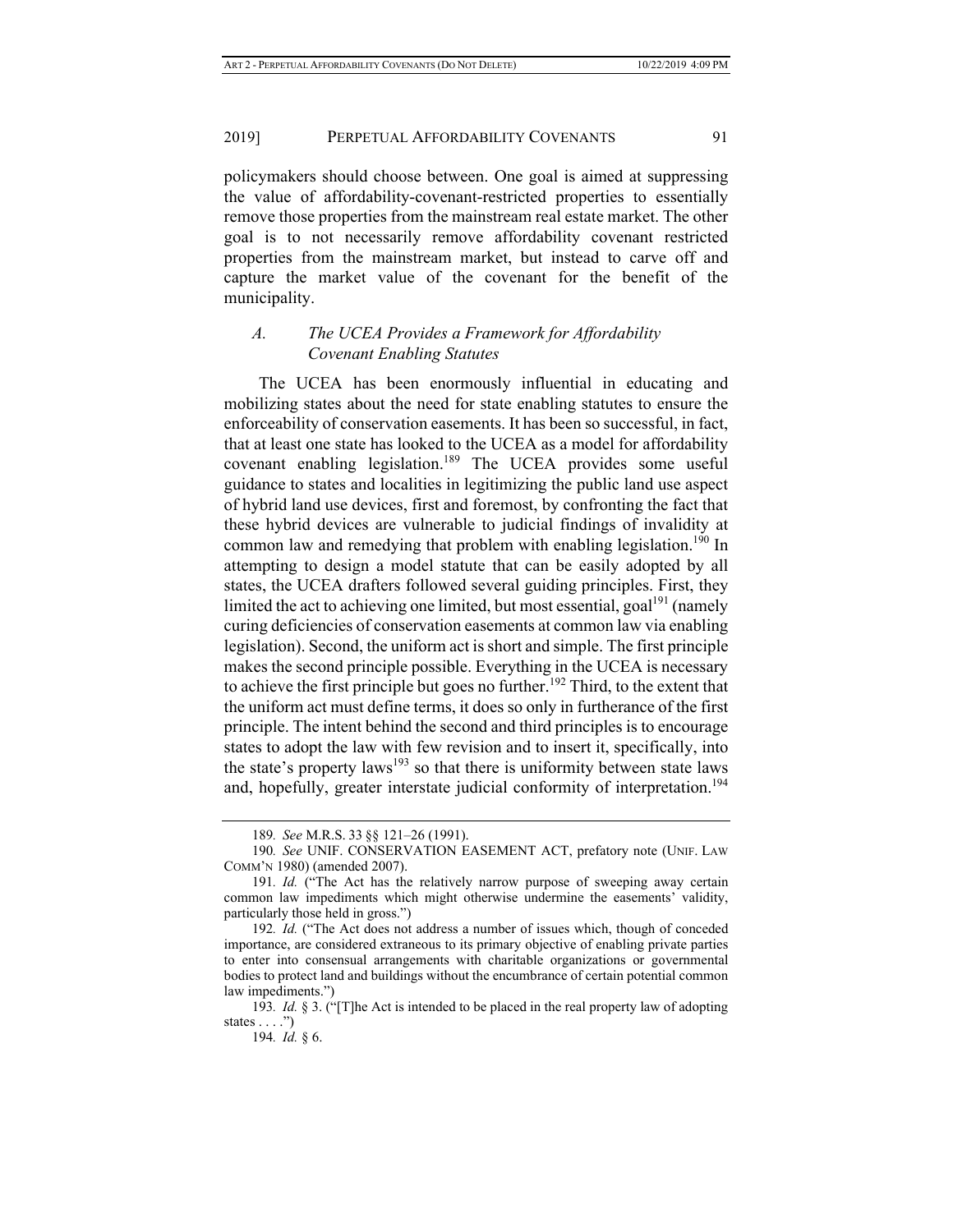policymakers should choose between. One goal is aimed at suppressing the value of affordability-covenant-restricted properties to essentially remove those properties from the mainstream real estate market. The other goal is to not necessarily remove affordability covenant restricted properties from the mainstream market, but instead to carve off and capture the market value of the covenant for the benefit of the municipality.

### *A. The UCEA Provides a Framework for Affordability Covenant Enabling Statutes*

The UCEA has been enormously influential in educating and mobilizing states about the need for state enabling statutes to ensure the enforceability of conservation easements. It has been so successful, in fact, that at least one state has looked to the UCEA as a model for affordability covenant enabling legislation.[189] The UCEA provides some useful guidance to states and localities in legitimizing the public land use aspect of hybrid land use devices, first and foremost, by confronting the fact that these hybrid devices are vulnerable to judicial findings of invalidity at common law and remedying that problem with enabling legislation.[190] In attempting to design a model statute that can be easily adopted by all states, the UCEA drafters followed several guiding principles. First, they limited the act to achieving one limited, but most essential, goal[191] (namely curing deficiencies of conservation easements at common law via enabling legislation). Second, the uniform act is short and simple. The first principle makes the second principle possible. Everything in the UCEA is necessary to achieve the first principle but goes no further.[192] Third, to the extent that the uniform act must define terms, it does so only in furtherance of the first principle. The intent behind the second and third principles is to encourage states to adopt the law with few revision and to insert it, specifically, into the state's property laws[193] so that there is uniformity between state laws and, hopefully, greater interstate judicial conformity of interpretation.[194]

---

189. *See* M.R.S. 33 §§ 121–26 (1991).

190. *See* UNIF. CONSERVATION EASEMENT ACT, prefatory note (UNIF. LAW COMM'N 1980) (amended 2007).

191. *Id.* ("The Act has the relatively narrow purpose of sweeping away certain common law impediments which might otherwise undermine the easements' validity, particularly those held in gross.")

192. *Id.* ("The Act does not address a number of issues which, though of conceded importance, are considered extraneous to its primary objective of enabling private parties to enter into consensual arrangements with charitable organizations or governmental bodies to protect land and buildings without the encumbrance of certain potential common law impediments.")

193. *Id.* § 3. ("[T]he Act is intended to be placed in the real property law of adopting states . . . .")

194. *Id.* § 6.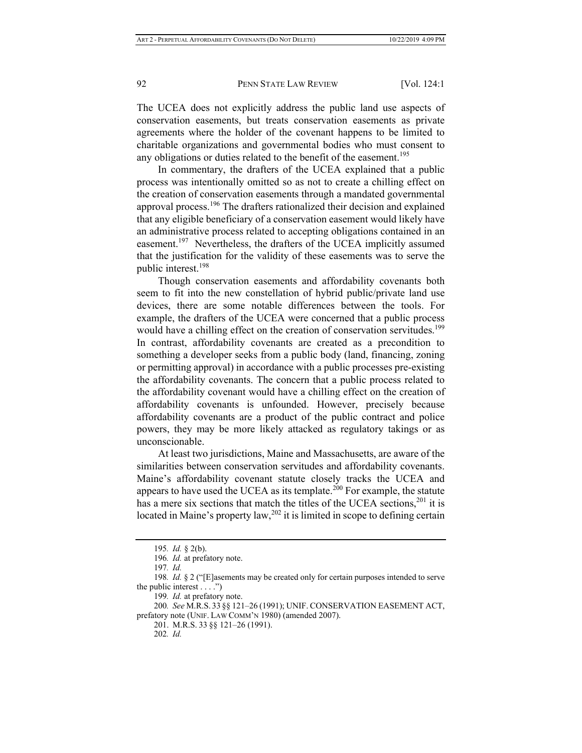The UCEA does not explicitly address the public land use aspects of conservation easements, but treats conservation easements as private agreements where the holder of the covenant happens to be limited to charitable organizations and governmental bodies who must consent to any obligations or duties related to the benefit of the easement.[195]

In commentary, the drafters of the UCEA explained that a public process was intentionally omitted so as not to create a chilling effect on the creation of conservation easements through a mandated governmental approval process.[196] The drafters rationalized their decision and explained that any eligible beneficiary of a conservation easement would likely have an administrative process related to accepting obligations contained in an easement.[197] Nevertheless, the drafters of the UCEA implicitly assumed that the justification for the validity of these easements was to serve the public interest.[198]

Though conservation easements and affordability covenants both seem to fit into the new constellation of hybrid public/private land use devices, there are some notable differences between the tools. For example, the drafters of the UCEA were concerned that a public process would have a chilling effect on the creation of conservation servitudes.[199] In contrast, affordability covenants are created as a precondition to something a developer seeks from a public body (land, financing, zoning or permitting approval) in accordance with a public processes pre-existing the affordability covenants. The concern that a public process related to the affordability covenant would have a chilling effect on the creation of affordability covenants is unfounded. However, precisely because affordability covenants are a product of the public contract and police powers, they may be more likely attacked as regulatory takings or as unconscionable.

At least two jurisdictions, Maine and Massachusetts, are aware of the similarities between conservation servitudes and affordability covenants. Maine's affordability covenant statute closely tracks the UCEA and appears to have used the UCEA as its template.[200] For example, the statute has a mere six sections that match the titles of the UCEA sections,[201] it is located in Maine's property law,[202] it is limited in scope to defining certain

---

195. *Id.* § 2(b).

196. *Id.* at prefatory note.

197. *Id.*

198. *Id.* § 2 ("[E]asements may be created only for certain purposes intended to serve the public interest . . . .")

199. *Id.* at prefatory note.

200. *See* M.R.S. 33 §§ 121–26 (1991); UNIF. CONSERVATION EASEMENT ACT, prefatory note (UNIF. LAW COMM'N 1980) (amended 2007).

201. M.R.S. 33 §§ 121–26 (1991).

202. *Id.*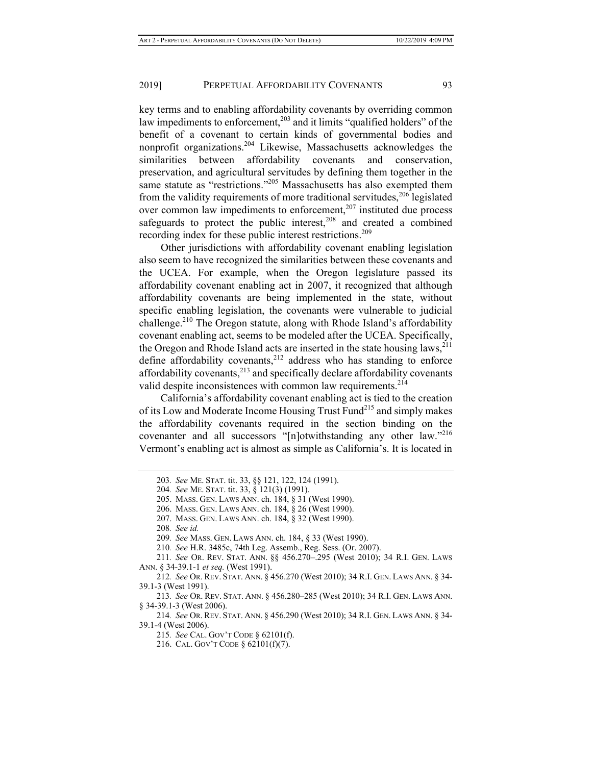key terms and to enabling affordability covenants by overriding common law impediments to enforcement,[203] and it limits "qualified holders" of the benefit of a covenant to certain kinds of governmental bodies and nonprofit organizations.[204] Likewise, Massachusetts acknowledges the similarities between affordability covenants and conservation, preservation, and agricultural servitudes by defining them together in the same statute as "restrictions."[205] Massachusetts has also exempted them from the validity requirements of more traditional servitudes,[206] legislated over common law impediments to enforcement,[207] instituted due process safeguards to protect the public interest,[208] and created a combined recording index for these public interest restrictions.[209]

Other jurisdictions with affordability covenant enabling legislation also seem to have recognized the similarities between these covenants and the UCEA. For example, when the Oregon legislature passed its affordability covenant enabling act in 2007, it recognized that although affordability covenants are being implemented in the state, without specific enabling legislation, the covenants were vulnerable to judicial challenge.[210] The Oregon statute, along with Rhode Island's affordability covenant enabling act, seems to be modeled after the UCEA. Specifically, the Oregon and Rhode Island acts are inserted in the state housing laws,[211] define affordability covenants,[212] address who has standing to enforce affordability covenants,[213] and specifically declare affordability covenants valid despite inconsistences with common law requirements.[214]

California's affordability covenant enabling act is tied to the creation of its Low and Moderate Income Housing Trust Fund[215] and simply makes the affordability covenants required in the section binding on the covenanter and all successors "[n]otwithstanding any other law."[216] Vermont's enabling act is almost as simple as California's. It is located in

---

203. *See* ME. STAT. tit. 33, §§ 121, 122, 124 (1991).

204. *See* ME. STAT. tit. 33, § 121(3) (1991).

205. MASS. GEN. LAWS ANN. ch. 184, § 31 (West 1990).

206. MASS. GEN. LAWS ANN. ch. 184, § 26 (West 1990).

207. MASS. GEN. LAWS ANN. ch. 184, § 32 (West 1990).

208. *See id.*

209. *See* MASS. GEN. LAWS ANN. ch. 184, § 33 (West 1990).

210. *See* H.R. 3485c, 74th Leg. Assemb., Reg. Sess. (Or. 2007).

211. *See* OR. REV. STAT. ANN. §§ 456.270–.295 (West 2010); 34 R.I. GEN. LAWS ANN. § 34-39.1-1 *et seq.* (West 1991).

212. *See* OR. REV. STAT. ANN. § 456.270 (West 2010); 34 R.I. GEN. LAWS ANN. § 34-39.1-3 (West 1991).

213. *See* OR. REV. STAT. ANN. § 456.280–285 (West 2010); 34 R.I. GEN. LAWS ANN. § 34-39.1-3 (West 2006).

214. *See* OR. REV. STAT. ANN. § 456.290 (West 2010); 34 R.I. GEN. LAWS ANN. § 34-39.1-4 (West 2006).

215. *See* CAL. GOV'T CODE § 62101(f).

216. CAL. GOV'T CODE § 62101(f)(7).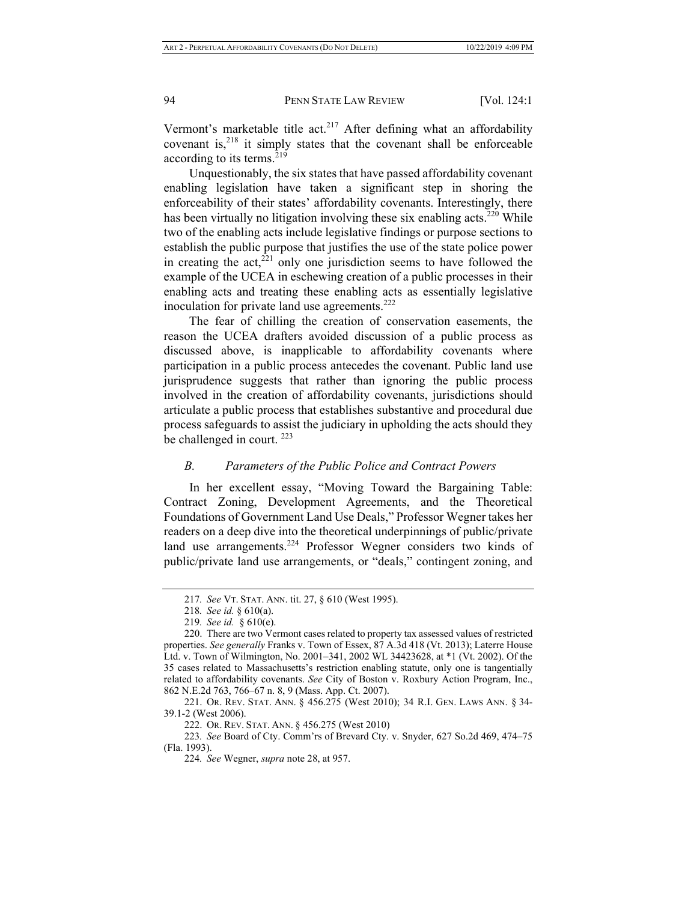Vermont's marketable title act.[217] After defining what an affordability covenant is,[218] it simply states that the covenant shall be enforceable according to its terms.[219]

Unquestionably, the six states that have passed affordability covenant enabling legislation have taken a significant step in shoring the enforceability of their states' affordability covenants. Interestingly, there has been virtually no litigation involving these six enabling acts.[220] While two of the enabling acts include legislative findings or purpose sections to establish the public purpose that justifies the use of the state police power in creating the act,[221] only one jurisdiction seems to have followed the example of the UCEA in eschewing creation of a public processes in their enabling acts and treating these enabling acts as essentially legislative inoculation for private land use agreements.[222]

The fear of chilling the creation of conservation easements, the reason the UCEA drafters avoided discussion of a public process as discussed above, is inapplicable to affordability covenants where participation in a public process antecedes the covenant. Public land use jurisprudence suggests that rather than ignoring the public process involved in the creation of affordability covenants, jurisdictions should articulate a public process that establishes substantive and procedural due process safeguards to assist the judiciary in upholding the acts should they be challenged in court.[223]

### *B. Parameters of the Public Police and Contract Powers*

In her excellent essay, "Moving Toward the Bargaining Table: Contract Zoning, Development Agreements, and the Theoretical Foundations of Government Land Use Deals," Professor Wegner takes her readers on a deep dive into the theoretical underpinnings of public/private land use arrangements.[224] Professor Wegner considers two kinds of public/private land use arrangements, or "deals," contingent zoning, and

---

217. *See* VT. STAT. ANN. tit. 27, § 610 (West 1995).

218. *See id.* § 610(a).

219. *See id.* § 610(e).

220. There are two Vermont cases related to property tax assessed values of restricted properties. *See generally* Franks v. Town of Essex, 87 A.3d 418 (Vt. 2013); Laterre House Ltd. v. Town of Wilmington, No. 2001–341, 2002 WL 34423628, at *1 (Vt. 2002). Of the 35 cases related to Massachusetts's restriction enabling statute, only one is tangentially related to affordability covenants. *See* City of Boston v. Roxbury Action Program, Inc., 862 N.E.2d 763, 766–67 n. 8, 9 (Mass. App. Ct. 2007).

221. OR. REV. STAT. ANN. § 456.275 (West 2010); 34 R.I. GEN. LAWS ANN. § 34-39.1-2 (West 2006).

222. OR. REV. STAT. ANN. § 456.275 (West 2010)

223. *See* Board of Cty. Comm'rs of Brevard Cty. v. Snyder, 627 So.2d 469, 474–75 (Fla. 1993).

224. *See* Wegner, *supra* note 28, at 957.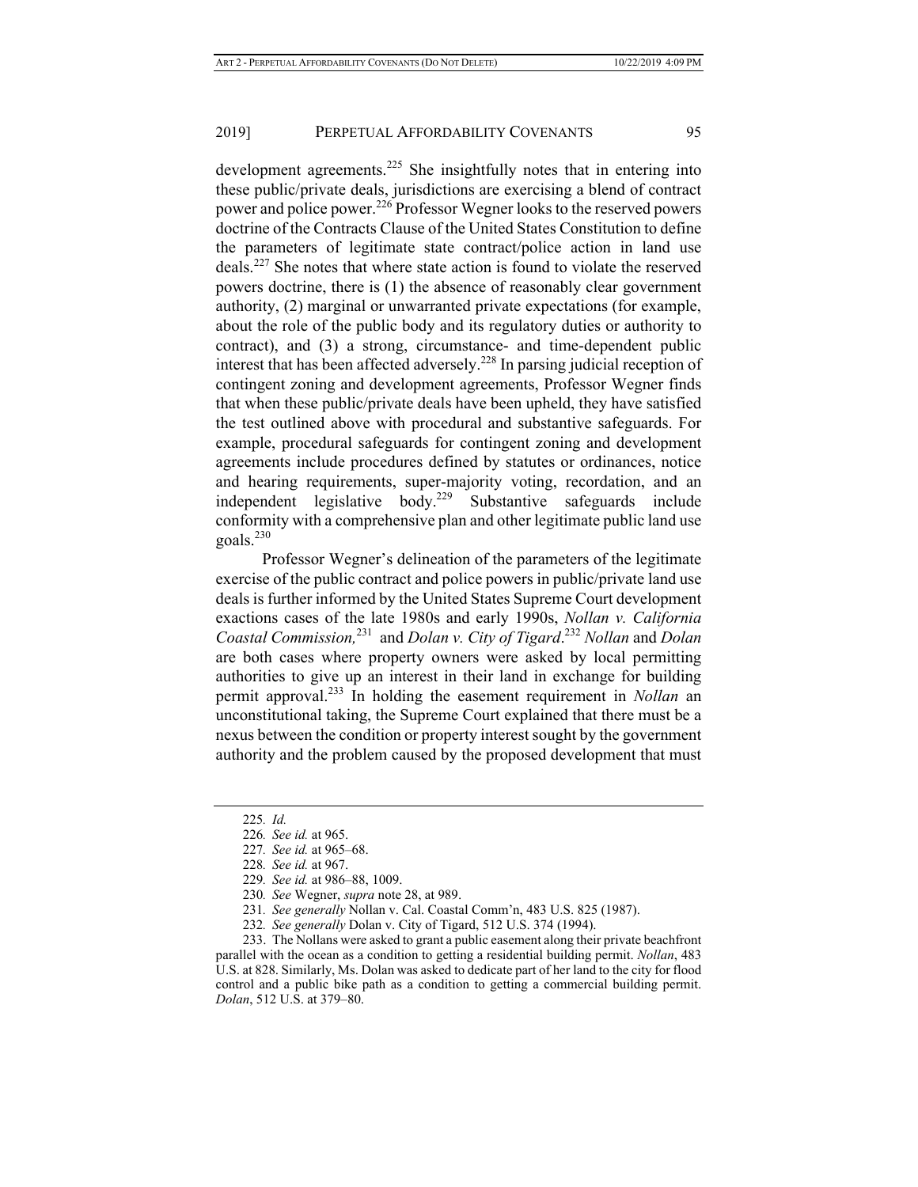development agreements.[225] She insightfully notes that in entering into these public/private deals, jurisdictions are exercising a blend of contract power and police power.[226] Professor Wegner looks to the reserved powers doctrine of the Contracts Clause of the United States Constitution to define the parameters of legitimate state contract/police action in land use deals.[227] She notes that where state action is found to violate the reserved powers doctrine, there is (1) the absence of reasonably clear government authority, (2) marginal or unwarranted private expectations (for example, about the role of the public body and its regulatory duties or authority to contract), and (3) a strong, circumstance- and time-dependent public interest that has been affected adversely.[228] In parsing judicial reception of contingent zoning and development agreements, Professor Wegner finds that when these public/private deals have been upheld, they have satisfied the test outlined above with procedural and substantive safeguards. For example, procedural safeguards for contingent zoning and development agreements include procedures defined by statutes or ordinances, notice and hearing requirements, super-majority voting, recordation, and an independent legislative body.[229] Substantive safeguards include conformity with a comprehensive plan and other legitimate public land use goals.[230]

Professor Wegner's delineation of the parameters of the legitimate exercise of the public contract and police powers in public/private land use deals is further informed by the United States Supreme Court development exactions cases of the late 1980s and early 1990s, *Nollan v. California Coastal Commission,*[231] and *Dolan v. City of Tigard*.[232] *Nollan* and *Dolan* are both cases where property owners were asked by local permitting authorities to give up an interest in their land in exchange for building permit approval.[233] In holding the easement requirement in *Nollan* an unconstitutional taking, the Supreme Court explained that there must be a nexus between the condition or property interest sought by the government authority and the problem caused by the proposed development that must

---

225. *Id.*

226. *See id.* at 965.

227. *See id.* at 965–68.

228. *See id.* at 967.

229. *See id.* at 986–88, 1009.

230. *See* Wegner, *supra* note 28, at 989.

231. *See generally* Nollan v. Cal. Coastal Comm'n, 483 U.S. 825 (1987).

232. *See generally* Dolan v. City of Tigard, 512 U.S. 374 (1994).

233. The Nollans were asked to grant a public easement along their private beachfront parallel with the ocean as a condition to getting a residential building permit. *Nollan*, 483 U.S. at 828. Similarly, Ms. Dolan was asked to dedicate part of her land to the city for flood control and a public bike path as a condition to getting a commercial building permit. *Dolan*, 512 U.S. at 379–80.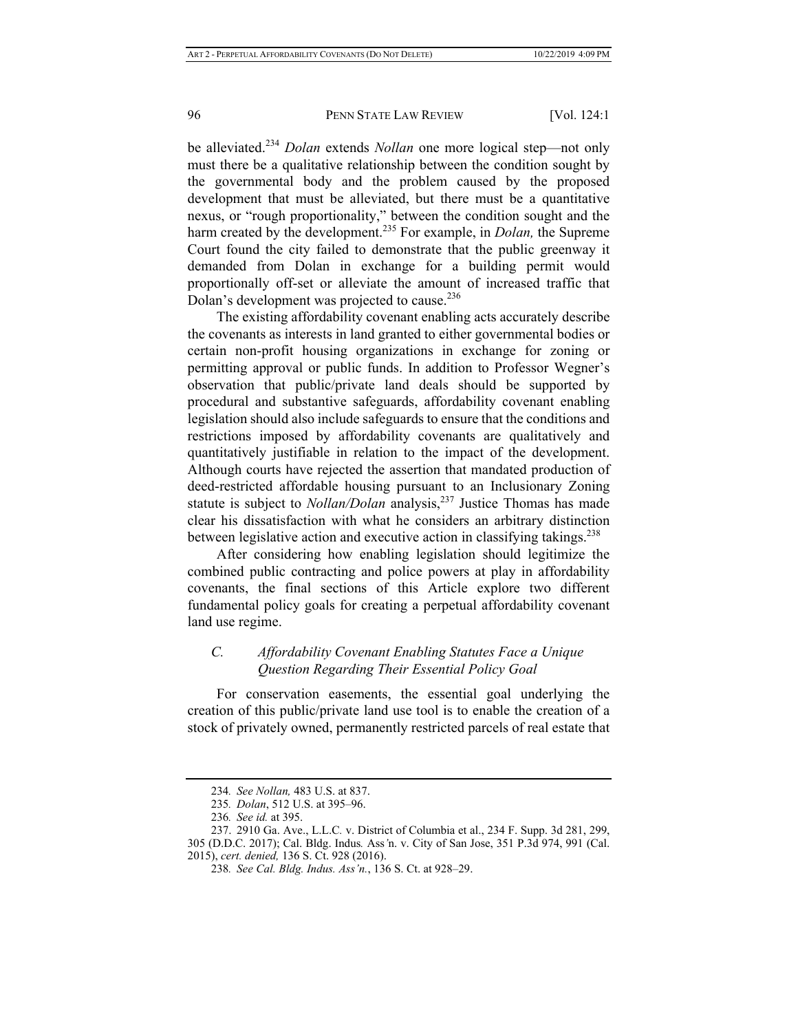be alleviated.[234] *Dolan* extends *Nollan* one more logical step—not only must there be a qualitative relationship between the condition sought by the governmental body and the problem caused by the proposed development that must be alleviated, but there must be a quantitative nexus, or "rough proportionality," between the condition sought and the harm created by the development.[235] For example, in *Dolan,* the Supreme Court found the city failed to demonstrate that the public greenway it demanded from Dolan in exchange for a building permit would proportionally off-set or alleviate the amount of increased traffic that Dolan's development was projected to cause.[236]

The existing affordability covenant enabling acts accurately describe the covenants as interests in land granted to either governmental bodies or certain non-profit housing organizations in exchange for zoning or permitting approval or public funds. In addition to Professor Wegner's observation that public/private land deals should be supported by procedural and substantive safeguards, affordability covenant enabling legislation should also include safeguards to ensure that the conditions and restrictions imposed by affordability covenants are qualitatively and quantitatively justifiable in relation to the impact of the development. Although courts have rejected the assertion that mandated production of deed-restricted affordable housing pursuant to an Inclusionary Zoning statute is subject to *Nollan/Dolan* analysis,[237] Justice Thomas has made clear his dissatisfaction with what he considers an arbitrary distinction between legislative action and executive action in classifying takings.[238]

After considering how enabling legislation should legitimize the combined public contracting and police powers at play in affordability covenants, the final sections of this Article explore two different fundamental policy goals for creating a perpetual affordability covenant land use regime.

### *C. Affordability Covenant Enabling Statutes Face a Unique Question Regarding Their Essential Policy Goal*

For conservation easements, the essential goal underlying the creation of this public/private land use tool is to enable the creation of a stock of privately owned, permanently restricted parcels of real estate that

---

234. *See Nollan,* 483 U.S. at 837.

235. *Dolan*, 512 U.S. at 395–96.

236. *See id.* at 395.

237. 2910 Ga. Ave., L.L.C. v. District of Columbia et al., 234 F. Supp. 3d 281, 299, 305 (D.D.C. 2017); Cal. Bldg. Indus. Ass'n. v. City of San Jose, 351 P.3d 974, 991 (Cal. 2015), *cert. denied,* 136 S. Ct. 928 (2016).

238. *See Cal. Bldg. Indus. Ass'n.*, 136 S. Ct. at 928–29.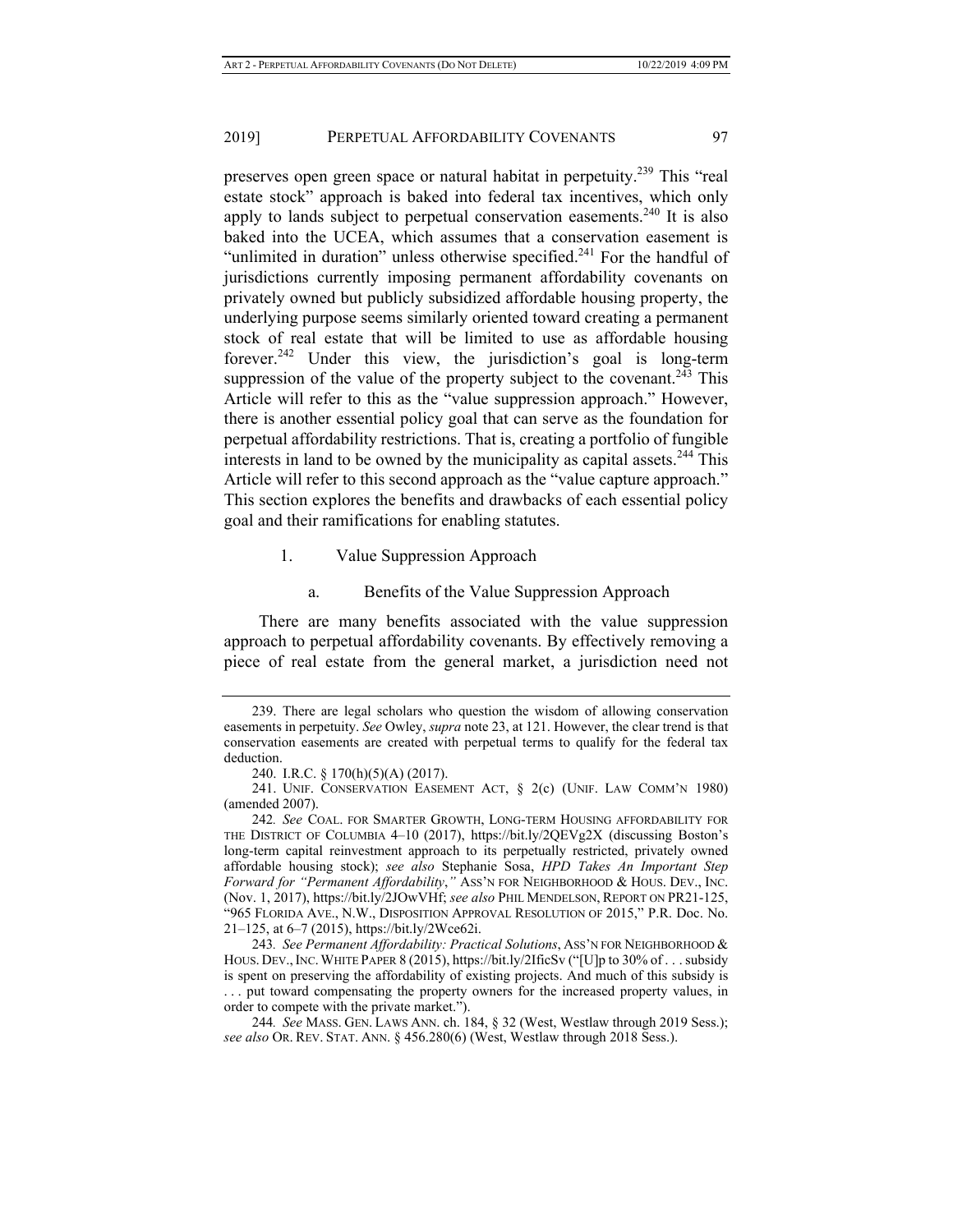preserves open green space or natural habitat in perpetuity.[239] This "real estate stock" approach is baked into federal tax incentives, which only apply to lands subject to perpetual conservation easements.[240] It is also baked into the UCEA, which assumes that a conservation easement is "unlimited in duration" unless otherwise specified.[241] For the handful of jurisdictions currently imposing permanent affordability covenants on privately owned but publicly subsidized affordable housing property, the underlying purpose seems similarly oriented toward creating a permanent stock of real estate that will be limited to use as affordable housing forever.[242] Under this view, the jurisdiction's goal is long-term suppression of the value of the property subject to the covenant.[243] This Article will refer to this as the "value suppression approach." However, there is another essential policy goal that can serve as the foundation for perpetual affordability restrictions. That is, creating a portfolio of fungible interests in land to be owned by the municipality as capital assets.[244] This Article will refer to this second approach as the "value capture approach." This section explores the benefits and drawbacks of each essential policy goal and their ramifications for enabling statutes.

### 1. Value Suppression Approach

#### a. Benefits of the Value Suppression Approach

There are many benefits associated with the value suppression approach to perpetual affordability covenants. By effectively removing a piece of real estate from the general market, a jurisdiction need not

---

239. There are legal scholars who question the wisdom of allowing conservation easements in perpetuity. *See* Owley, *supra* note 23, at 121. However, the clear trend is that conservation easements are created with perpetual terms to qualify for the federal tax deduction.

240. I.R.C. § 170(h)(5)(A) (2017).

241. UNIF. CONSERVATION EASEMENT ACT, § 2(c) (UNIF. LAW COMM'N 1980) (amended 2007).

242. *See* COAL. FOR SMARTER GROWTH, LONG-TERM HOUSING AFFORDABILITY FOR THE DISTRICT OF COLUMBIA 4–10 (2017), https://bit.ly/2QEVg2X (discussing Boston's long-term capital reinvestment approach to its perpetually restricted, privately owned affordable housing stock); *see also* Stephanie Sosa, *HPD Takes An Important Step Forward for "Permanent Affordability*,*"* ASS'N FOR NEIGHBORHOOD & HOUS. DEV., INC. (Nov. 1, 2017), https://bit.ly/2JOwVHf; *see also* PHIL MENDELSON, REPORT ON PR21-125, "965 FLORIDA AVE., N.W., DISPOSITION APPROVAL RESOLUTION OF 2015," P.R. Doc. No. 21–125, at 6–7 (2015), https://bit.ly/2Wce62i.

243. *See Permanent Affordability: Practical Solutions*, ASS'N FOR NEIGHBORHOOD & HOUS. DEV., INC. WHITE PAPER 8 (2015), https://bit.ly/2IficSv ("[U]p to 30% of . . . subsidy is spent on preserving the affordability of existing projects. And much of this subsidy is . . . put toward compensating the property owners for the increased property values, in order to compete with the private market.").

244. *See* MASS. GEN. LAWS ANN. ch. 184, § 32 (West, Westlaw through 2019 Sess.); *see also* OR. REV. STAT. ANN. § 456.280(6) (West, Westlaw through 2018 Sess.).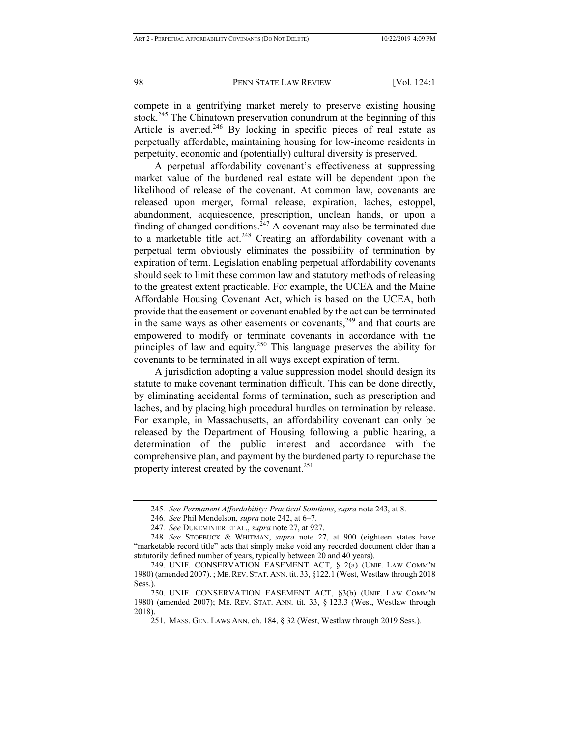compete in a gentrifying market merely to preserve existing housing stock.[245] The Chinatown preservation conundrum at the beginning of this Article is averted.[246] By locking in specific pieces of real estate as perpetually affordable, maintaining housing for low-income residents in perpetuity, economic and (potentially) cultural diversity is preserved.

A perpetual affordability covenant's effectiveness at suppressing market value of the burdened real estate will be dependent upon the likelihood of release of the covenant. At common law, covenants are released upon merger, formal release, expiration, laches, estoppel, abandonment, acquiescence, prescription, unclean hands, or upon a finding of changed conditions.[247] A covenant may also be terminated due to a marketable title act.[248] Creating an affordability covenant with a perpetual term obviously eliminates the possibility of termination by expiration of term. Legislation enabling perpetual affordability covenants should seek to limit these common law and statutory methods of releasing to the greatest extent practicable. For example, the UCEA and the Maine Affordable Housing Covenant Act, which is based on the UCEA, both provide that the easement or covenant enabled by the act can be terminated in the same ways as other easements or covenants,[249] and that courts are empowered to modify or terminate covenants in accordance with the principles of law and equity.[250] This language preserves the ability for covenants to be terminated in all ways except expiration of term.

A jurisdiction adopting a value suppression model should design its statute to make covenant termination difficult. This can be done directly, by eliminating accidental forms of termination, such as prescription and laches, and by placing high procedural hurdles on termination by release. For example, in Massachusetts, an affordability covenant can only be released by the Department of Housing following a public hearing, a determination of the public interest and accordance with the comprehensive plan, and payment by the burdened party to repurchase the property interest created by the covenant.[251]

---

245. *See Permanent Affordability: Practical Solutions*, *supra* note 243, at 8.

246. *See* Phil Mendelson, *supra* note 242, at 6–7.

247. *See* DUKEMINIER ET AL., *supra* note 27, at 927.

248. *See* STOEBUCK & WHITMAN, *supra* note 27, at 900 (eighteen states have "marketable record title" acts that simply make void any recorded document older than a statutorily defined number of years, typically between 20 and 40 years).

249. UNIF. CONSERVATION EASEMENT ACT, § 2(a) (UNIF. LAW COMM'N 1980) (amended 2007). ; ME. REV. STAT. ANN. tit. 33, §122.1 (West, Westlaw through 2018 Sess.).

250. UNIF. CONSERVATION EASEMENT ACT, §3(b) (UNIF. LAW COMM'N 1980) (amended 2007); ME. REV. STAT. ANN. tit. 33, § 123.3 (West, Westlaw through 2018).

251. MASS. GEN. LAWS ANN. ch. 184, § 32 (West, Westlaw through 2019 Sess.).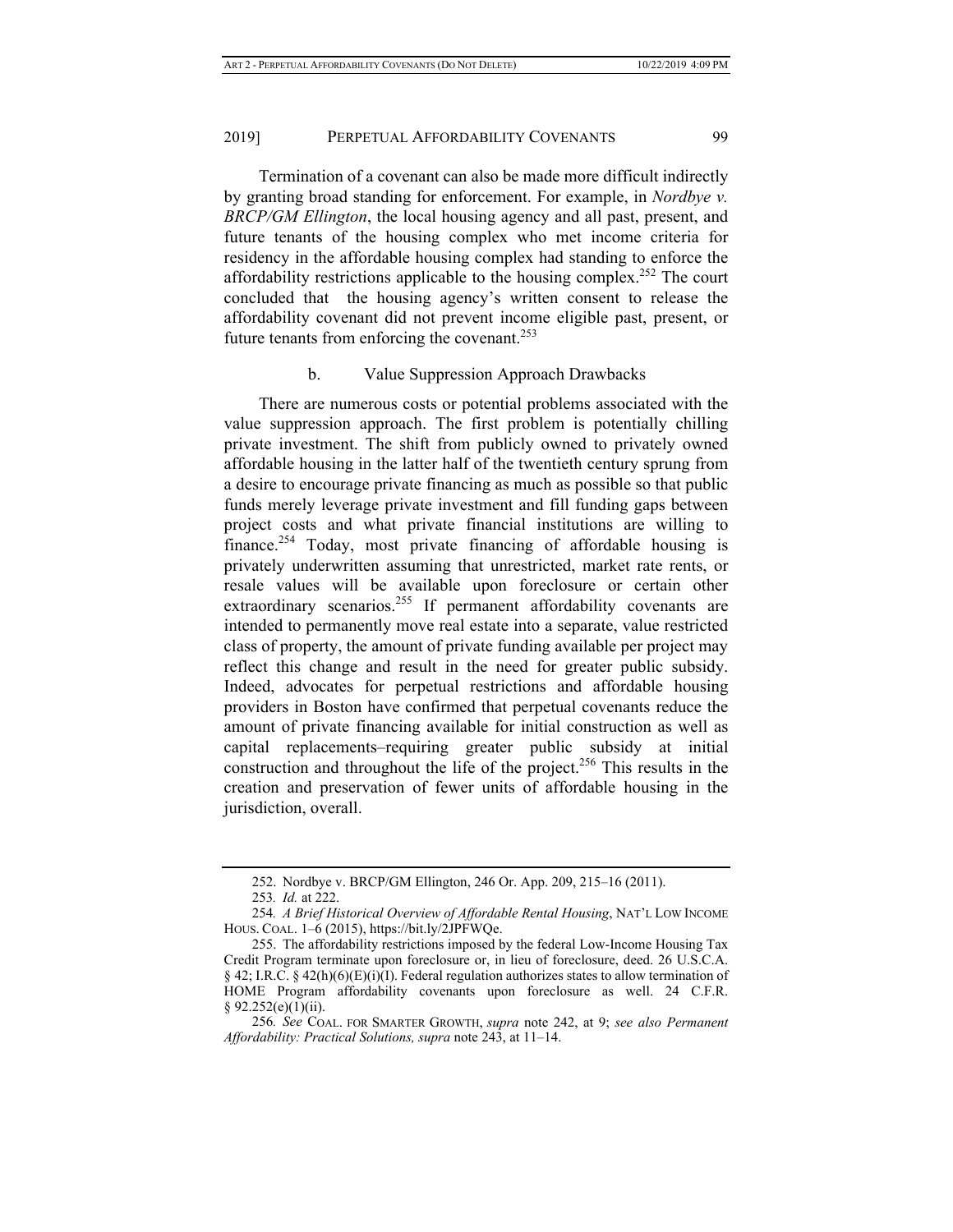Termination of a covenant can also be made more difficult indirectly by granting broad standing for enforcement. For example, in *Nordbye v. BRCP/GM Ellington*, the local housing agency and all past, present, and future tenants of the housing complex who met income criteria for residency in the affordable housing complex had standing to enforce the affordability restrictions applicable to the housing complex.[252] The court concluded that the housing agency's written consent to release the affordability covenant did not prevent income eligible past, present, or future tenants from enforcing the covenant.[253]

#### b. Value Suppression Approach Drawbacks

There are numerous costs or potential problems associated with the value suppression approach. The first problem is potentially chilling private investment. The shift from publicly owned to privately owned affordable housing in the latter half of the twentieth century sprung from a desire to encourage private financing as much as possible so that public funds merely leverage private investment and fill funding gaps between project costs and what private financial institutions are willing to finance.[254] Today, most private financing of affordable housing is privately underwritten assuming that unrestricted, market rate rents, or resale values will be available upon foreclosure or certain other extraordinary scenarios.[255] If permanent affordability covenants are intended to permanently move real estate into a separate, value restricted class of property, the amount of private funding available per project may reflect this change and result in the need for greater public subsidy. Indeed, advocates for perpetual restrictions and affordable housing providers in Boston have confirmed that perpetual covenants reduce the amount of private financing available for initial construction as well as capital replacements–requiring greater public subsidy at initial construction and throughout the life of the project.[256] This results in the creation and preservation of fewer units of affordable housing in the jurisdiction, overall.

---

252. Nordbye v. BRCP/GM Ellington, 246 Or. App. 209, 215–16 (2011).

253. *Id.* at 222.

254. *A Brief Historical Overview of Affordable Rental Housing*, NAT'L LOW INCOME HOUS. COAL. 1–6 (2015), https://bit.ly/2JPFWQe.

255. The affordability restrictions imposed by the federal Low-Income Housing Tax Credit Program terminate upon foreclosure or, in lieu of foreclosure, deed. 26 U.S.C.A. § 42; I.R.C. § 42(h)(6)(E)(i)(I). Federal regulation authorizes states to allow termination of HOME Program affordability covenants upon foreclosure as well. 24 C.F.R. § 92.252(e)(1)(ii).

256. *See* COAL. FOR SMARTER GROWTH, *supra* note 242, at 9; *see also Permanent Affordability: Practical Solutions, supra* note 243, at 11–14.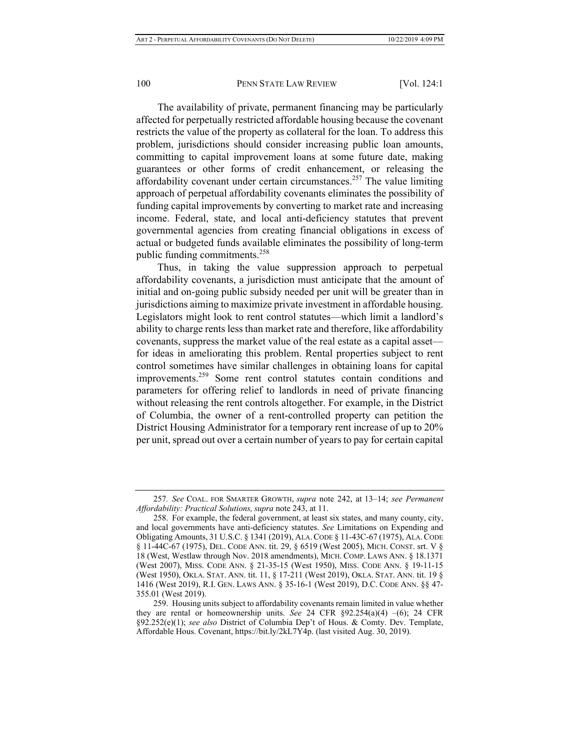The availability of private, permanent financing may be particularly affected for perpetually restricted affordable housing because the covenant restricts the value of the property as collateral for the loan. To address this problem, jurisdictions should consider increasing public loan amounts, committing to capital improvement loans at some future date, making guarantees or other forms of credit enhancement, or releasing the affordability covenant under certain circumstances.[257] The value limiting approach of perpetual affordability covenants eliminates the possibility of funding capital improvements by converting to market rate and increasing income. Federal, state, and local anti-deficiency statutes that prevent governmental agencies from creating financial obligations in excess of actual or budgeted funds available eliminates the possibility of long-term public funding commitments.[258]

Thus, in taking the value suppression approach to perpetual affordability covenants, a jurisdiction must anticipate that the amount of initial and on-going public subsidy needed per unit will be greater than in jurisdictions aiming to maximize private investment in affordable housing. Legislators might look to rent control statutes—which limit a landlord's ability to charge rents less than market rate and therefore, like affordability covenants, suppress the market value of the real estate as a capital asset—for ideas in ameliorating this problem. Rental properties subject to rent control sometimes have similar challenges in obtaining loans for capital improvements.[259] Some rent control statutes contain conditions and parameters for offering relief to landlords in need of private financing without releasing the rent controls altogether. For example, in the District of Columbia, the owner of a rent-controlled property can petition the District Housing Administrator for a temporary rent increase of up to 20% per unit, spread out over a certain number of years to pay for certain capital

---

257. *See* COAL. FOR SMARTER GROWTH, *supra* note 242, at 13–14; *see Permanent Affordability: Practical Solutions, supra* note 243, at 11.

258. For example, the federal government, at least six states, and many county, city, and local governments have anti-deficiency statutes. *See* Limitations on Expending and Obligating Amounts, 31 U.S.C. § 1341 (2019), ALA. CODE § 11-43C-67 (1975), ALA. CODE § 11-44C-67 (1975), DEL. CODE ANN. tit. 29, § 6519 (West 2005), MICH. CONST. srt. V § 18 (West, Westlaw through Nov. 2018 amendments), MICH. COMP. LAWS ANN. § 18.1371 (West 2007), MISS. CODE ANN. § 21-35-15 (West 1950), MISS. CODE ANN. § 19-11-15 (West 1950), OKLA. STAT. ANN. tit. 11, § 17-211 (West 2019), OKLA. STAT. ANN. tit. 19 § 1416 (West 2019), R.I. GEN. LAWS ANN. § 35-16-1 (West 2019), D.C. CODE ANN. §§ 47-355.01 (West 2019).

259. Housing units subject to affordability covenants remain limited in value whether they are rental or homeownership units. *See* 24 CFR §92.254(a)(4) –(6); 24 CFR §92.252(e)(1); *see also* District of Columbia Dep't of Hous. & Comty. Dev. Template, Affordable Hous. Covenant, https://bit.ly/2kL7Y4p. (last visited Aug. 30, 2019).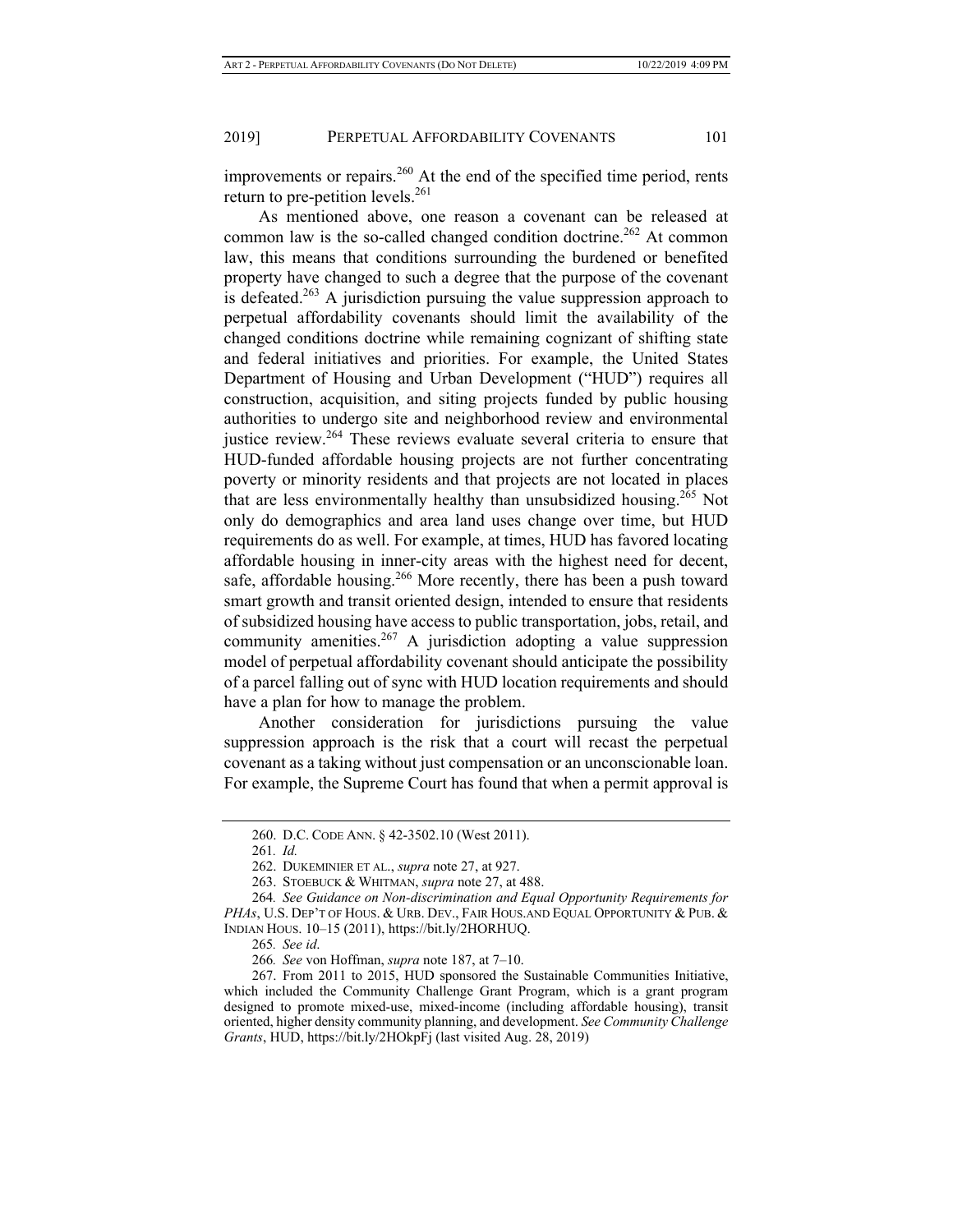improvements or repairs.[260] At the end of the specified time period, rents return to pre-petition levels.[261]

As mentioned above, one reason a covenant can be released at common law is the so-called changed condition doctrine.[262] At common law, this means that conditions surrounding the burdened or benefited property have changed to such a degree that the purpose of the covenant is defeated.[263] A jurisdiction pursuing the value suppression approach to perpetual affordability covenants should limit the availability of the changed conditions doctrine while remaining cognizant of shifting state and federal initiatives and priorities. For example, the United States Department of Housing and Urban Development ("HUD") requires all construction, acquisition, and siting projects funded by public housing authorities to undergo site and neighborhood review and environmental justice review.[264] These reviews evaluate several criteria to ensure that HUD-funded affordable housing projects are not further concentrating poverty or minority residents and that projects are not located in places that are less environmentally healthy than unsubsidized housing.[265] Not only do demographics and area land uses change over time, but HUD requirements do as well. For example, at times, HUD has favored locating affordable housing in inner-city areas with the highest need for decent, safe, affordable housing.[266] More recently, there has been a push toward smart growth and transit oriented design, intended to ensure that residents of subsidized housing have access to public transportation, jobs, retail, and community amenities.[267] A jurisdiction adopting a value suppression model of perpetual affordability covenant should anticipate the possibility of a parcel falling out of sync with HUD location requirements and should have a plan for how to manage the problem.

Another consideration for jurisdictions pursuing the value suppression approach is the risk that a court will recast the perpetual covenant as a taking without just compensation or an unconscionable loan. For example, the Supreme Court has found that when a permit approval is

---

260. D.C. CODE ANN. § 42-3502.10 (West 2011).

261. *Id.*

262. DUKEMINIER ET AL., *supra* note 27, at 927.

263. STOEBUCK & WHITMAN, *supra* note 27, at 488.

264. *See Guidance on Non-discrimination and Equal Opportunity Requirements for PHAs*, U.S. DEP'T OF HOUS. & URB. DEV., FAIR HOUS.AND EQUAL OPPORTUNITY & PUB. & INDIAN HOUS. 10–15 (2011), https://bit.ly/2HORHUQ.

265. *See id.*

266. *See* von Hoffman, *supra* note 187, at 7–10.

267. From 2011 to 2015, HUD sponsored the Sustainable Communities Initiative, which included the Community Challenge Grant Program, which is a grant program designed to promote mixed-use, mixed-income (including affordable housing), transit oriented, higher density community planning, and development. *See Community Challenge Grants*, HUD, https://bit.ly/2HOkpFj (last visited Aug. 28, 2019)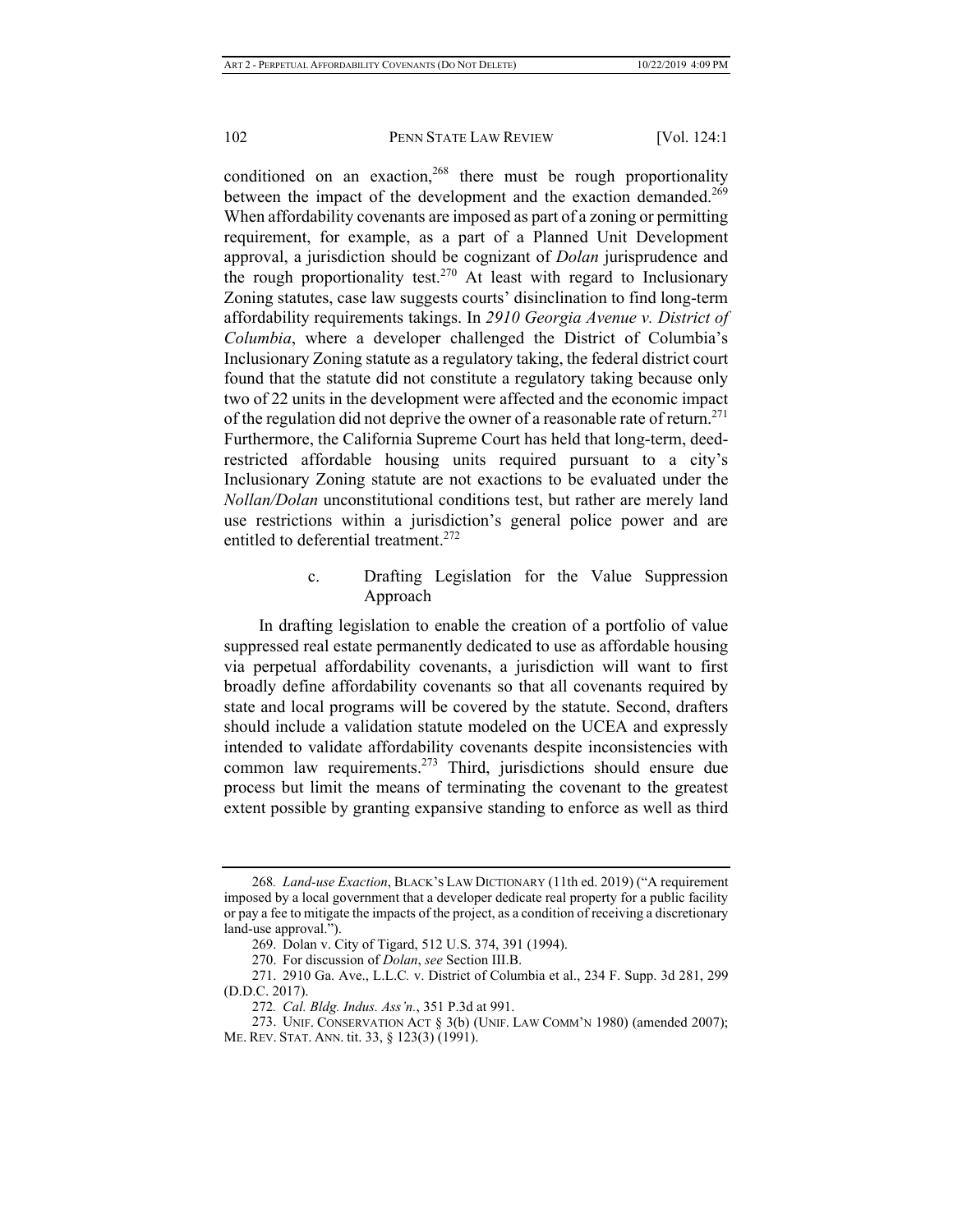conditioned on an exaction,[268] there must be rough proportionality between the impact of the development and the exaction demanded.[269] When affordability covenants are imposed as part of a zoning or permitting requirement, for example, as a part of a Planned Unit Development approval, a jurisdiction should be cognizant of *Dolan* jurisprudence and the rough proportionality test.[270] At least with regard to Inclusionary Zoning statutes, case law suggests courts' disinclination to find long-term affordability requirements takings. In *2910 Georgia Avenue v. District of Columbia*, where a developer challenged the District of Columbia's Inclusionary Zoning statute as a regulatory taking, the federal district court found that the statute did not constitute a regulatory taking because only two of 22 units in the development were affected and the economic impact of the regulation did not deprive the owner of a reasonable rate of return.[271] Furthermore, the California Supreme Court has held that long-term, deed-restricted affordable housing units required pursuant to a city's Inclusionary Zoning statute are not exactions to be evaluated under the *Nollan/Dolan* unconstitutional conditions test, but rather are merely land use restrictions within a jurisdiction's general police power and are entitled to deferential treatment.[272]

#### c. Drafting Legislation for the Value Suppression Approach

In drafting legislation to enable the creation of a portfolio of value suppressed real estate permanently dedicated to use as affordable housing via perpetual affordability covenants, a jurisdiction will want to first broadly define affordability covenants so that all covenants required by state and local programs will be covered by the statute. Second, drafters should include a validation statute modeled on the UCEA and expressly intended to validate affordability covenants despite inconsistencies with common law requirements.[273] Third, jurisdictions should ensure due process but limit the means of terminating the covenant to the greatest extent possible by granting expansive standing to enforce as well as third

---

268. *Land-use Exaction*, BLACK'S LAW DICTIONARY (11th ed. 2019) ("A requirement imposed by a local government that a developer dedicate real property for a public facility or pay a fee to mitigate the impacts of the project, as a condition of receiving a discretionary land-use approval.").

269. Dolan v. City of Tigard, 512 U.S. 374, 391 (1994).

270. For discussion of *Dolan*, *see* Section III.B.

271. 2910 Ga. Ave., L.L.C. v. District of Columbia et al., 234 F. Supp. 3d 281, 299 (D.D.C. 2017).

272. *Cal. Bldg. Indus. Ass'n.*, 351 P.3d at 991.

273. UNIF. CONSERVATION ACT § 3(b) (UNIF. LAW COMM'N 1980) (amended 2007); ME. REV. STAT. ANN. tit. 33, § 123(3) (1991).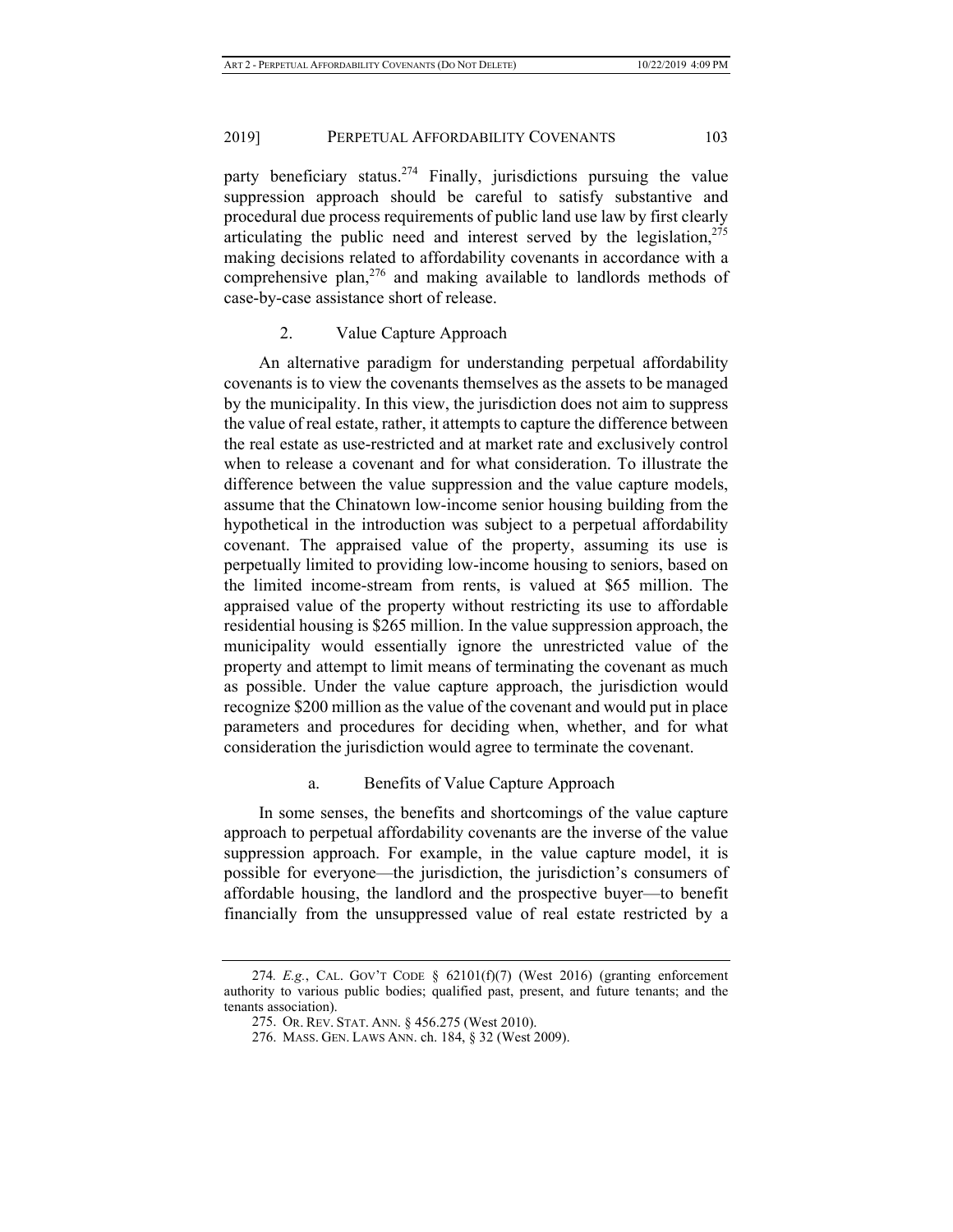party beneficiary status.[274] Finally, jurisdictions pursuing the value suppression approach should be careful to satisfy substantive and procedural due process requirements of public land use law by first clearly articulating the public need and interest served by the legislation,[275] making decisions related to affordability covenants in accordance with a comprehensive plan,[276] and making available to landlords methods of case-by-case assistance short of release.

#### 2. Value Capture Approach

An alternative paradigm for understanding perpetual affordability covenants is to view the covenants themselves as the assets to be managed by the municipality. In this view, the jurisdiction does not aim to suppress the value of real estate, rather, it attempts to capture the difference between the real estate as use-restricted and at market rate and exclusively control when to release a covenant and for what consideration. To illustrate the difference between the value suppression and the value capture models, assume that the Chinatown low-income senior housing building from the hypothetical in the introduction was subject to a perpetual affordability covenant. The appraised value of the property, assuming its use is perpetually limited to providing low-income housing to seniors, based on the limited income-stream from rents, is valued at $65 million. The appraised value of the property without restricting its use to affordable residential housing is $265 million. In the value suppression approach, the municipality would essentially ignore the unrestricted value of the property and attempt to limit means of terminating the covenant as much as possible. Under the value capture approach, the jurisdiction would recognize $200 million as the value of the covenant and would put in place parameters and procedures for deciding when, whether, and for what consideration the jurisdiction would agree to terminate the covenant.

##### a. Benefits of Value Capture Approach

In some senses, the benefits and shortcomings of the value capture approach to perpetual affordability covenants are the inverse of the value suppression approach. For example, in the value capture model, it is possible for everyone—the jurisdiction, the jurisdiction's consumers of affordable housing, the landlord and the prospective buyer—to benefit financially from the unsuppressed value of real estate restricted by a

---

274. *E.g.*, CAL. GOV'T CODE § 62101(f)(7) (West 2016) (granting enforcement authority to various public bodies; qualified past, present, and future tenants; and the tenants association).

275. OR. REV. STAT. ANN. § 456.275 (West 2010).

276. MASS. GEN. LAWS ANN. ch. 184, § 32 (West 2009).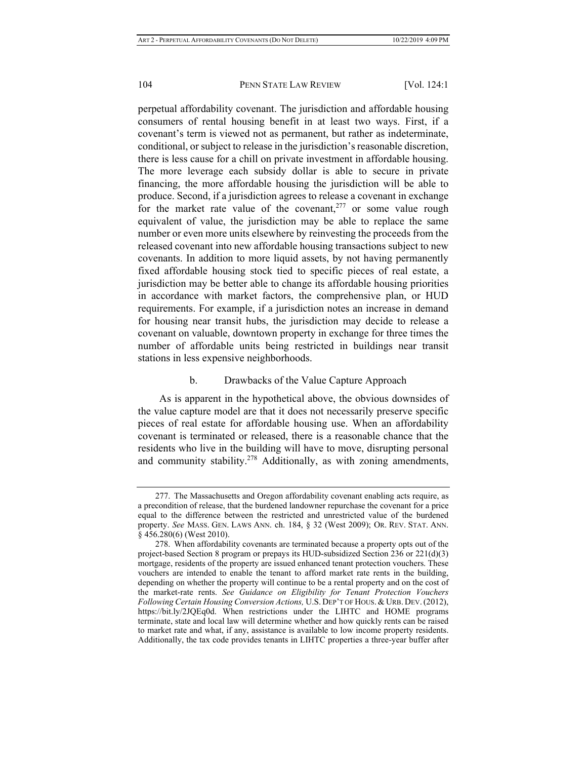perpetual affordability covenant. The jurisdiction and affordable housing consumers of rental housing benefit in at least two ways. First, if a covenant's term is viewed not as permanent, but rather as indeterminate, conditional, or subject to release in the jurisdiction's reasonable discretion, there is less cause for a chill on private investment in affordable housing. The more leverage each subsidy dollar is able to secure in private financing, the more affordable housing the jurisdiction will be able to produce. Second, if a jurisdiction agrees to release a covenant in exchange for the market rate value of the covenant,[277] or some value rough equivalent of value, the jurisdiction may be able to replace the same number or even more units elsewhere by reinvesting the proceeds from the released covenant into new affordable housing transactions subject to new covenants. In addition to more liquid assets, by not having permanently fixed affordable housing stock tied to specific pieces of real estate, a jurisdiction may be better able to change its affordable housing priorities in accordance with market factors, the comprehensive plan, or HUD requirements. For example, if a jurisdiction notes an increase in demand for housing near transit hubs, the jurisdiction may decide to release a covenant on valuable, downtown property in exchange for three times the number of affordable units being restricted in buildings near transit stations in less expensive neighborhoods.

#### b. Drawbacks of the Value Capture Approach

As is apparent in the hypothetical above, the obvious downsides of the value capture model are that it does not necessarily preserve specific pieces of real estate for affordable housing use. When an affordability covenant is terminated or released, there is a reasonable chance that the residents who live in the building will have to move, disrupting personal and community stability.[278] Additionally, as with zoning amendments,

---

277. The Massachusetts and Oregon affordability covenant enabling acts require, as a precondition of release, that the burdened landowner repurchase the covenant for a price equal to the difference between the restricted and unrestricted value of the burdened property. *See* MASS. GEN. LAWS ANN. ch. 184, § 32 (West 2009); OR. REV. STAT. ANN. § 456.280(6) (West 2010).

278. When affordability covenants are terminated because a property opts out of the project-based Section 8 program or prepays its HUD-subsidized Section 236 or 221(d)(3) mortgage, residents of the property are issued enhanced tenant protection vouchers. These vouchers are intended to enable the tenant to afford market rate rents in the building, depending on whether the property will continue to be a rental property and on the cost of the market-rate rents. *See Guidance on Eligibility for Tenant Protection Vouchers Following Certain Housing Conversion Actions,* U.S. DEP'T OF HOUS. & URB. DEV. (2012), https://bit.ly/2JQEq0d. When restrictions under the LIHTC and HOME programs terminate, state and local law will determine whether and how quickly rents can be raised to market rate and what, if any, assistance is available to low income property residents. Additionally, the tax code provides tenants in LIHTC properties a three-year buffer after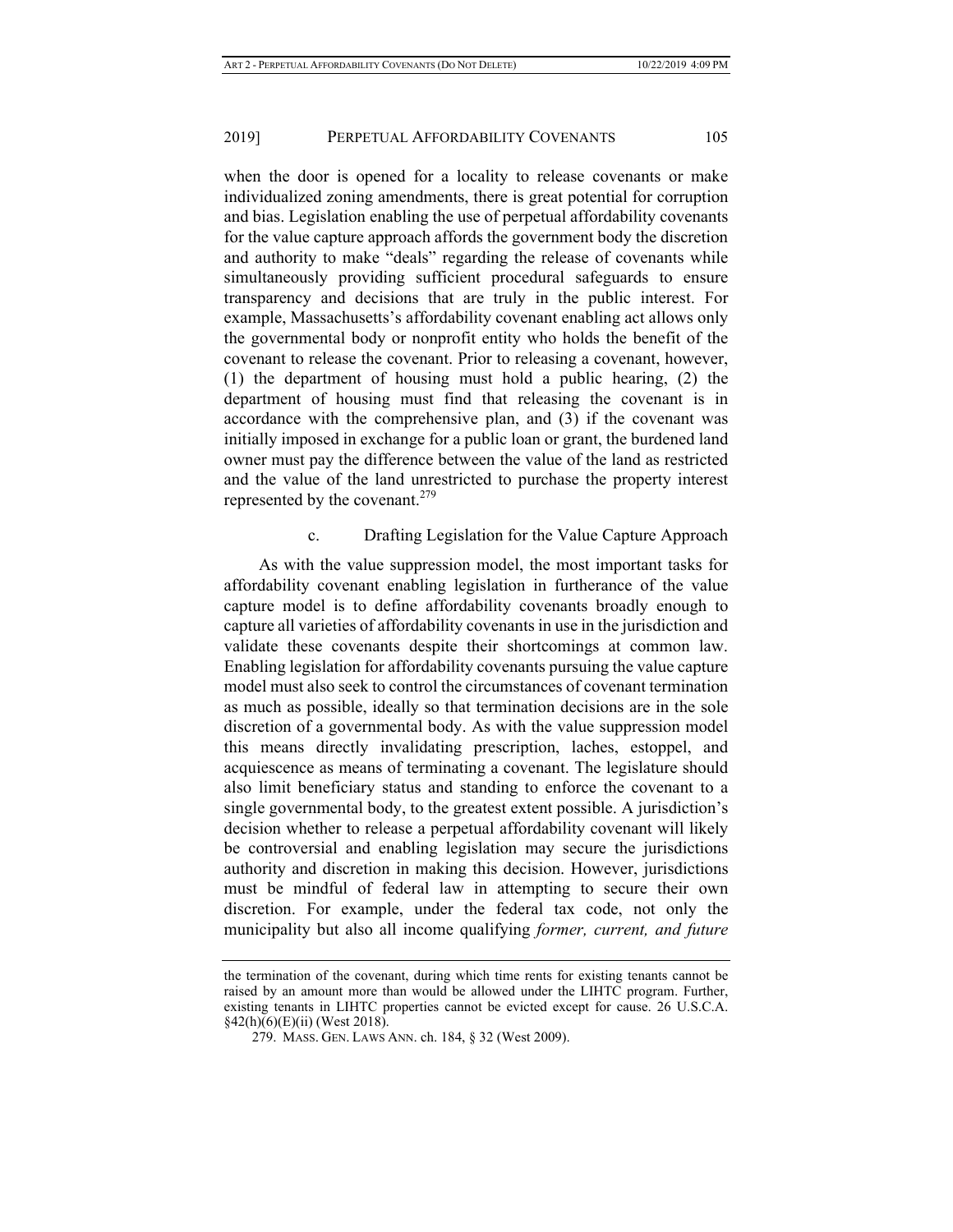when the door is opened for a locality to release covenants or make individualized zoning amendments, there is great potential for corruption and bias. Legislation enabling the use of perpetual affordability covenants for the value capture approach affords the government body the discretion and authority to make "deals" regarding the release of covenants while simultaneously providing sufficient procedural safeguards to ensure transparency and decisions that are truly in the public interest. For example, Massachusetts's affordability covenant enabling act allows only the governmental body or nonprofit entity who holds the benefit of the covenant to release the covenant. Prior to releasing a covenant, however, (1) the department of housing must hold a public hearing, (2) the department of housing must find that releasing the covenant is in accordance with the comprehensive plan, and (3) if the covenant was initially imposed in exchange for a public loan or grant, the burdened land owner must pay the difference between the value of the land as restricted and the value of the land unrestricted to purchase the property interest represented by the covenant.[279]

### c. Drafting Legislation for the Value Capture Approach

As with the value suppression model, the most important tasks for affordability covenant enabling legislation in furtherance of the value capture model is to define affordability covenants broadly enough to capture all varieties of affordability covenants in use in the jurisdiction and validate these covenants despite their shortcomings at common law. Enabling legislation for affordability covenants pursuing the value capture model must also seek to control the circumstances of covenant termination as much as possible, ideally so that termination decisions are in the sole discretion of a governmental body. As with the value suppression model this means directly invalidating prescription, laches, estoppel, and acquiescence as means of terminating a covenant. The legislature should also limit beneficiary status and standing to enforce the covenant to a single governmental body, to the greatest extent possible. A jurisdiction's decision whether to release a perpetual affordability covenant will likely be controversial and enabling legislation may secure the jurisdictions authority and discretion in making this decision. However, jurisdictions must be mindful of federal law in attempting to secure their own discretion. For example, under the federal tax code, not only the municipality but also all income qualifying *former, current, and future*

---

the termination of the covenant, during which time rents for existing tenants cannot be raised by an amount more than would be allowed under the LIHTC program. Further, existing tenants in LIHTC properties cannot be evicted except for cause. 26 U.S.C.A. §42(h)(6)(E)(ii) (West 2018).

279. MASS. GEN. LAWS ANN. ch. 184, § 32 (West 2009).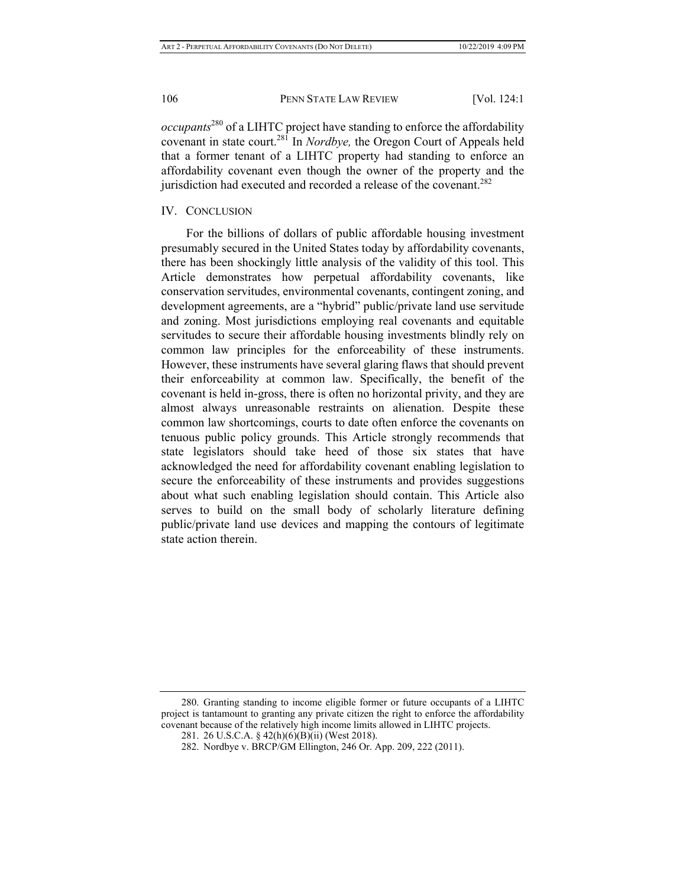*occupants*[280] of a LIHTC project have standing to enforce the affordability covenant in state court.[281] In *Nordbye,* the Oregon Court of Appeals held that a former tenant of a LIHTC property had standing to enforce an affordability covenant even though the owner of the property and the jurisdiction had executed and recorded a release of the covenant.[282]

## IV. CONCLUSION

For the billions of dollars of public affordable housing investment presumably secured in the United States today by affordability covenants, there has been shockingly little analysis of the validity of this tool. This Article demonstrates how perpetual affordability covenants, like conservation servitudes, environmental covenants, contingent zoning, and development agreements, are a "hybrid" public/private land use servitude and zoning. Most jurisdictions employing real covenants and equitable servitudes to secure their affordable housing investments blindly rely on common law principles for the enforceability of these instruments. However, these instruments have several glaring flaws that should prevent their enforceability at common law. Specifically, the benefit of the covenant is held in-gross, there is often no horizontal privity, and they are almost always unreasonable restraints on alienation. Despite these common law shortcomings, courts to date often enforce the covenants on tenuous public policy grounds. This Article strongly recommends that state legislators should take heed of those six states that have acknowledged the need for affordability covenant enabling legislation to secure the enforceability of these instruments and provides suggestions about what such enabling legislation should contain. This Article also serves to build on the small body of scholarly literature defining public/private land use devices and mapping the contours of legitimate state action therein.

---

280. Granting standing to income eligible former or future occupants of a LIHTC project is tantamount to granting any private citizen the right to enforce the affordability covenant because of the relatively high income limits allowed in LIHTC projects.

281. 26 U.S.C.A. § 42(h)(6)(B)(ii) (West 2018).

282. Nordbye v. BRCP/GM Ellington, 246 Or. App. 209, 222 (2011).